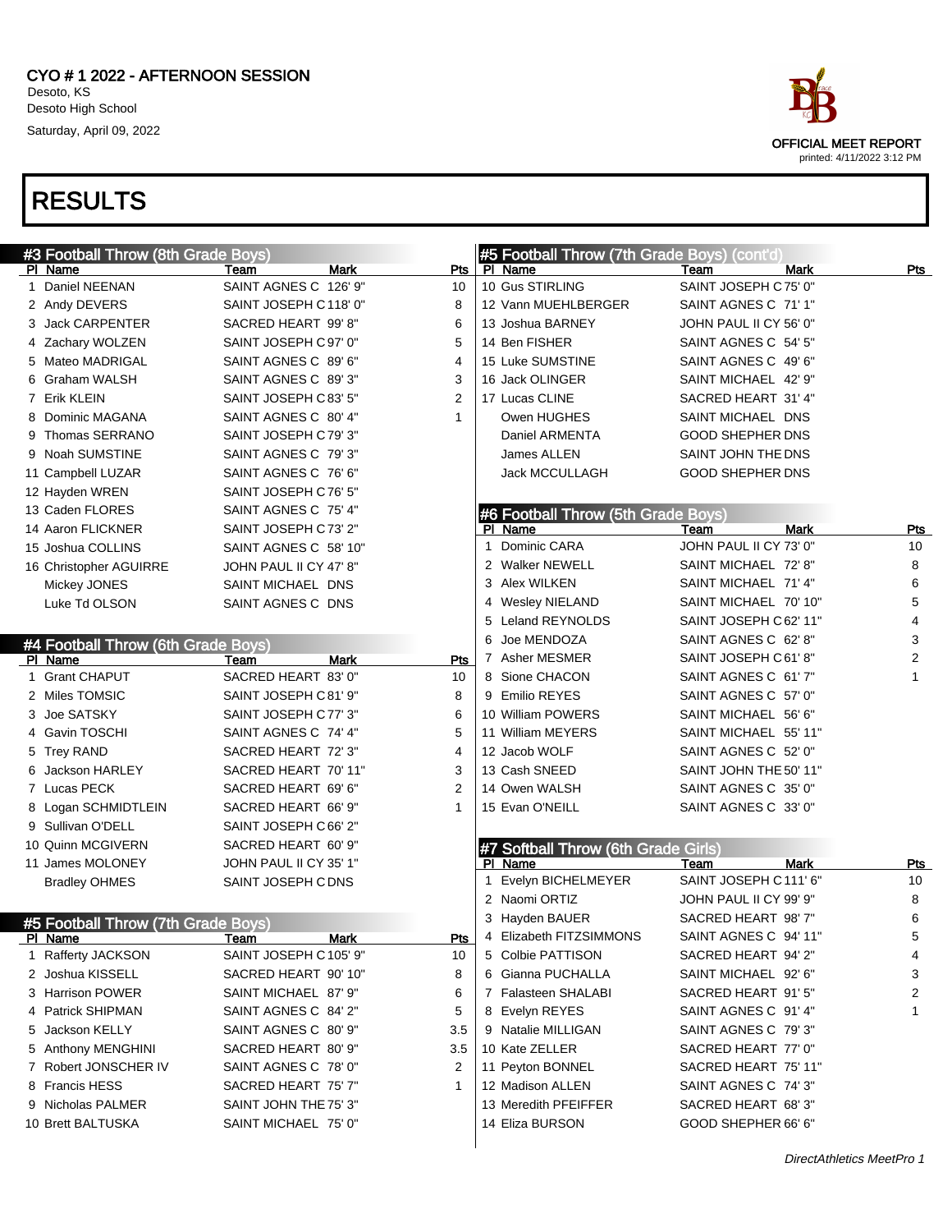# CYO # 1 2022 - AFTERNOON SESSION

Desoto, KS
Desoto High School
Saturday, April 09, 2022

OFFICIAL MEET REPORT
printed: 4/11/2022 3:12 PM

# RESULTS

## #3 Football Throw (8th Grade Boys)

| Pl | Name | Team | Mark | Pts |
|---|---|---|---|---|
| 1 | Daniel NEENAN | SAINT AGNES C | 126' 9" | 10 |
| 2 | Andy DEVERS | SAINT JOSEPH C | 118' 0" | 8 |
| 3 | Jack CARPENTER | SACRED HEART | 99' 8" | 6 |
| 4 | Zachary WOLZEN | SAINT JOSEPH C | 97' 0" | 5 |
| 5 | Mateo MADRIGAL | SAINT AGNES C | 89' 6" | 4 |
| 6 | Graham WALSH | SAINT AGNES C | 89' 3" | 3 |
| 7 | Erik KLEIN | SAINT JOSEPH C | 83' 5" | 2 |
| 8 | Dominic MAGANA | SAINT AGNES C | 80' 4" | 1 |
| 9 | Thomas SERRANO | SAINT JOSEPH C | 79' 3" | |
| 9 | Noah SUMSTINE | SAINT AGNES C | 79' 3" | |
| 11 | Campbell LUZAR | SAINT AGNES C | 76' 6" | |
| 12 | Hayden WREN | SAINT JOSEPH C | 76' 5" | |
| 13 | Caden FLORES | SAINT AGNES C | 75' 4" | |
| 14 | Aaron FLICKNER | SAINT JOSEPH C | 73' 2" | |
| 15 | Joshua COLLINS | SAINT AGNES C | 58' 10" | |
| 16 | Christopher AGUIRRE | JOHN PAUL II CY | 47' 8" | |
| | Mickey JONES | SAINT MICHAEL | DNS | |
| | Luke Td OLSON | SAINT AGNES C | DNS | |

## #4 Football Throw (6th Grade Boys)

| Pl | Name | Team | Mark | Pts |
|---|---|---|---|---|
| 1 | Grant CHAPUT | SACRED HEART | 83' 0" | 10 |
| 2 | Miles TOMSIC | SAINT JOSEPH C | 81' 9" | 8 |
| 3 | Joe SATSKY | SAINT JOSEPH C | 77' 3" | 6 |
| 4 | Gavin TOSCHI | SAINT AGNES C | 74' 4" | 5 |
| 5 | Trey RAND | SACRED HEART | 72' 3" | 4 |
| 6 | Jackson HARLEY | SACRED HEART | 70' 11" | 3 |
| 7 | Lucas PECK | SACRED HEART | 69' 6" | 2 |
| 8 | Logan SCHMIDTLEIN | SACRED HEART | 66' 9" | 1 |
| 9 | Sullivan O'DELL | SAINT JOSEPH C | 66' 2" | |
| 10 | Quinn MCGIVERN | SACRED HEART | 60' 9" | |
| 11 | James MOLONEY | JOHN PAUL II CY | 35' 1" | |
| | Bradley OHMES | SAINT JOSEPH C | DNS | |

## #5 Football Throw (7th Grade Boys)

| Pl | Name | Team | Mark | Pts |
|---|---|---|---|---|
| 1 | Rafferty JACKSON | SAINT JOSEPH C | 105' 9" | 10 |
| 2 | Joshua KISSELL | SACRED HEART | 90' 10" | 8 |
| 3 | Harrison POWER | SAINT MICHAEL | 87' 9" | 6 |
| 4 | Patrick SHIPMAN | SAINT AGNES C | 84' 2" | 5 |
| 5 | Jackson KELLY | SAINT AGNES C | 80' 9" | 3.5 |
| 5 | Anthony MENGHINI | SACRED HEART | 80' 9" | 3.5 |
| 7 | Robert JONSCHER IV | SAINT AGNES C | 78' 0" | 2 |
| 8 | Francis HESS | SACRED HEART | 75' 7" | 1 |
| 9 | Nicholas PALMER | SAINT JOHN THE | 75' 3" | |
| 10 | Brett BALTUSKA | SAINT MICHAEL | 75' 0" | |
| 10 | Gus STIRLING | SAINT JOSEPH C | 75' 0" | |
| 12 | Vann MUEHLBERGER | SAINT AGNES C | 71' 1" | |
| 13 | Joshua BARNEY | JOHN PAUL II CY | 56' 0" | |
| 14 | Ben FISHER | SAINT AGNES C | 54' 5" | |
| 15 | Luke SUMSTINE | SAINT AGNES C | 49' 6" | |
| 16 | Jack OLINGER | SAINT MICHAEL | 42' 9" | |
| 17 | Lucas CLINE | SACRED HEART | 31' 4" | |
| | Owen HUGHES | SAINT MICHAEL | DNS | |
| | Daniel ARMENTA | GOOD SHEPHER | DNS | |
| | James ALLEN | SAINT JOHN THE | DNS | |
| | Jack MCCULLAGH | GOOD SHEPHER | DNS | |

## #6 Football Throw (5th Grade Boys)

| Pl | Name | Team | Mark | Pts |
|---|---|---|---|---|
| 1 | Dominic CARA | JOHN PAUL II CY | 73' 0" | 10 |
| 2 | Walker NEWELL | SAINT MICHAEL | 72' 8" | 8 |
| 3 | Alex WILKEN | SAINT MICHAEL | 71' 4" | 6 |
| 4 | Wesley NIELAND | SAINT MICHAEL | 70' 10" | 5 |
| 5 | Leland REYNOLDS | SAINT JOSEPH C | 62' 11" | 4 |
| 6 | Joe MENDOZA | SAINT AGNES C | 62' 8" | 3 |
| 7 | Asher MESMER | SAINT JOSEPH C | 61' 8" | 2 |
| 8 | Sione CHACON | SAINT AGNES C | 61' 7" | 1 |
| 9 | Emilio REYES | SAINT AGNES C | 57' 0" | |
| 10 | William POWERS | SAINT MICHAEL | 56' 6" | |
| 11 | William MEYERS | SAINT MICHAEL | 55' 11" | |
| 12 | Jacob WOLF | SAINT AGNES C | 52' 0" | |
| 13 | Cash SNEED | SAINT JOHN THE | 50' 11" | |
| 14 | Owen WALSH | SAINT AGNES C | 35' 0" | |
| 15 | Evan O'NEILL | SAINT AGNES C | 33' 0" | |

## #7 Softball Throw (6th Grade Girls)

| Pl | Name | Team | Mark | Pts |
|---|---|---|---|---|
| 1 | Evelyn BICHELMEYER | SAINT JOSEPH C | 111' 6" | 10 |
| 2 | Naomi ORTIZ | JOHN PAUL II CY | 99' 9" | 8 |
| 3 | Hayden BAUER | SACRED HEART | 98' 7" | 6 |
| 4 | Elizabeth FITZSIMMONS | SAINT AGNES C | 94' 11" | 5 |
| 5 | Colbie PATTISON | SACRED HEART | 94' 2" | 4 |
| 6 | Gianna PUCHALLA | SAINT MICHAEL | 92' 6" | 3 |
| 7 | Falasteen SHALABI | SACRED HEART | 91' 5" | 2 |
| 8 | Evelyn REYES | SAINT AGNES C | 91' 4" | 1 |
| 9 | Natalie MILLIGAN | SAINT AGNES C | 79' 3" | |
| 10 | Kate ZELLER | SACRED HEART | 77' 0" | |
| 11 | Peyton BONNEL | SACRED HEART | 75' 11" | |
| 12 | Madison ALLEN | SAINT AGNES C | 74' 3" | |
| 13 | Meredith PFEIFFER | SACRED HEART | 68' 3" | |
| 14 | Eliza BURSON | GOOD SHEPHER | 66' 6" | |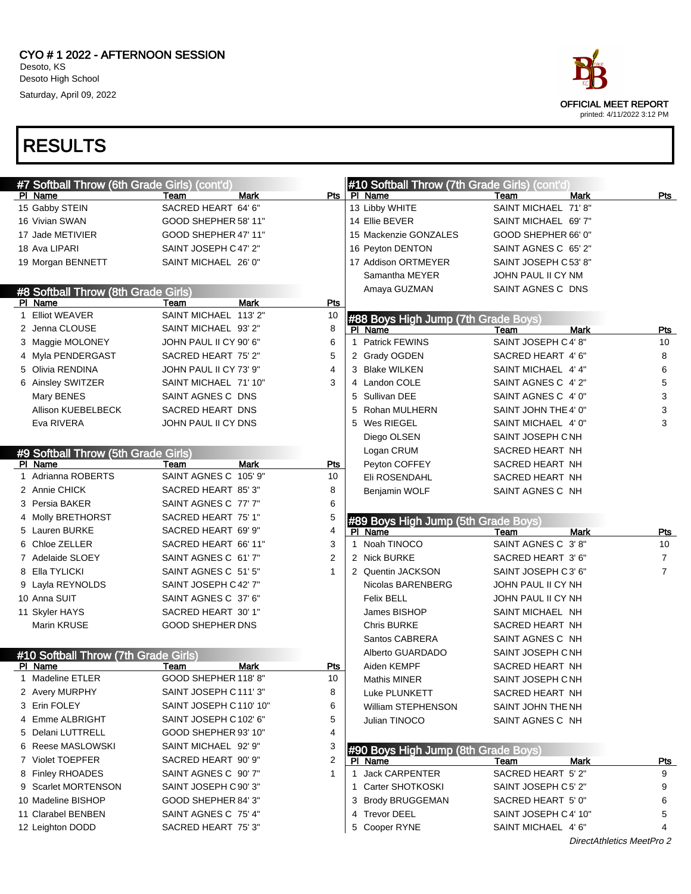CYO # 1 2022 - AFTERNOON SESSION
Desoto, KS
Desoto High School
Saturday, April 09, 2022

OFFICIAL MEET REPORT
printed: 4/11/2022 3:12 PM

# RESULTS

## #7 Softball Throw (6th Grade Girls) (cont'd)

| Pl | Name | Team | Mark | Pts |
|---|---|---|---|---|
| 15 | Gabby STEIN | SACRED HEART | 64' 6" | |
| 16 | Vivian SWAN | GOOD SHEPHER | 58' 11" | |
| 17 | Jade METIVIER | GOOD SHEPHER | 47' 11" | |
| 18 | Ava LIPARI | SAINT JOSEPH C | 47' 2" | |
| 19 | Morgan BENNETT | SAINT MICHAEL | 26' 0" | |

## #8 Softball Throw (8th Grade Girls)

| Pl | Name | Team | Mark | Pts |
|---|---|---|---|---|
| 1 | Elliot WEAVER | SAINT MICHAEL | 113' 2" | 10 |
| 2 | Jenna CLOUSE | SAINT MICHAEL | 93' 2" | 8 |
| 3 | Maggie MOLONEY | JOHN PAUL II CY | 90' 6" | 6 |
| 4 | Myla PENDERGAST | SACRED HEART | 75' 2" | 5 |
| 5 | Olivia RENDINA | JOHN PAUL II CY | 73' 9" | 4 |
| 6 | Ainsley SWITZER | SAINT MICHAEL | 71' 10" | 3 |
| | Mary BENES | SAINT AGNES C | DNS | |
| | Allison KUEBELBECK | SACRED HEART | DNS | |
| | Eva RIVERA | JOHN PAUL II CY | DNS | |

## #9 Softball Throw (5th Grade Girls)

| Pl | Name | Team | Mark | Pts |
|---|---|---|---|---|
| 1 | Adrianna ROBERTS | SAINT AGNES C | 105' 9" | 10 |
| 2 | Annie CHICK | SACRED HEART | 85' 3" | 8 |
| 3 | Persia BAKER | SAINT AGNES C | 77' 7" | 6 |
| 4 | Molly BRETHORST | SACRED HEART | 75' 1" | 5 |
| 5 | Lauren BURKE | SACRED HEART | 69' 9" | 4 |
| 6 | Chloe ZELLER | SACRED HEART | 66' 11" | 3 |
| 7 | Adelaide SLOEY | SAINT AGNES C | 61' 7" | 2 |
| 8 | Ella TYLICKI | SAINT AGNES C | 51' 5" | 1 |
| 9 | Layla REYNOLDS | SAINT JOSEPH C | 42' 7" | |
| 10 | Anna SUIT | SAINT AGNES C | 37' 6" | |
| 11 | Skyler HAYS | SACRED HEART | 30' 1" | |
| | Marin KRUSE | GOOD SHEPHER | DNS | |

## #10 Softball Throw (7th Grade Girls)

| Pl | Name | Team | Mark | Pts |
|---|---|---|---|---|
| 1 | Madeline ETLER | GOOD SHEPHER | 118' 8" | 10 |
| 2 | Avery MURPHY | SAINT JOSEPH C | 111' 3" | 8 |
| 3 | Erin FOLEY | SAINT JOSEPH C | 110' 10" | 6 |
| 4 | Emme ALBRIGHT | SAINT JOSEPH C | 102' 6" | 5 |
| 5 | Delani LUTTRELL | GOOD SHEPHER | 93' 10" | 4 |
| 6 | Reese MASLOWSKI | SAINT MICHAEL | 92' 9" | 3 |
| 7 | Violet TOEPFER | SACRED HEART | 90' 9" | 2 |
| 8 | Finley RHOADES | SAINT AGNES C | 90' 7" | 1 |
| 9 | Scarlet MORTENSON | SAINT JOSEPH C | 90' 3" | |
| 10 | Madeline BISHOP | GOOD SHEPHER | 84' 3" | |
| 11 | Clarabel BENBEN | SAINT AGNES C | 75' 4" | |
| 12 | Leighton DODD | SACRED HEART | 75' 3" | |
| 13 | Libby WHITE | SAINT MICHAEL | 71' 8" | |
| 14 | Ellie BEVER | SAINT MICHAEL | 69' 7" | |
| 15 | Mackenzie GONZALES | GOOD SHEPHER | 66' 0" | |
| 16 | Peyton DENTON | SAINT AGNES C | 65' 2" | |
| 17 | Addison ORTMEYER | SAINT JOSEPH C | 53' 8" | |
| | Samantha MEYER | JOHN PAUL II CY | NM | |
| | Amaya GUZMAN | SAINT AGNES C | DNS | |

## #88 Boys High Jump (7th Grade Boys)

| Pl | Name | Team | Mark | Pts |
|---|---|---|---|---|
| 1 | Patrick FEWINS | SAINT JOSEPH C | 4' 8" | 10 |
| 2 | Grady OGDEN | SACRED HEART | 4' 6" | 8 |
| 3 | Blake WILKEN | SAINT MICHAEL | 4' 4" | 6 |
| 4 | Landon COLE | SAINT AGNES C | 4' 2" | 5 |
| 5 | Sullivan DEE | SAINT AGNES C | 4' 0" | 3 |
| 5 | Rohan MULHERN | SAINT JOHN THE | 4' 0" | 3 |
| 5 | Wes RIEGEL | SAINT MICHAEL | 4' 0" | 3 |
| | Diego OLSEN | SAINT JOSEPH C | NH | |
| | Logan CRUM | SACRED HEART | NH | |
| | Peyton COFFEY | SACRED HEART | NH | |
| | Eli ROSENDAHL | SACRED HEART | NH | |
| | Benjamin WOLF | SAINT AGNES C | NH | |

## #89 Boys High Jump (5th Grade Boys)

| Pl | Name | Team | Mark | Pts |
|---|---|---|---|---|
| 1 | Noah TINOCO | SAINT AGNES C | 3' 8" | 10 |
| 2 | Nick BURKE | SACRED HEART | 3' 6" | 7 |
| 2 | Quentin JACKSON | SAINT JOSEPH C | 3' 6" | 7 |
| | Nicolas BARENBERG | JOHN PAUL II CY | NH | |
| | Felix BELL | JOHN PAUL II CY | NH | |
| | James BISHOP | SAINT MICHAEL | NH | |
| | Chris BURKE | SACRED HEART | NH | |
| | Santos CABRERA | SAINT AGNES C | NH | |
| | Alberto GUARDADO | SAINT JOSEPH C | NH | |
| | Aiden KEMPF | SACRED HEART | NH | |
| | Mathis MINER | SAINT JOSEPH C | NH | |
| | Luke PLUNKETT | SACRED HEART | NH | |
| | William STEPHENSON | SAINT JOHN THE | NH | |
| | Julian TINOCO | SAINT AGNES C | NH | |

## #90 Boys High Jump (8th Grade Boys)

| Pl | Name | Team | Mark | Pts |
|---|---|---|---|---|
| 1 | Jack CARPENTER | SACRED HEART | 5' 2" | 9 |
| 1 | Carter SHOTKOSKI | SAINT JOSEPH C | 5' 2" | 9 |
| 3 | Brody BRUGGEMAN | SACRED HEART | 5' 0" | 6 |
| 4 | Trevor DEEL | SAINT JOSEPH C | 4' 10" | 5 |
| 5 | Cooper RYNE | SAINT MICHAEL | 4' 6" | 4 |

*DirectAthletics MeetPro 2*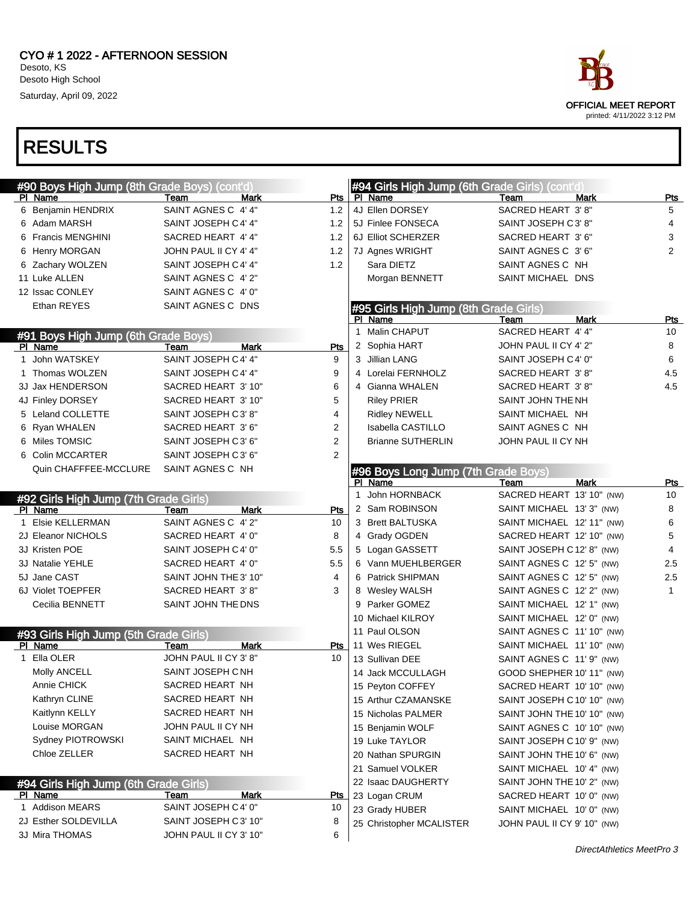CYO # 1 2022 - AFTERNOON SESSION
Desoto, KS
Desoto High School
Saturday, April 09, 2022

OFFICIAL MEET REPORT
printed: 4/11/2022 3:12 PM

# RESULTS

## #90 Boys High Jump (8th Grade Boys) (cont'd)

| Pl | Name | Team | Mark | Pts |
|---|---|---|---|---|
| 6 | Benjamin HENDRIX | SAINT AGNES C | 4' 4" | 1.2 |
| 6 | Adam MARSH | SAINT JOSEPH C | 4' 4" | 1.2 |
| 6 | Francis MENGHINI | SACRED HEART | 4' 4" | 1.2 |
| 6 | Henry MORGAN | JOHN PAUL II CY | 4' 4" | 1.2 |
| 6 | Zachary WOLZEN | SAINT JOSEPH C | 4' 4" | 1.2 |
| 11 | Luke ALLEN | SAINT AGNES C | 4' 2" | |
| 12 | Issac CONLEY | SAINT AGNES C | 4' 0" | |
| | Ethan REYES | SAINT AGNES C | DNS | |

## #91 Boys High Jump (6th Grade Boys)

| Pl | Name | Team | Mark | Pts |
|---|---|---|---|---|
| 1 | John WATSKEY | SAINT JOSEPH C | 4' 4" | 9 |
| 1 | Thomas WOLZEN | SAINT JOSEPH C | 4' 4" | 9 |
| 3J | Jax HENDERSON | SACRED HEART | 3' 10" | 6 |
| 4J | Finley DORSEY | SACRED HEART | 3' 10" | 5 |
| 5 | Leland COLLETTE | SAINT JOSEPH C | 3' 8" | 4 |
| 6 | Ryan WHALEN | SACRED HEART | 3' 6" | 2 |
| 6 | Miles TOMSIC | SAINT JOSEPH C | 3' 6" | 2 |
| 6 | Colin MCCARTER | SAINT JOSEPH C | 3' 6" | 2 |
| | Quin CHAFFFEE-MCCLURE | SAINT AGNES C | NH | |

## #92 Girls High Jump (7th Grade Girls)

| Pl | Name | Team | Mark | Pts |
|---|---|---|---|---|
| 1 | Elsie KELLERMAN | SAINT AGNES C | 4' 2" | 10 |
| 2J | Eleanor NICHOLS | SACRED HEART | 4' 0" | 8 |
| 3J | Kristen POE | SAINT JOSEPH C | 4' 0" | 5.5 |
| 3J | Natalie YEHLE | SACRED HEART | 4' 0" | 5.5 |
| 5J | Jane CAST | SAINT JOHN THE | 3' 10" | 4 |
| 6J | Violet TOEPFER | SACRED HEART | 3' 8" | 3 |
| | Cecilia BENNETT | SAINT JOHN THE | DNS | |

## #93 Girls High Jump (5th Grade Girls)

| Pl | Name | Team | Mark | Pts |
|---|---|---|---|---|
| 1 | Ella OLER | JOHN PAUL II CY | 3' 8" | 10 |
| | Molly ANCELL | SAINT JOSEPH C | NH | |
| | Annie CHICK | SACRED HEART | NH | |
| | Kathryn CLINE | SACRED HEART | NH | |
| | Kaitlynn KELLY | SACRED HEART | NH | |
| | Louise MORGAN | JOHN PAUL II CY | NH | |
| | Sydney PIOTROWSKI | SAINT MICHAEL | NH | |
| | Chloe ZELLER | SACRED HEART | NH | |

## #94 Girls High Jump (6th Grade Girls)

| Pl | Name | Team | Mark | Pts |
|---|---|---|---|---|
| 1 | Addison MEARS | SAINT JOSEPH C | 4' 0" | 10 |
| 2J | Esther SOLDEVILLA | SAINT JOSEPH C | 3' 10" | 8 |
| 3J | Mira THOMAS | JOHN PAUL II CY | 3' 10" | 6 |
| 4J | Ellen DORSEY | SACRED HEART | 3' 8" | 5 |
| 5J | Finlee FONSECA | SAINT JOSEPH C | 3' 8" | 4 |
| 6J | Elliot SCHERZER | SACRED HEART | 3' 6" | 3 |
| 7J | Agnes WRIGHT | SAINT AGNES C | 3' 6" | 2 |
| | Sara DIETZ | SAINT AGNES C | NH | |
| | Morgan BENNETT | SAINT MICHAEL | DNS | |

## #95 Girls High Jump (8th Grade Girls)

| Pl | Name | Team | Mark | Pts |
|---|---|---|---|---|
| 1 | Malin CHAPUT | SACRED HEART | 4' 4" | 10 |
| 2 | Sophia HART | JOHN PAUL II CY | 4' 2" | 8 |
| 3 | Jillian LANG | SAINT JOSEPH C | 4' 0" | 6 |
| 4 | Lorelai FERNHOLZ | SACRED HEART | 3' 8" | 4.5 |
| 4 | Gianna WHALEN | SACRED HEART | 3' 8" | 4.5 |
| | Riley PRIER | SAINT JOHN THE | NH | |
| | Ridley NEWELL | SAINT MICHAEL | NH | |
| | Isabella CASTILLO | SAINT AGNES C | NH | |
| | Brianne SUTHERLIN | JOHN PAUL II CY | NH | |

## #96 Boys Long Jump (7th Grade Boys)

| Pl | Name | Team | Mark | Pts |
|---|---|---|---|---|
| 1 | John HORNBACK | SACRED HEART | 13' 10" (NW) | 10 |
| 2 | Sam ROBINSON | SAINT MICHAEL | 13' 3" (NW) | 8 |
| 3 | Brett BALTUSKA | SAINT MICHAEL | 12' 11" (NW) | 6 |
| 4 | Grady OGDEN | SACRED HEART | 12' 10" (NW) | 5 |
| 5 | Logan GASSETT | SAINT JOSEPH C | 12' 8" (NW) | 4 |
| 6 | Vann MUEHLBERGER | SAINT AGNES C | 12' 5" (NW) | 2.5 |
| 6 | Patrick SHIPMAN | SAINT AGNES C | 12' 5" (NW) | 2.5 |
| 8 | Wesley WALSH | SAINT AGNES C | 12' 2" (NW) | 1 |
| 9 | Parker GOMEZ | SAINT MICHAEL | 12' 1" (NW) | |
| 10 | Michael KILROY | SAINT MICHAEL | 12' 0" (NW) | |
| 11 | Paul OLSON | SAINT AGNES C | 11' 10" (NW) | |
| 11 | Wes RIEGEL | SAINT MICHAEL | 11' 10" (NW) | |
| 13 | Sullivan DEE | SAINT AGNES C | 11' 9" (NW) | |
| 14 | Jack MCCULLAGH | GOOD SHEPHER | 10' 11" (NW) | |
| 15 | Peyton COFFEY | SACRED HEART | 10' 10" (NW) | |
| 15 | Arthur CZAMANSKE | SAINT JOSEPH C | 10' 10" (NW) | |
| 15 | Nicholas PALMER | SAINT JOHN THE | 10' 10" (NW) | |
| 15 | Benjamin WOLF | SAINT AGNES C | 10' 10" (NW) | |
| 19 | Luke TAYLOR | SAINT JOSEPH C | 10' 9" (NW) | |
| 20 | Nathan SPURGIN | SAINT JOHN THE | 10' 6" (NW) | |
| 21 | Samuel VOLKER | SAINT MICHAEL | 10' 4" (NW) | |
| 22 | Isaac DAUGHERTY | SAINT JOHN THE | 10' 2" (NW) | |
| 23 | Logan CRUM | SACRED HEART | 10' 0" (NW) | |
| 23 | Grady HUBER | SAINT MICHAEL | 10' 0" (NW) | |
| 25 | Christopher MCALISTER | JOHN PAUL II CY | 9' 10" (NW) | |

*DirectAthletics MeetPro 3*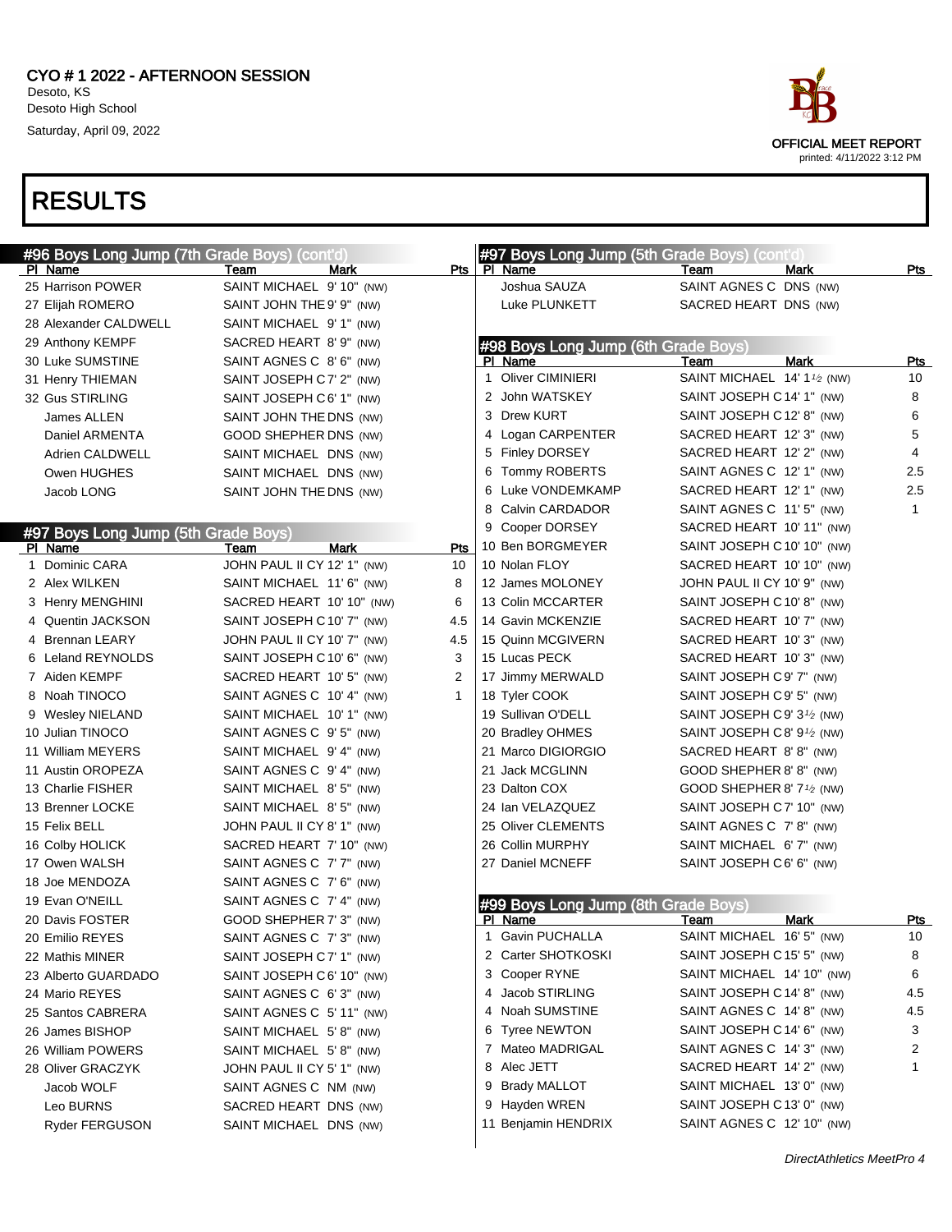# CYO # 1 2022 - AFTERNOON SESSION

Desoto, KS
Desoto High School
Saturday, April 09, 2022

OFFICIAL MEET REPORT
printed: 4/11/2022 3:12 PM

# RESULTS

## #96 Boys Long Jump (7th Grade Boys) (cont'd)

| Pl | Name | Team | Mark | Pts |
|---|---|---|---|---|
| 25 | Harrison POWER | SAINT MICHAEL | 9' 10" (NW) | |
| 27 | Elijah ROMERO | SAINT JOHN THE | 9' 9" (NW) | |
| 28 | Alexander CALDWELL | SAINT MICHAEL | 9' 1" (NW) | |
| 29 | Anthony KEMPF | SACRED HEART | 8' 9" (NW) | |
| 30 | Luke SUMSTINE | SAINT AGNES C | 8' 6" (NW) | |
| 31 | Henry THIEMAN | SAINT JOSEPH C | 7' 2" (NW) | |
| 32 | Gus STIRLING | SAINT JOSEPH C | 6' 1" (NW) | |
| | James ALLEN | SAINT JOHN THE | DNS (NW) | |
| | Daniel ARMENTA | GOOD SHEPHER | DNS (NW) | |
| | Adrien CALDWELL | SAINT MICHAEL | DNS (NW) | |
| | Owen HUGHES | SAINT MICHAEL | DNS (NW) | |
| | Jacob LONG | SAINT JOHN THE | DNS (NW) | |

## #97 Boys Long Jump (5th Grade Boys)

| Pl | Name | Team | Mark | Pts |
|---|---|---|---|---|
| 1 | Dominic CARA | JOHN PAUL II CY | 12' 1" (NW) | 10 |
| 2 | Alex WILKEN | SAINT MICHAEL | 11' 6" (NW) | 8 |
| 3 | Henry MENGHINI | SACRED HEART | 10' 10" (NW) | 6 |
| 4 | Quentin JACKSON | SAINT JOSEPH C | 10' 7" (NW) | 4.5 |
| 4 | Brennan LEARY | JOHN PAUL II CY | 10' 7" (NW) | 4.5 |
| 6 | Leland REYNOLDS | SAINT JOSEPH C | 10' 6" (NW) | 3 |
| 7 | Aiden KEMPF | SACRED HEART | 10' 5" (NW) | 2 |
| 8 | Noah TINOCO | SAINT AGNES C | 10' 4" (NW) | 1 |
| 9 | Wesley NIELAND | SAINT MICHAEL | 10' 1" (NW) | |
| 10 | Julian TINOCO | SAINT AGNES C | 9' 5" (NW) | |
| 11 | William MEYERS | SAINT MICHAEL | 9' 4" (NW) | |
| 11 | Austin OROPEZA | SAINT AGNES C | 9' 4" (NW) | |
| 13 | Charlie FISHER | SAINT MICHAEL | 8' 5" (NW) | |
| 13 | Brenner LOCKE | SAINT MICHAEL | 8' 5" (NW) | |
| 15 | Felix BELL | JOHN PAUL II CY | 8' 1" (NW) | |
| 16 | Colby HOLICK | SACRED HEART | 7' 10" (NW) | |
| 17 | Owen WALSH | SAINT AGNES C | 7' 7" (NW) | |
| 18 | Joe MENDOZA | SAINT AGNES C | 7' 6" (NW) | |
| 19 | Evan O'NEILL | SAINT AGNES C | 7' 4" (NW) | |
| 20 | Davis FOSTER | GOOD SHEPHER | 7' 3" (NW) | |
| 20 | Emilio REYES | SAINT AGNES C | 7' 3" (NW) | |
| 22 | Mathis MINER | SAINT JOSEPH C | 7' 1" (NW) | |
| 23 | Alberto GUARDADO | SAINT JOSEPH C | 6' 10" (NW) | |
| 24 | Mario REYES | SAINT AGNES C | 6' 3" (NW) | |
| 25 | Santos CABRERA | SAINT AGNES C | 5' 11" (NW) | |
| 26 | James BISHOP | SAINT MICHAEL | 5' 8" (NW) | |
| 26 | William POWERS | SAINT MICHAEL | 5' 8" (NW) | |
| 28 | Oliver GRACZYK | JOHN PAUL II CY | 5' 1" (NW) | |
| | Jacob WOLF | SAINT AGNES C | NM (NW) | |
| | Leo BURNS | SACRED HEART | DNS (NW) | |
| | Ryder FERGUSON | SAINT MICHAEL | DNS (NW) | |
| | Joshua SAUZA | SAINT AGNES C | DNS (NW) | |
| | Luke PLUNKETT | SACRED HEART | DNS (NW) | |

## #98 Boys Long Jump (6th Grade Boys)

| Pl | Name | Team | Mark | Pts |
|---|---|---|---|---|
| 1 | Oliver CIMINIERI | SAINT MICHAEL | 14' 1½ (NW) | 10 |
| 2 | John WATSKEY | SAINT JOSEPH C | 14' 1" (NW) | 8 |
| 3 | Drew KURT | SAINT JOSEPH C | 12' 8" (NW) | 6 |
| 4 | Logan CARPENTER | SACRED HEART | 12' 3" (NW) | 5 |
| 5 | Finley DORSEY | SACRED HEART | 12' 2" (NW) | 4 |
| 6 | Tommy ROBERTS | SAINT AGNES C | 12' 1" (NW) | 2.5 |
| 6 | Luke VONDEMKAMP | SACRED HEART | 12' 1" (NW) | 2.5 |
| 8 | Calvin CARDADOR | SAINT AGNES C | 11' 5" (NW) | 1 |
| 9 | Cooper DORSEY | SACRED HEART | 10' 11" (NW) | |
| 10 | Ben BORGMEYER | SAINT JOSEPH C | 10' 10" (NW) | |
| 10 | Nolan FLOY | SACRED HEART | 10' 10" (NW) | |
| 12 | James MOLONEY | JOHN PAUL II CY | 10' 9" (NW) | |
| 13 | Colin MCCARTER | SAINT JOSEPH C | 10' 8" (NW) | |
| 14 | Gavin MCKENZIE | SACRED HEART | 10' 7" (NW) | |
| 15 | Quinn MCGIVERN | SACRED HEART | 10' 3" (NW) | |
| 15 | Lucas PECK | SACRED HEART | 10' 3" (NW) | |
| 17 | Jimmy MERWALD | SAINT JOSEPH C | 9' 7" (NW) | |
| 18 | Tyler COOK | SAINT JOSEPH C | 9' 5" (NW) | |
| 19 | Sullivan O'DELL | SAINT JOSEPH C | 9' 3½ (NW) | |
| 20 | Bradley OHMES | SAINT JOSEPH C | 8' 9½ (NW) | |
| 21 | Marco DIGIORGIO | SACRED HEART | 8' 8" (NW) | |
| 21 | Jack MCGLINN | GOOD SHEPHER | 8' 8" (NW) | |
| 23 | Dalton COX | GOOD SHEPHER | 8' 7½ (NW) | |
| 24 | Ian VELAZQUEZ | SAINT JOSEPH C | 7' 10" (NW) | |
| 25 | Oliver CLEMENTS | SAINT AGNES C | 7' 8" (NW) | |
| 26 | Collin MURPHY | SAINT MICHAEL | 6' 7" (NW) | |
| 27 | Daniel MCNEFF | SAINT JOSEPH C | 6' 6" (NW) | |

## #99 Boys Long Jump (8th Grade Boys)

| Pl | Name | Team | Mark | Pts |
|---|---|---|---|---|
| 1 | Gavin PUCHALLA | SAINT MICHAEL | 16' 5" (NW) | 10 |
| 2 | Carter SHOTKOSKI | SAINT JOSEPH C | 15' 5" (NW) | 8 |
| 3 | Cooper RYNE | SAINT MICHAEL | 14' 10" (NW) | 6 |
| 4 | Jacob STIRLING | SAINT JOSEPH C | 14' 8" (NW) | 4.5 |
| 4 | Noah SUMSTINE | SAINT AGNES C | 14' 8" (NW) | 4.5 |
| 6 | Tyree NEWTON | SAINT JOSEPH C | 14' 6" (NW) | 3 |
| 7 | Mateo MADRIGAL | SAINT AGNES C | 14' 3" (NW) | 2 |
| 8 | Alec JETT | SACRED HEART | 14' 2" (NW) | 1 |
| 9 | Brady MALLOT | SAINT MICHAEL | 13' 0" (NW) | |
| 9 | Hayden WREN | SAINT JOSEPH C | 13' 0" (NW) | |
| 11 | Benjamin HENDRIX | SAINT AGNES C | 12' 10" (NW) | |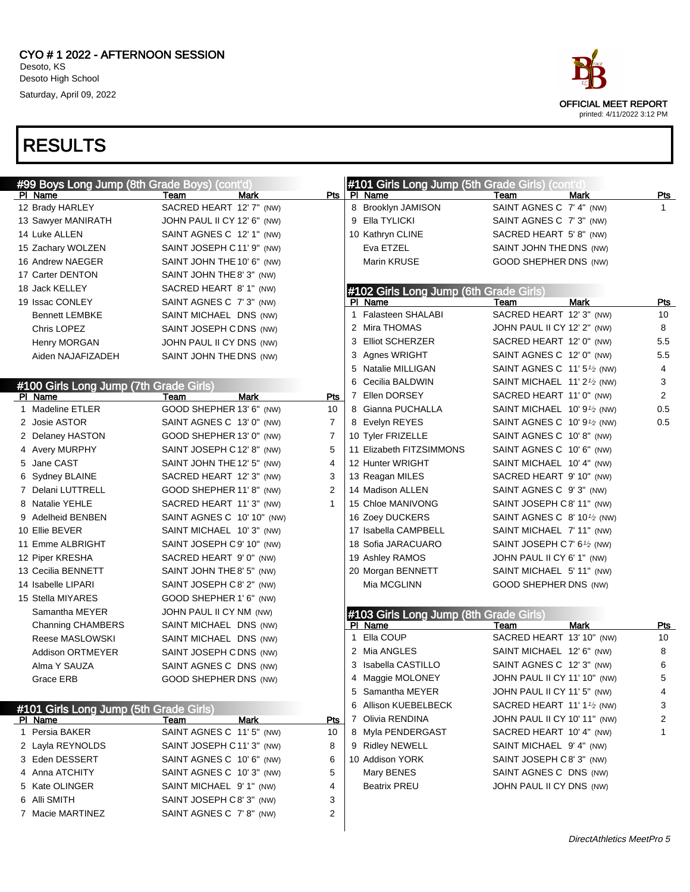CYO # 1 2022 - AFTERNOON SESSION
Desoto, KS
Desoto High School
Saturday, April 09, 2022

OFFICIAL MEET REPORT
printed: 4/11/2022 3:12 PM

# RESULTS

## #99 Boys Long Jump (8th Grade Boys) (cont'd)

| Pl | Name | Team | Mark | Pts |
|---|---|---|---|---|
| 12 | Brady HARLEY | SACRED HEART | 12' 7" (NW) | |
| 13 | Sawyer MANIRATH | JOHN PAUL II CY | 12' 6" (NW) | |
| 14 | Luke ALLEN | SAINT AGNES C | 12' 1" (NW) | |
| 15 | Zachary WOLZEN | SAINT JOSEPH C | 11' 9" (NW) | |
| 16 | Andrew NAEGER | SAINT JOHN THE | 10' 6" (NW) | |
| 17 | Carter DENTON | SAINT JOHN THE | 8' 3" (NW) | |
| 18 | Jack KELLEY | SACRED HEART | 8' 1" (NW) | |
| 19 | Issac CONLEY | SAINT AGNES C | 7' 3" (NW) | |
| | Bennett LEMBKE | SAINT MICHAEL | DNS (NW) | |
| | Chris LOPEZ | SAINT JOSEPH C | DNS (NW) | |
| | Henry MORGAN | JOHN PAUL II CY | DNS (NW) | |
| | Aiden NAJAFIZADEH | SAINT JOHN THE | DNS (NW) | |

## #100 Girls Long Jump (7th Grade Girls)

| Pl | Name | Team | Mark | Pts |
|---|---|---|---|---|
| 1 | Madeline ETLER | GOOD SHEPHER | 13' 6" (NW) | 10 |
| 2 | Josie ASTOR | SAINT AGNES C | 13' 0" (NW) | 7 |
| 2 | Delaney HASTON | GOOD SHEPHER | 13' 0" (NW) | 7 |
| 4 | Avery MURPHY | SAINT JOSEPH C | 12' 8" (NW) | 5 |
| 5 | Jane CAST | SAINT JOHN THE | 12' 5" (NW) | 4 |
| 6 | Sydney BLAINE | SACRED HEART | 12' 3" (NW) | 3 |
| 7 | Delani LUTTRELL | GOOD SHEPHER | 11' 8" (NW) | 2 |
| 8 | Natalie YEHLE | SACRED HEART | 11' 3" (NW) | 1 |
| 9 | Adelheid BENBEN | SAINT AGNES C | 10' 10" (NW) | |
| 10 | Ellie BEVER | SAINT MICHAEL | 10' 3" (NW) | |
| 11 | Emme ALBRIGHT | SAINT JOSEPH C | 9' 10" (NW) | |
| 12 | Piper KRESHA | SACRED HEART | 9' 0" (NW) | |
| 13 | Cecilia BENNETT | SAINT JOHN THE | 8' 5" (NW) | |
| 14 | Isabelle LIPARI | SAINT JOSEPH C | 8' 2" (NW) | |
| 15 | Stella MIYARES | GOOD SHEPHER | 1' 6" (NW) | |
| | Samantha MEYER | JOHN PAUL II CY | NM (NW) | |
| | Channing CHAMBERS | SAINT MICHAEL | DNS (NW) | |
| | Reese MASLOWSKI | SAINT MICHAEL | DNS (NW) | |
| | Addison ORTMEYER | SAINT JOSEPH C | DNS (NW) | |
| | Alma Y SAUZA | SAINT AGNES C | DNS (NW) | |
| | Grace ERB | GOOD SHEPHER | DNS (NW) | |

## #101 Girls Long Jump (5th Grade Girls)

| Pl | Name | Team | Mark | Pts |
|---|---|---|---|---|
| 1 | Persia BAKER | SAINT AGNES C | 11' 5" (NW) | 10 |
| 2 | Layla REYNOLDS | SAINT JOSEPH C | 11' 3" (NW) | 8 |
| 3 | Eden DESSERT | SAINT AGNES C | 10' 6" (NW) | 6 |
| 4 | Anna ATCHITY | SAINT AGNES C | 10' 3" (NW) | 5 |
| 5 | Kate OLINGER | SAINT MICHAEL | 9' 1" (NW) | 4 |
| 6 | Alli SMITH | SAINT JOSEPH C | 8' 3" (NW) | 3 |
| 7 | Macie MARTINEZ | SAINT AGNES C | 7' 8" (NW) | 2 |
| 8 | Brooklyn JAMISON | SAINT AGNES C | 7' 4" (NW) | 1 |
| 9 | Ella TYLICKI | SAINT AGNES C | 7' 3" (NW) | |
| 10 | Kathryn CLINE | SACRED HEART | 5' 8" (NW) | |
| | Eva ETZEL | SAINT JOHN THE | DNS (NW) | |
| | Marin KRUSE | GOOD SHEPHER | DNS (NW) | |

## #102 Girls Long Jump (6th Grade Girls)

| Pl | Name | Team | Mark | Pts |
|---|---|---|---|---|
| 1 | Falasteen SHALABI | SACRED HEART | 12' 3" (NW) | 10 |
| 2 | Mira THOMAS | JOHN PAUL II CY | 12' 2" (NW) | 8 |
| 3 | Elliot SCHERZER | SACRED HEART | 12' 0" (NW) | 5.5 |
| 3 | Agnes WRIGHT | SAINT AGNES C | 12' 0" (NW) | 5.5 |
| 5 | Natalie MILLIGAN | SAINT AGNES C | 11' 5½ (NW) | 4 |
| 6 | Cecilia BALDWIN | SAINT MICHAEL | 11' 2½ (NW) | 3 |
| 7 | Ellen DORSEY | SACRED HEART | 11' 0" (NW) | 2 |
| 8 | Gianna PUCHALLA | SAINT MICHAEL | 10' 9½ (NW) | 0.5 |
| 8 | Evelyn REYES | SAINT AGNES C | 10' 9½ (NW) | 0.5 |
| 10 | Tyler FRIZELLE | SAINT AGNES C | 10' 8" (NW) | |
| 11 | Elizabeth FITZSIMMONS | SAINT AGNES C | 10' 6" (NW) | |
| 12 | Hunter WRIGHT | SAINT MICHAEL | 10' 4" (NW) | |
| 13 | Reagan MILES | SACRED HEART | 9' 10" (NW) | |
| 14 | Madison ALLEN | SAINT AGNES C | 9' 3" (NW) | |
| 15 | Chloe MANIVONG | SAINT JOSEPH C | 8' 11" (NW) | |
| 16 | Zoey DUCKERS | SAINT AGNES C | 8' 10½ (NW) | |
| 17 | Isabella CAMPBELL | SAINT MICHAEL | 7' 11" (NW) | |
| 18 | Sofia JARACUARO | SAINT JOSEPH C | 7' 6½ (NW) | |
| 19 | Ashley RAMOS | JOHN PAUL II CY | 6' 1" (NW) | |
| 20 | Morgan BENNETT | SAINT MICHAEL | 5' 11" (NW) | |
| | Mia MCGLINN | GOOD SHEPHER | DNS (NW) | |

## #103 Girls Long Jump (8th Grade Girls)

| Pl | Name | Team | Mark | Pts |
|---|---|---|---|---|
| 1 | Ella COUP | SACRED HEART | 13' 10" (NW) | 10 |
| 2 | Mia ANGLES | SAINT MICHAEL | 12' 6" (NW) | 8 |
| 3 | Isabella CASTILLO | SAINT AGNES C | 12' 3" (NW) | 6 |
| 4 | Maggie MOLONEY | JOHN PAUL II CY | 11' 10" (NW) | 5 |
| 5 | Samantha MEYER | JOHN PAUL II CY | 11' 5" (NW) | 4 |
| 6 | Allison KUEBELBECK | SACRED HEART | 11' 1½ (NW) | 3 |
| 7 | Olivia RENDINA | JOHN PAUL II CY | 10' 11" (NW) | 2 |
| 8 | Myla PENDERGAST | SACRED HEART | 10' 4" (NW) | 1 |
| 9 | Ridley NEWELL | SAINT MICHAEL | 9' 4" (NW) | |
| 10 | Addison YORK | SAINT JOSEPH C | 8' 3" (NW) | |
| | Mary BENES | SAINT AGNES C | DNS (NW) | |
| | Beatrix PREU | JOHN PAUL II CY | DNS (NW) | |

*DirectAthletics MeetPro 5*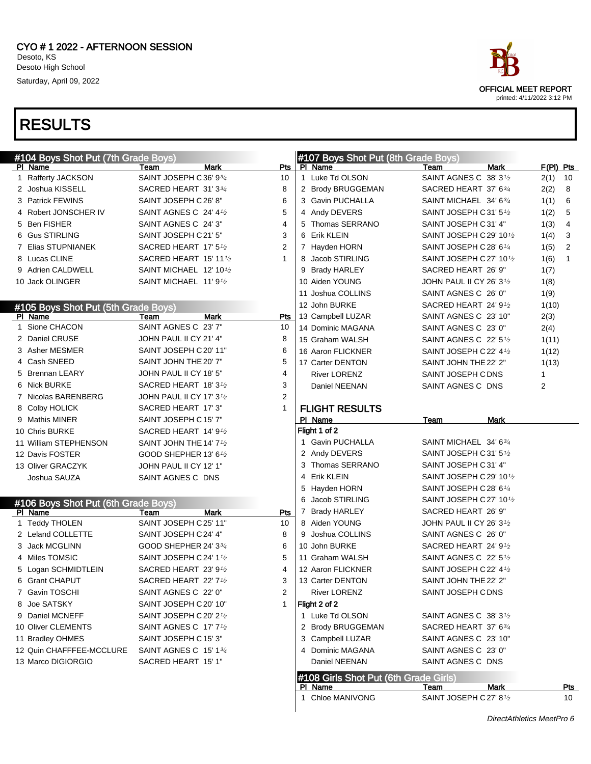CYO # 1 2022 - AFTERNOON SESSION
Desoto, KS
Desoto High School
Saturday, April 09, 2022

OFFICIAL MEET REPORT
printed: 4/11/2022 3:12 PM

# RESULTS

## #104 Boys Shot Put (7th Grade Boys)

| Pl | Name | Team | Mark | Pts |
|---|---|---|---|---|
| 1 | Rafferty JACKSON | SAINT JOSEPH C | 36' 9¾ | 10 |
| 2 | Joshua KISSELL | SACRED HEART | 31' 3¾ | 8 |
| 3 | Patrick FEWINS | SAINT JOSEPH C | 26' 8" | 6 |
| 4 | Robert JONSCHER IV | SAINT AGNES C | 24' 4½ | 5 |
| 5 | Ben FISHER | SAINT AGNES C | 24' 3" | 4 |
| 6 | Gus STIRLING | SAINT JOSEPH C | 21' 5" | 3 |
| 7 | Elias STUPNIANEK | SACRED HEART | 17' 5½ | 2 |
| 8 | Lucas CLINE | SACRED HEART | 15' 11½ | 1 |
| 9 | Adrien CALDWELL | SAINT MICHAEL | 12' 10½ | |
| 10 | Jack OLINGER | SAINT MICHAEL | 11' 9½ | |

## #105 Boys Shot Put (5th Grade Boys)

| Pl | Name | Team | Mark | Pts |
|---|---|---|---|---|
| 1 | Sione CHACON | SAINT AGNES C | 23' 7" | 10 |
| 2 | Daniel CRUSE | JOHN PAUL II CY | 21' 4" | 8 |
| 3 | Asher MESMER | SAINT JOSEPH C | 20' 11" | 6 |
| 4 | Cash SNEED | SAINT JOHN THE | 20' 7" | 5 |
| 5 | Brennan LEARY | JOHN PAUL II CY | 18' 5" | 4 |
| 6 | Nick BURKE | SACRED HEART | 18' 3½ | 3 |
| 7 | Nicolas BARENBERG | JOHN PAUL II CY | 17' 3½ | 2 |
| 8 | Colby HOLICK | SACRED HEART | 17' 3" | 1 |
| 9 | Mathis MINER | SAINT JOSEPH C | 15' 7" | |
| 10 | Chris BURKE | SACRED HEART | 14' 9½ | |
| 11 | William STEPHENSON | SAINT JOHN THE | 14' 7½ | |
| 12 | Davis FOSTER | GOOD SHEPHER | 13' 6½ | |
| 13 | Oliver GRACZYK | JOHN PAUL II CY | 12' 1" | |
| | Joshua SAUZA | SAINT AGNES C | DNS | |

## #106 Boys Shot Put (6th Grade Boys)

| Pl | Name | Team | Mark | Pts |
|---|---|---|---|---|
| 1 | Teddy THOLEN | SAINT JOSEPH C | 25' 11" | 10 |
| 2 | Leland COLLETTE | SAINT JOSEPH C | 24' 4" | 8 |
| 3 | Jack MCGLINN | GOOD SHEPHER | 24' 3¾ | 6 |
| 4 | Miles TOMSIC | SAINT JOSEPH C | 24' 1½ | 5 |
| 5 | Logan SCHMIDTLEIN | SACRED HEART | 23' 9½ | 4 |
| 6 | Grant CHAPUT | SACRED HEART | 22' 7½ | 3 |
| 7 | Gavin TOSCHI | SAINT AGNES C | 22' 0" | 2 |
| 8 | Joe SATSKY | SAINT JOSEPH C | 20' 10" | 1 |
| 9 | Daniel MCNEFF | SAINT JOSEPH C | 20' 2½ | |
| 10 | Oliver CLEMENTS | SAINT AGNES C | 17' 7½ | |
| 11 | Bradley OHMES | SAINT JOSEPH C | 15' 3" | |
| 12 | Quin CHAFFFEE-MCCLURE | SAINT AGNES C | 15' 1¾ | |
| 13 | Marco DIGIORGIO | SACRED HEART | 15' 1" | |

## #107 Boys Shot Put (8th Grade Boys)

| Pl | Name | Team | Mark | F(Pl) | Pts |
|---|---|---|---|---|---|
| 1 | Luke Td OLSON | SAINT AGNES C | 38' 3½ | 2(1) | 10 |
| 2 | Brody BRUGGEMAN | SACRED HEART | 37' 6¾ | 2(2) | 8 |
| 3 | Gavin PUCHALLA | SAINT MICHAEL | 34' 6¾ | 1(1) | 6 |
| 4 | Andy DEVERS | SAINT JOSEPH C | 31' 5½ | 1(2) | 5 |
| 5 | Thomas SERRANO | SAINT JOSEPH C | 31' 4" | 1(3) | 4 |
| 6 | Erik KLEIN | SAINT JOSEPH C | 29' 10½ | 1(4) | 3 |
| 7 | Hayden HORN | SAINT JOSEPH C | 28' 6¼ | 1(5) | 2 |
| 8 | Jacob STIRLING | SAINT JOSEPH C | 27' 10½ | 1(6) | 1 |
| 9 | Brady HARLEY | SACRED HEART | 26' 9" | 1(7) | |
| 10 | Aiden YOUNG | JOHN PAUL II CY | 26' 3½ | 1(8) | |
| 11 | Joshua COLLINS | SAINT AGNES C | 26' 0" | 1(9) | |
| 12 | John BURKE | SACRED HEART | 24' 9½ | 1(10) | |
| 13 | Campbell LUZAR | SAINT AGNES C | 23' 10" | 2(3) | |
| 14 | Dominic MAGANA | SAINT AGNES C | 23' 0" | 2(4) | |
| 15 | Graham WALSH | SAINT AGNES C | 22' 5½ | 1(11) | |
| 16 | Aaron FLICKNER | SAINT JOSEPH C | 22' 4½ | 1(12) | |
| 17 | Carter DENTON | SAINT JOHN THE | 22' 2" | 1(13) | |
| | River LORENZ | SAINT JOSEPH C | DNS | 1 | |
| | Daniel NEENAN | SAINT AGNES C | DNS | 2 | |

### FLIGHT RESULTS

| Pl | Name | Team | Mark |
|---|---|---|---|
| **Flight 1 of 2** | | | |
| 1 | Gavin PUCHALLA | SAINT MICHAEL | 34' 6¾ |
| 2 | Andy DEVERS | SAINT JOSEPH C | 31' 5½ |
| 3 | Thomas SERRANO | SAINT JOSEPH C | 31' 4" |
| 4 | Erik KLEIN | SAINT JOSEPH C | 29' 10½ |
| 5 | Hayden HORN | SAINT JOSEPH C | 28' 6¼ |
| 6 | Jacob STIRLING | SAINT JOSEPH C | 27' 10½ |
| 7 | Brady HARLEY | SACRED HEART | 26' 9" |
| 8 | Aiden YOUNG | JOHN PAUL II CY | 26' 3½ |
| 9 | Joshua COLLINS | SAINT AGNES C | 26' 0" |
| 10 | John BURKE | SACRED HEART | 24' 9½ |
| 11 | Graham WALSH | SAINT AGNES C | 22' 5½ |
| 12 | Aaron FLICKNER | SAINT JOSEPH C | 22' 4½ |
| 13 | Carter DENTON | SAINT JOHN THE | 22' 2" |
| | River LORENZ | SAINT JOSEPH C | DNS |
| **Flight 2 of 2** | | | |
| 1 | Luke Td OLSON | SAINT AGNES C | 38' 3½ |
| 2 | Brody BRUGGEMAN | SACRED HEART | 37' 6¾ |
| 3 | Campbell LUZAR | SAINT AGNES C | 23' 10" |
| 4 | Dominic MAGANA | SAINT AGNES C | 23' 0" |
| | Daniel NEENAN | SAINT AGNES C | DNS |

## #108 Girls Shot Put (6th Grade Girls)

| Pl | Name | Team | Mark | Pts |
|---|---|---|---|---|
| 1 | Chloe MANIVONG | SAINT JOSEPH C | 27' 8½ | 10 |

DirectAthletics MeetPro 6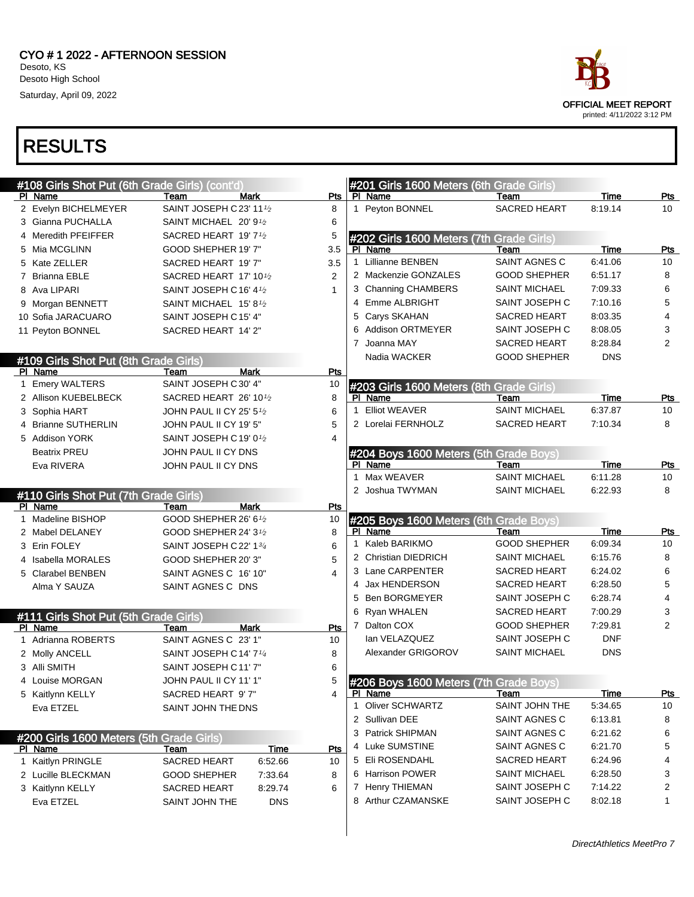# CYO # 1 2022 - AFTERNOON SESSION

Desoto, KS
Desoto High School
Saturday, April 09, 2022

OFFICIAL MEET REPORT
printed: 4/11/2022 3:12 PM

## RESULTS

### #108 Girls Shot Put (6th Grade Girls) (cont'd)

| Pl | Name | Team | Mark | Pts |
|---|---|---|---|---|
| 2 | Evelyn BICHELMEYER | SAINT JOSEPH C | 23' 11½ | 8 |
| 3 | Gianna PUCHALLA | SAINT MICHAEL | 20' 9½ | 6 |
| 4 | Meredith PFEIFFER | SACRED HEART | 19' 7½ | 5 |
| 5 | Mia MCGLINN | GOOD SHEPHER | 19' 7" | 3.5 |
| 5 | Kate ZELLER | SACRED HEART | 19' 7" | 3.5 |
| 7 | Brianna EBLE | SACRED HEART | 17' 10½ | 2 |
| 8 | Ava LIPARI | SAINT JOSEPH C | 16' 4½ | 1 |
| 9 | Morgan BENNETT | SAINT MICHAEL | 15' 8½ | |
| 10 | Sofia JARACUARO | SAINT JOSEPH C | 15' 4" | |
| 11 | Peyton BONNEL | SACRED HEART | 14' 2" | |

### #109 Girls Shot Put (8th Grade Girls)

| Pl | Name | Team | Mark | Pts |
|---|---|---|---|---|
| 1 | Emery WALTERS | SAINT JOSEPH C | 30' 4" | 10 |
| 2 | Allison KUEBELBECK | SACRED HEART | 26' 10½ | 8 |
| 3 | Sophia HART | JOHN PAUL II CY | 25' 5½ | 6 |
| 4 | Brianne SUTHERLIN | JOHN PAUL II CY | 19' 5" | 5 |
| 5 | Addison YORK | SAINT JOSEPH C | 19' 0½ | 4 |
| | Beatrix PREU | JOHN PAUL II CY | DNS | |
| | Eva RIVERA | JOHN PAUL II CY | DNS | |

### #110 Girls Shot Put (7th Grade Girls)

| Pl | Name | Team | Mark | Pts |
|---|---|---|---|---|
| 1 | Madeline BISHOP | GOOD SHEPHER | 26' 6½ | 10 |
| 2 | Mabel DELANEY | GOOD SHEPHER | 24' 3½ | 8 |
| 3 | Erin FOLEY | SAINT JOSEPH C | 22' 1¾ | 6 |
| 4 | Isabella MORALES | GOOD SHEPHER | 20' 3" | 5 |
| 5 | Clarabel BENBEN | SAINT AGNES C | 16' 10" | 4 |
| | Alma Y SAUZA | SAINT AGNES C | DNS | |

### #111 Girls Shot Put (5th Grade Girls)

| Pl | Name | Team | Mark | Pts |
|---|---|---|---|---|
| 1 | Adrianna ROBERTS | SAINT AGNES C | 23' 1" | 10 |
| 2 | Molly ANCELL | SAINT JOSEPH C | 14' 7¼ | 8 |
| 3 | Alli SMITH | SAINT JOSEPH C | 11' 7" | 6 |
| 4 | Louise MORGAN | JOHN PAUL II CY | 11' 1" | 5 |
| 5 | Kaitlynn KELLY | SACRED HEART | 9' 7" | 4 |
| | Eva ETZEL | SAINT JOHN THE | DNS | |

### #200 Girls 1600 Meters (5th Grade Girls)

| Pl | Name | Team | Time | Pts |
|---|---|---|---|---|
| 1 | Kaitlyn PRINGLE | SACRED HEART | 6:52.66 | 10 |
| 2 | Lucille BLECKMAN | GOOD SHEPHER | 7:33.64 | 8 |
| 3 | Kaitlynn KELLY | SACRED HEART | 8:29.74 | 6 |
| | Eva ETZEL | SAINT JOHN THE | DNS | |

### #201 Girls 1600 Meters (6th Grade Girls)

| Pl | Name | Team | Time | Pts |
|---|---|---|---|---|
| 1 | Peyton BONNEL | SACRED HEART | 8:19.14 | 10 |

### #202 Girls 1600 Meters (7th Grade Girls)

| Pl | Name | Team | Time | Pts |
|---|---|---|---|---|
| 1 | Lillianne BENBEN | SAINT AGNES C | 6:41.06 | 10 |
| 2 | Mackenzie GONZALES | GOOD SHEPHER | 6:51.17 | 8 |
| 3 | Channing CHAMBERS | SAINT MICHAEL | 7:09.33 | 6 |
| 4 | Emme ALBRIGHT | SAINT JOSEPH C | 7:10.16 | 5 |
| 5 | Carys SKAHAN | SACRED HEART | 8:03.35 | 4 |
| 6 | Addison ORTMEYER | SAINT JOSEPH C | 8:08.05 | 3 |
| 7 | Joanna MAY | SACRED HEART | 8:28.84 | 2 |
| | Nadia WACKER | GOOD SHEPHER | DNS | |

### #203 Girls 1600 Meters (8th Grade Girls)

| Pl | Name | Team | Time | Pts |
|---|---|---|---|---|
| 1 | Elliot WEAVER | SAINT MICHAEL | 6:37.87 | 10 |
| 2 | Lorelai FERNHOLZ | SACRED HEART | 7:10.34 | 8 |

### #204 Boys 1600 Meters (5th Grade Boys)

| Pl | Name | Team | Time | Pts |
|---|---|---|---|---|
| 1 | Max WEAVER | SAINT MICHAEL | 6:11.28 | 10 |
| 2 | Joshua TWYMAN | SAINT MICHAEL | 6:22.93 | 8 |

### #205 Boys 1600 Meters (6th Grade Boys)

| Pl | Name | Team | Time | Pts |
|---|---|---|---|---|
| 1 | Kaleb BARIKMO | GOOD SHEPHER | 6:09.34 | 10 |
| 2 | Christian DIEDRICH | SAINT MICHAEL | 6:15.76 | 8 |
| 3 | Lane CARPENTER | SACRED HEART | 6:24.02 | 6 |
| 4 | Jax HENDERSON | SACRED HEART | 6:28.50 | 5 |
| 5 | Ben BORGMEYER | SAINT JOSEPH C | 6:28.74 | 4 |
| 6 | Ryan WHALEN | SACRED HEART | 7:00.29 | 3 |
| 7 | Dalton COX | GOOD SHEPHER | 7:29.81 | 2 |
| | Ian VELAZQUEZ | SAINT JOSEPH C | DNF | |
| | Alexander GRIGOROV | SAINT MICHAEL | DNS | |

### #206 Boys 1600 Meters (7th Grade Boys)

| Pl | Name | Team | Time | Pts |
|---|---|---|---|---|
| 1 | Oliver SCHWARTZ | SAINT JOHN THE | 5:34.65 | 10 |
| 2 | Sullivan DEE | SAINT AGNES C | 6:13.81 | 8 |
| 3 | Patrick SHIPMAN | SAINT AGNES C | 6:21.62 | 6 |
| 4 | Luke SUMSTINE | SAINT AGNES C | 6:21.70 | 5 |
| 5 | Eli ROSENDAHL | SACRED HEART | 6:24.96 | 4 |
| 6 | Harrison POWER | SAINT MICHAEL | 6:28.50 | 3 |
| 7 | Henry THIEMAN | SAINT JOSEPH C | 7:14.22 | 2 |
| 8 | Arthur CZAMANSKE | SAINT JOSEPH C | 8:02.18 | 1 |

*DirectAthletics MeetPro 7*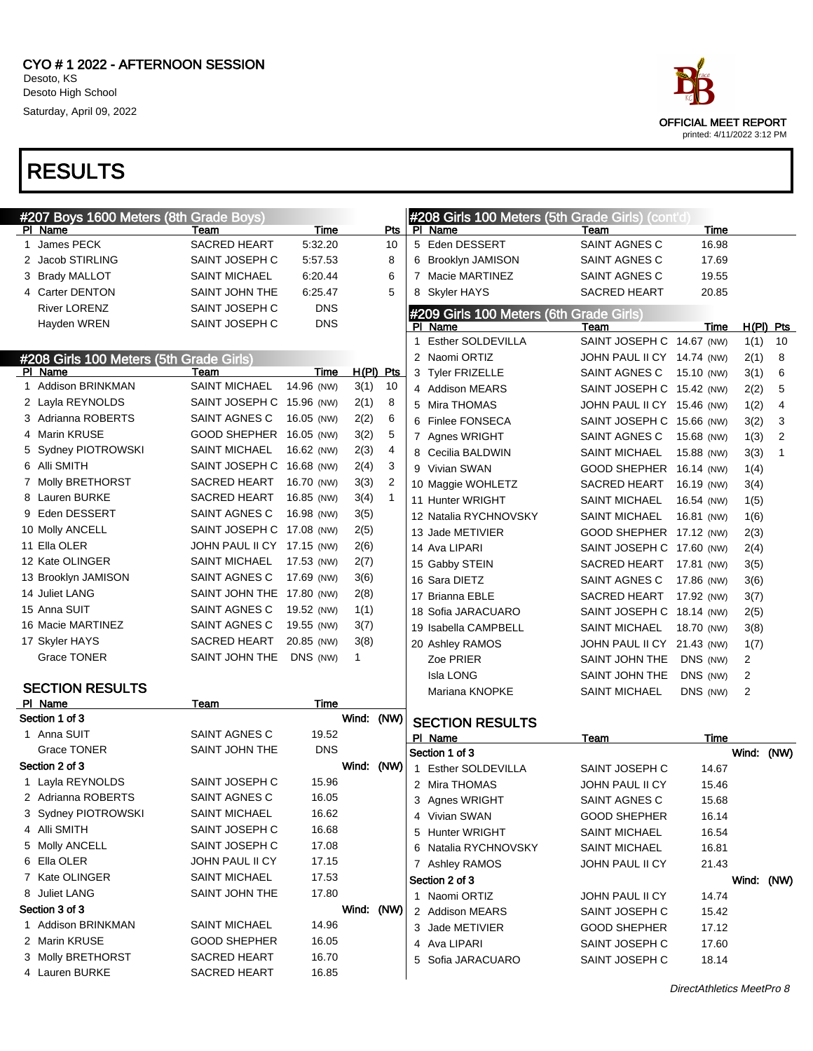# CYO # 1 2022 - AFTERNOON SESSION

Desoto, KS
Desoto High School
Saturday, April 09, 2022

OFFICIAL MEET REPORT
printed: 4/11/2022 3:12 PM

# RESULTS

## #207 Boys 1600 Meters (8th Grade Boys)

| Pl | Name | Team | Time | Pts |
|---|---|---|---|---|
| 1 | James PECK | SACRED HEART | 5:32.20 | 10 |
| 2 | Jacob STIRLING | SAINT JOSEPH C | 5:57.53 | 8 |
| 3 | Brady MALLOT | SAINT MICHAEL | 6:20.44 | 6 |
| 4 | Carter DENTON | SAINT JOHN THE | 6:25.47 | 5 |
| | River LORENZ | SAINT JOSEPH C | DNS | |
| | Hayden WREN | SAINT JOSEPH C | DNS | |

## #208 Girls 100 Meters (5th Grade Girls)

| Pl | Name | Team | Time | H(Pl) | Pts |
|---|---|---|---|---|---|
| 1 | Addison BRINKMAN | SAINT MICHAEL | 14.96 (NW) | 3(1) | 10 |
| 2 | Layla REYNOLDS | SAINT JOSEPH C | 15.96 (NW) | 2(1) | 8 |
| 3 | Adrianna ROBERTS | SAINT AGNES C | 16.05 (NW) | 2(2) | 6 |
| 4 | Marin KRUSE | GOOD SHEPHER | 16.05 (NW) | 3(2) | 5 |
| 5 | Sydney PIOTROWSKI | SAINT MICHAEL | 16.62 (NW) | 2(3) | 4 |
| 6 | Alli SMITH | SAINT JOSEPH C | 16.68 (NW) | 2(4) | 3 |
| 7 | Molly BRETHORST | SACRED HEART | 16.70 (NW) | 3(3) | 2 |
| 8 | Lauren BURKE | SACRED HEART | 16.85 (NW) | 3(4) | 1 |
| 9 | Eden DESSERT | SAINT AGNES C | 16.98 (NW) | 3(5) | |
| 10 | Molly ANCELL | SAINT JOSEPH C | 17.08 (NW) | 2(5) | |
| 11 | Ella OLER | JOHN PAUL II CY | 17.15 (NW) | 2(6) | |
| 12 | Kate OLINGER | SAINT MICHAEL | 17.53 (NW) | 2(7) | |
| 13 | Brooklyn JAMISON | SAINT AGNES C | 17.69 (NW) | 3(6) | |
| 14 | Juliet LANG | SAINT JOHN THE | 17.80 (NW) | 2(8) | |
| 15 | Anna SUIT | SAINT AGNES C | 19.52 (NW) | 1(1) | |
| 16 | Macie MARTINEZ | SAINT AGNES C | 19.55 (NW) | 3(7) | |
| 17 | Skyler HAYS | SACRED HEART | 20.85 (NW) | 3(8) | |
| | Grace TONER | SAINT JOHN THE | DNS (NW) | 1 | |

### SECTION RESULTS

| Pl | Name | Team | Time |
|---|---|---|---|
| **Section 1 of 3** | | | Wind: (NW) |
| 1 | Anna SUIT | SAINT AGNES C | 19.52 |
| | Grace TONER | SAINT JOHN THE | DNS |
| **Section 2 of 3** | | | Wind: (NW) |
| 1 | Layla REYNOLDS | SAINT JOSEPH C | 15.96 |
| 2 | Adrianna ROBERTS | SAINT AGNES C | 16.05 |
| 3 | Sydney PIOTROWSKI | SAINT MICHAEL | 16.62 |
| 4 | Alli SMITH | SAINT JOSEPH C | 16.68 |
| 5 | Molly ANCELL | SAINT JOSEPH C | 17.08 |
| 6 | Ella OLER | JOHN PAUL II CY | 17.15 |
| 7 | Kate OLINGER | SAINT MICHAEL | 17.53 |
| 8 | Juliet LANG | SAINT JOHN THE | 17.80 |
| **Section 3 of 3** | | | Wind: (NW) |
| 1 | Addison BRINKMAN | SAINT MICHAEL | 14.96 |
| 2 | Marin KRUSE | GOOD SHEPHER | 16.05 |
| 3 | Molly BRETHORST | SACRED HEART | 16.70 |
| 4 | Lauren BURKE | SACRED HEART | 16.85 |
| 5 | Eden DESSERT | SAINT AGNES C | 16.98 |
| 6 | Brooklyn JAMISON | SAINT AGNES C | 17.69 |
| 7 | Macie MARTINEZ | SAINT AGNES C | 19.55 |
| 8 | Skyler HAYS | SACRED HEART | 20.85 |

## #209 Girls 100 Meters (6th Grade Girls)

| Pl | Name | Team | Time | H(Pl) | Pts |
|---|---|---|---|---|---|
| 1 | Esther SOLDEVILLA | SAINT JOSEPH C | 14.67 (NW) | 1(1) | 10 |
| 2 | Naomi ORTIZ | JOHN PAUL II CY | 14.74 (NW) | 2(1) | 8 |
| 3 | Tyler FRIZELLE | SAINT AGNES C | 15.10 (NW) | 3(1) | 6 |
| 4 | Addison MEARS | SAINT JOSEPH C | 15.42 (NW) | 2(2) | 5 |
| 5 | Mira THOMAS | JOHN PAUL II CY | 15.46 (NW) | 1(2) | 4 |
| 6 | Finlee FONSECA | SAINT JOSEPH C | 15.66 (NW) | 3(2) | 3 |
| 7 | Agnes WRIGHT | SAINT AGNES C | 15.68 (NW) | 1(3) | 2 |
| 8 | Cecilia BALDWIN | SAINT MICHAEL | 15.88 (NW) | 3(3) | 1 |
| 9 | Vivian SWAN | GOOD SHEPHER | 16.14 (NW) | 1(4) | |
| 10 | Maggie WOHLETZ | SACRED HEART | 16.19 (NW) | 3(4) | |
| 11 | Hunter WRIGHT | SAINT MICHAEL | 16.54 (NW) | 1(5) | |
| 12 | Natalia RYCHNOVSKY | SAINT MICHAEL | 16.81 (NW) | 1(6) | |
| 13 | Jade METIVIER | GOOD SHEPHER | 17.12 (NW) | 2(3) | |
| 14 | Ava LIPARI | SAINT JOSEPH C | 17.60 (NW) | 2(4) | |
| 15 | Gabby STEIN | SACRED HEART | 17.81 (NW) | 3(5) | |
| 16 | Sara DIETZ | SAINT AGNES C | 17.86 (NW) | 3(6) | |
| 17 | Brianna EBLE | SACRED HEART | 17.92 (NW) | 3(7) | |
| 18 | Sofia JARACUARO | SAINT JOSEPH C | 18.14 (NW) | 2(5) | |
| 19 | Isabella CAMPBELL | SAINT MICHAEL | 18.70 (NW) | 3(8) | |
| 20 | Ashley RAMOS | JOHN PAUL II CY | 21.43 (NW) | 1(7) | |
| | Zoe PRIER | SAINT JOHN THE | DNS (NW) | 2 | |
| | Isla LONG | SAINT JOHN THE | DNS (NW) | 2 | |
| | Mariana KNOPKE | SAINT MICHAEL | DNS (NW) | 2 | |

### SECTION RESULTS

| Pl | Name | Team | Time |
|---|---|---|---|
| **Section 1 of 3** | | | Wind: (NW) |
| 1 | Esther SOLDEVILLA | SAINT JOSEPH C | 14.67 |
| 2 | Mira THOMAS | JOHN PAUL II CY | 15.46 |
| 3 | Agnes WRIGHT | SAINT AGNES C | 15.68 |
| 4 | Vivian SWAN | GOOD SHEPHER | 16.14 |
| 5 | Hunter WRIGHT | SAINT MICHAEL | 16.54 |
| 6 | Natalia RYCHNOVSKY | SAINT MICHAEL | 16.81 |
| 7 | Ashley RAMOS | JOHN PAUL II CY | 21.43 |
| **Section 2 of 3** | | | Wind: (NW) |
| 1 | Naomi ORTIZ | JOHN PAUL II CY | 14.74 |
| 2 | Addison MEARS | SAINT JOSEPH C | 15.42 |
| 3 | Jade METIVIER | GOOD SHEPHER | 17.12 |
| 4 | Ava LIPARI | SAINT JOSEPH C | 17.60 |
| 5 | Sofia JARACUARO | SAINT JOSEPH C | 18.14 |

DirectAthletics MeetPro 8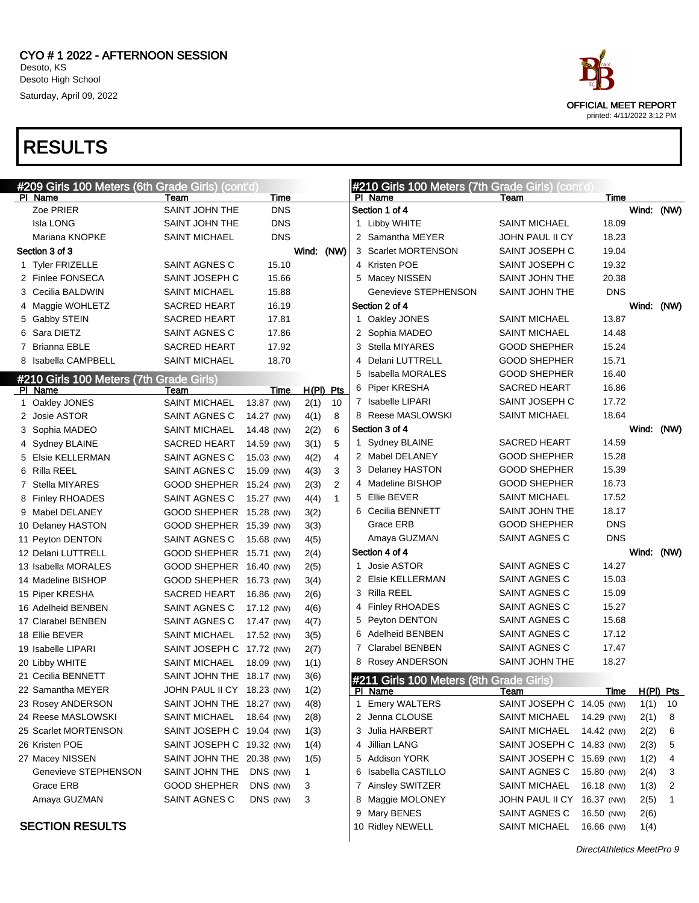CYO # 1 2022 - AFTERNOON SESSION
Desoto, KS
Desoto High School
Saturday, April 09, 2022

OFFICIAL MEET REPORT
printed: 4/11/2022 3:12 PM

# RESULTS

## #209 Girls 100 Meters (6th Grade Girls) (cont'd)

| Pl | Name | Team | Time |
|---|---|---|---|
| | Zoe PRIER | SAINT JOHN THE | DNS |
| | Isla LONG | SAINT JOHN THE | DNS |
| | Mariana KNOPKE | SAINT MICHAEL | DNS |

**Section 3 of 3** Wind: (NW)

| Pl | Name | Team | Time |
|---|---|---|---|
| 1 | Tyler FRIZELLE | SAINT AGNES C | 15.10 |
| 2 | Finlee FONSECA | SAINT JOSEPH C | 15.66 |
| 3 | Cecilia BALDWIN | SAINT MICHAEL | 15.88 |
| 4 | Maggie WOHLETZ | SACRED HEART | 16.19 |
| 5 | Gabby STEIN | SACRED HEART | 17.81 |
| 6 | Sara DIETZ | SAINT AGNES C | 17.86 |
| 7 | Brianna EBLE | SACRED HEART | 17.92 |
| 8 | Isabella CAMPBELL | SAINT MICHAEL | 18.70 |

## #210 Girls 100 Meters (7th Grade Girls)

| Pl | Name | Team | Time | | H(Pl) | Pts |
|---|---|---|---|---|---|---|
| 1 | Oakley JONES | SAINT MICHAEL | 13.87 | (NW) | 2(1) | 10 |
| 2 | Josie ASTOR | SAINT AGNES C | 14.27 | (NW) | 4(1) | 8 |
| 3 | Sophia MADEO | SAINT MICHAEL | 14.48 | (NW) | 2(2) | 6 |
| 4 | Sydney BLAINE | SACRED HEART | 14.59 | (NW) | 3(1) | 5 |
| 5 | Elsie KELLERMAN | SAINT AGNES C | 15.03 | (NW) | 4(2) | 4 |
| 6 | Rilla REEL | SAINT AGNES C | 15.09 | (NW) | 4(3) | 3 |
| 7 | Stella MIYARES | GOOD SHEPHER | 15.24 | (NW) | 2(3) | 2 |
| 8 | Finley RHOADES | SAINT AGNES C | 15.27 | (NW) | 4(4) | 1 |
| 9 | Mabel DELANEY | GOOD SHEPHER | 15.28 | (NW) | 3(2) | |
| 10 | Delaney HASTON | GOOD SHEPHER | 15.39 | (NW) | 3(3) | |
| 11 | Peyton DENTON | SAINT AGNES C | 15.68 | (NW) | 4(5) | |
| 12 | Delani LUTTRELL | GOOD SHEPHER | 15.71 | (NW) | 2(4) | |
| 13 | Isabella MORALES | GOOD SHEPHER | 16.40 | (NW) | 2(5) | |
| 14 | Madeline BISHOP | GOOD SHEPHER | 16.73 | (NW) | 3(4) | |
| 15 | Piper KRESHA | SACRED HEART | 16.86 | (NW) | 2(6) | |
| 16 | Adelheid BENBEN | SAINT AGNES C | 17.12 | (NW) | 4(6) | |
| 17 | Clarabel BENBEN | SAINT AGNES C | 17.47 | (NW) | 4(7) | |
| 18 | Ellie BEVER | SAINT MICHAEL | 17.52 | (NW) | 3(5) | |
| 19 | Isabelle LIPARI | SAINT JOSEPH C | 17.72 | (NW) | 2(7) | |
| 20 | Libby WHITE | SAINT MICHAEL | 18.09 | (NW) | 1(1) | |
| 21 | Cecilia BENNETT | SAINT JOHN THE | 18.17 | (NW) | 3(6) | |
| 22 | Samantha MEYER | JOHN PAUL II CY | 18.23 | (NW) | 1(2) | |
| 23 | Rosey ANDERSON | SAINT JOHN THE | 18.27 | (NW) | 4(8) | |
| 24 | Reese MASLOWSKI | SAINT MICHAEL | 18.64 | (NW) | 2(8) | |
| 25 | Scarlet MORTENSON | SAINT JOSEPH C | 19.04 | (NW) | 1(3) | |
| 26 | Kristen POE | SAINT JOSEPH C | 19.32 | (NW) | 1(4) | |
| 27 | Macey NISSEN | SAINT JOHN THE | 20.38 | (NW) | 1(5) | |
| | Genevieve STEPHENSON | SAINT JOHN THE | DNS | (NW) | 1 | |
| | Grace ERB | GOOD SHEPHER | DNS | (NW) | 3 | |
| | Amaya GUZMAN | SAINT AGNES C | DNS | (NW) | 3 | |

### SECTION RESULTS

## #210 Girls 100 Meters (7th Grade Girls) (cont'd)

**Section 1 of 4** Wind: (NW)

| Pl | Name | Team | Time |
|---|---|---|---|
| 1 | Libby WHITE | SAINT MICHAEL | 18.09 |
| 2 | Samantha MEYER | JOHN PAUL II CY | 18.23 |
| 3 | Scarlet MORTENSON | SAINT JOSEPH C | 19.04 |
| 4 | Kristen POE | SAINT JOSEPH C | 19.32 |
| 5 | Macey NISSEN | SAINT JOHN THE | 20.38 |
| | Genevieve STEPHENSON | SAINT JOHN THE | DNS |

**Section 2 of 4** Wind: (NW)

| Pl | Name | Team | Time |
|---|---|---|---|
| 1 | Oakley JONES | SAINT MICHAEL | 13.87 |
| 2 | Sophia MADEO | SAINT MICHAEL | 14.48 |
| 3 | Stella MIYARES | GOOD SHEPHER | 15.24 |
| 4 | Delani LUTTRELL | GOOD SHEPHER | 15.71 |
| 5 | Isabella MORALES | GOOD SHEPHER | 16.40 |
| 6 | Piper KRESHA | SACRED HEART | 16.86 |
| 7 | Isabelle LIPARI | SAINT JOSEPH C | 17.72 |
| 8 | Reese MASLOWSKI | SAINT MICHAEL | 18.64 |

**Section 3 of 4** Wind: (NW)

| Pl | Name | Team | Time |
|---|---|---|---|
| 1 | Sydney BLAINE | SACRED HEART | 14.59 |
| 2 | Mabel DELANEY | GOOD SHEPHER | 15.28 |
| 3 | Delaney HASTON | GOOD SHEPHER | 15.39 |
| 4 | Madeline BISHOP | GOOD SHEPHER | 16.73 |
| 5 | Ellie BEVER | SAINT MICHAEL | 17.52 |
| 6 | Cecilia BENNETT | SAINT JOHN THE | 18.17 |
| | Grace ERB | GOOD SHEPHER | DNS |
| | Amaya GUZMAN | SAINT AGNES C | DNS |

**Section 4 of 4** Wind: (NW)

| Pl | Name | Team | Time |
|---|---|---|---|
| 1 | Josie ASTOR | SAINT AGNES C | 14.27 |
| 2 | Elsie KELLERMAN | SAINT AGNES C | 15.03 |
| 3 | Rilla REEL | SAINT AGNES C | 15.09 |
| 4 | Finley RHOADES | SAINT AGNES C | 15.27 |
| 5 | Peyton DENTON | SAINT AGNES C | 15.68 |
| 6 | Adelheid BENBEN | SAINT AGNES C | 17.12 |
| 7 | Clarabel BENBEN | SAINT AGNES C | 17.47 |
| 8 | Rosey ANDERSON | SAINT JOHN THE | 18.27 |

## #211 Girls 100 Meters (8th Grade Girls)

| Pl | Name | Team | Time | | H(Pl) | Pts |
|---|---|---|---|---|---|---|
| 1 | Emery WALTERS | SAINT JOSEPH C | 14.05 | (NW) | 1(1) | 10 |
| 2 | Jenna CLOUSE | SAINT MICHAEL | 14.29 | (NW) | 2(1) | 8 |
| 3 | Julia HARBERT | SAINT MICHAEL | 14.42 | (NW) | 2(2) | 6 |
| 4 | Jillian LANG | SAINT JOSEPH C | 14.83 | (NW) | 2(3) | 5 |
| 5 | Addison YORK | SAINT JOSEPH C | 15.69 | (NW) | 1(2) | 4 |
| 6 | Isabella CASTILLO | SAINT AGNES C | 15.80 | (NW) | 2(4) | 3 |
| 7 | Ainsley SWITZER | SAINT MICHAEL | 16.18 | (NW) | 1(3) | 2 |
| 8 | Maggie MOLONEY | JOHN PAUL II CY | 16.37 | (NW) | 2(5) | 1 |
| 9 | Mary BENES | SAINT AGNES C | 16.50 | (NW) | 2(6) | |
| 10 | Ridley NEWELL | SAINT MICHAEL | 16.66 | (NW) | 1(4) | |

DirectAthletics MeetPro 9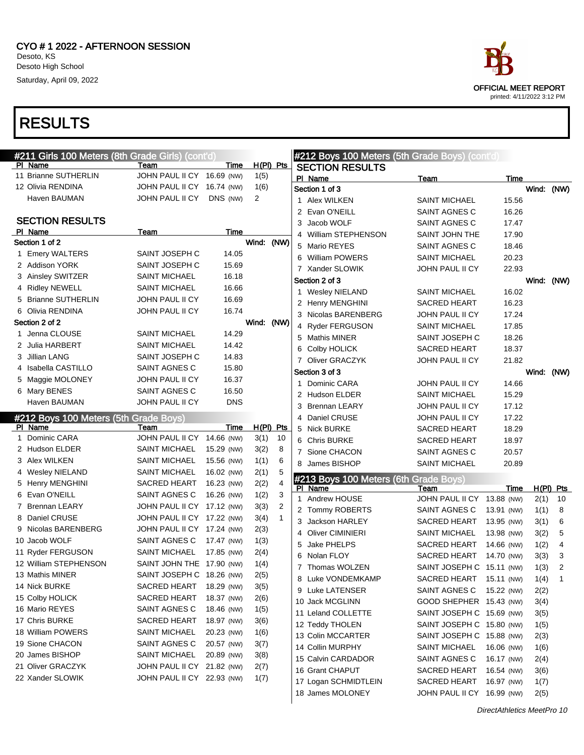# CYO # 1 2022 - AFTERNOON SESSION

Desoto, KS
Desoto High School
Saturday, April 09, 2022

OFFICIAL MEET REPORT
printed: 4/11/2022 3:12 PM

# RESULTS

## #211 Girls 100 Meters (8th Grade Girls) (cont'd)

| Pl | Name | Team | Time | | H(Pl) | Pts |
|---|---|---|---|---|---|---|
| 11 | Brianne SUTHERLIN | JOHN PAUL II CY | 16.69 | (NW) | 1(5) | |
| 12 | Olivia RENDINA | JOHN PAUL II CY | 16.74 | (NW) | 1(6) | |
| | Haven BAUMAN | JOHN PAUL II CY | DNS | (NW) | 2 | |

### SECTION RESULTS

| Pl | Name | Team | Time |
|---|---|---|---|
| **Section 1 of 2** | | | **Wind: (NW)** |
| 1 | Emery WALTERS | SAINT JOSEPH C | 14.05 |
| 2 | Addison YORK | SAINT JOSEPH C | 15.69 |
| 3 | Ainsley SWITZER | SAINT MICHAEL | 16.18 |
| 4 | Ridley NEWELL | SAINT MICHAEL | 16.66 |
| 5 | Brianne SUTHERLIN | JOHN PAUL II CY | 16.69 |
| 6 | Olivia RENDINA | JOHN PAUL II CY | 16.74 |
| **Section 2 of 2** | | | **Wind: (NW)** |
| 1 | Jenna CLOUSE | SAINT MICHAEL | 14.29 |
| 2 | Julia HARBERT | SAINT MICHAEL | 14.42 |
| 3 | Jillian LANG | SAINT JOSEPH C | 14.83 |
| 4 | Isabella CASTILLO | SAINT AGNES C | 15.80 |
| 5 | Maggie MOLONEY | JOHN PAUL II CY | 16.37 |
| 6 | Mary BENES | SAINT AGNES C | 16.50 |
| | Haven BAUMAN | JOHN PAUL II CY | DNS |

## #212 Boys 100 Meters (5th Grade Boys)

| Pl | Name | Team | Time | | H(Pl) | Pts |
|---|---|---|---|---|---|---|
| 1 | Dominic CARA | JOHN PAUL II CY | 14.66 | (NW) | 3(1) | 10 |
| 2 | Hudson ELDER | SAINT MICHAEL | 15.29 | (NW) | 3(2) | 8 |
| 3 | Alex WILKEN | SAINT MICHAEL | 15.56 | (NW) | 1(1) | 6 |
| 4 | Wesley NIELAND | SAINT MICHAEL | 16.02 | (NW) | 2(1) | 5 |
| 5 | Henry MENGHINI | SACRED HEART | 16.23 | (NW) | 2(2) | 4 |
| 6 | Evan O'NEILL | SAINT AGNES C | 16.26 | (NW) | 1(2) | 3 |
| 7 | Brennan LEARY | JOHN PAUL II CY | 17.12 | (NW) | 3(3) | 2 |
| 8 | Daniel CRUSE | JOHN PAUL II CY | 17.22 | (NW) | 3(4) | 1 |
| 9 | Nicolas BARENBERG | JOHN PAUL II CY | 17.24 | (NW) | 2(3) | |
| 10 | Jacob WOLF | SAINT AGNES C | 17.47 | (NW) | 1(3) | |
| 11 | Ryder FERGUSON | SAINT MICHAEL | 17.85 | (NW) | 2(4) | |
| 12 | William STEPHENSON | SAINT JOHN THE | 17.90 | (NW) | 1(4) | |
| 13 | Mathis MINER | SAINT JOSEPH C | 18.26 | (NW) | 2(5) | |
| 14 | Nick BURKE | SACRED HEART | 18.29 | (NW) | 3(5) | |
| 15 | Colby HOLICK | SACRED HEART | 18.37 | (NW) | 2(6) | |
| 16 | Mario REYES | SAINT AGNES C | 18.46 | (NW) | 1(5) | |
| 17 | Chris BURKE | SACRED HEART | 18.97 | (NW) | 3(6) | |
| 18 | William POWERS | SAINT MICHAEL | 20.23 | (NW) | 1(6) | |
| 19 | Sione CHACON | SAINT AGNES C | 20.57 | (NW) | 3(7) | |
| 20 | James BISHOP | SAINT MICHAEL | 20.89 | (NW) | 3(8) | |
| 21 | Oliver GRACZYK | JOHN PAUL II CY | 21.82 | (NW) | 2(7) | |
| 22 | Xander SLOWIK | JOHN PAUL II CY | 22.93 | (NW) | 1(7) | |

## #212 Boys 100 Meters (5th Grade Boys) (cont'd)

### SECTION RESULTS

| Pl | Name | Team | Time |
|---|---|---|---|
| **Section 1 of 3** | | | **Wind: (NW)** |
| 1 | Alex WILKEN | SAINT MICHAEL | 15.56 |
| 2 | Evan O'NEILL | SAINT AGNES C | 16.26 |
| 3 | Jacob WOLF | SAINT AGNES C | 17.47 |
| 4 | William STEPHENSON | SAINT JOHN THE | 17.90 |
| 5 | Mario REYES | SAINT AGNES C | 18.46 |
| 6 | William POWERS | SAINT MICHAEL | 20.23 |
| 7 | Xander SLOWIK | JOHN PAUL II CY | 22.93 |
| **Section 2 of 3** | | | **Wind: (NW)** |
| 1 | Wesley NIELAND | SAINT MICHAEL | 16.02 |
| 2 | Henry MENGHINI | SACRED HEART | 16.23 |
| 3 | Nicolas BARENBERG | JOHN PAUL II CY | 17.24 |
| 4 | Ryder FERGUSON | SAINT MICHAEL | 17.85 |
| 5 | Mathis MINER | SAINT JOSEPH C | 18.26 |
| 6 | Colby HOLICK | SACRED HEART | 18.37 |
| 7 | Oliver GRACZYK | JOHN PAUL II CY | 21.82 |
| **Section 3 of 3** | | | **Wind: (NW)** |
| 1 | Dominic CARA | JOHN PAUL II CY | 14.66 |
| 2 | Hudson ELDER | SAINT MICHAEL | 15.29 |
| 3 | Brennan LEARY | JOHN PAUL II CY | 17.12 |
| 4 | Daniel CRUSE | JOHN PAUL II CY | 17.22 |
| 5 | Nick BURKE | SACRED HEART | 18.29 |
| 6 | Chris BURKE | SACRED HEART | 18.97 |
| 7 | Sione CHACON | SAINT AGNES C | 20.57 |
| 8 | James BISHOP | SAINT MICHAEL | 20.89 |

## #213 Boys 100 Meters (6th Grade Boys)

| Pl | Name | Team | Time | | H(Pl) | Pts |
|---|---|---|---|---|---|---|
| 1 | Andrew HOUSE | JOHN PAUL II CY | 13.88 | (NW) | 2(1) | 10 |
| 2 | Tommy ROBERTS | SAINT AGNES C | 13.91 | (NW) | 1(1) | 8 |
| 3 | Jackson HARLEY | SACRED HEART | 13.95 | (NW) | 3(1) | 6 |
| 4 | Oliver CIMINIERI | SAINT MICHAEL | 13.98 | (NW) | 3(2) | 5 |
| 5 | Jake PHELPS | SACRED HEART | 14.66 | (NW) | 1(2) | 4 |
| 6 | Nolan FLOY | SACRED HEART | 14.70 | (NW) | 3(3) | 3 |
| 7 | Thomas WOLZEN | SAINT JOSEPH C | 15.11 | (NW) | 1(3) | 2 |
| 8 | Luke VONDEMKAMP | SACRED HEART | 15.11 | (NW) | 1(4) | 1 |
| 9 | Luke LATENSER | SAINT AGNES C | 15.22 | (NW) | 2(2) | |
| 10 | Jack MCGLINN | GOOD SHEPHER | 15.43 | (NW) | 3(4) | |
| 11 | Leland COLLETTE | SAINT JOSEPH C | 15.69 | (NW) | 3(5) | |
| 12 | Teddy THOLEN | SAINT JOSEPH C | 15.80 | (NW) | 1(5) | |
| 13 | Colin MCCARTER | SAINT JOSEPH C | 15.88 | (NW) | 2(3) | |
| 14 | Collin MURPHY | SAINT MICHAEL | 16.06 | (NW) | 1(6) | |
| 15 | Calvin CARDADOR | SAINT AGNES C | 16.17 | (NW) | 2(4) | |
| 16 | Grant CHAPUT | SACRED HEART | 16.54 | (NW) | 3(6) | |
| 17 | Logan SCHMIDTLEIN | SACRED HEART | 16.97 | (NW) | 1(7) | |
| 18 | James MOLONEY | JOHN PAUL II CY | 16.99 | (NW) | 2(5) | |

DirectAthletics MeetPro 10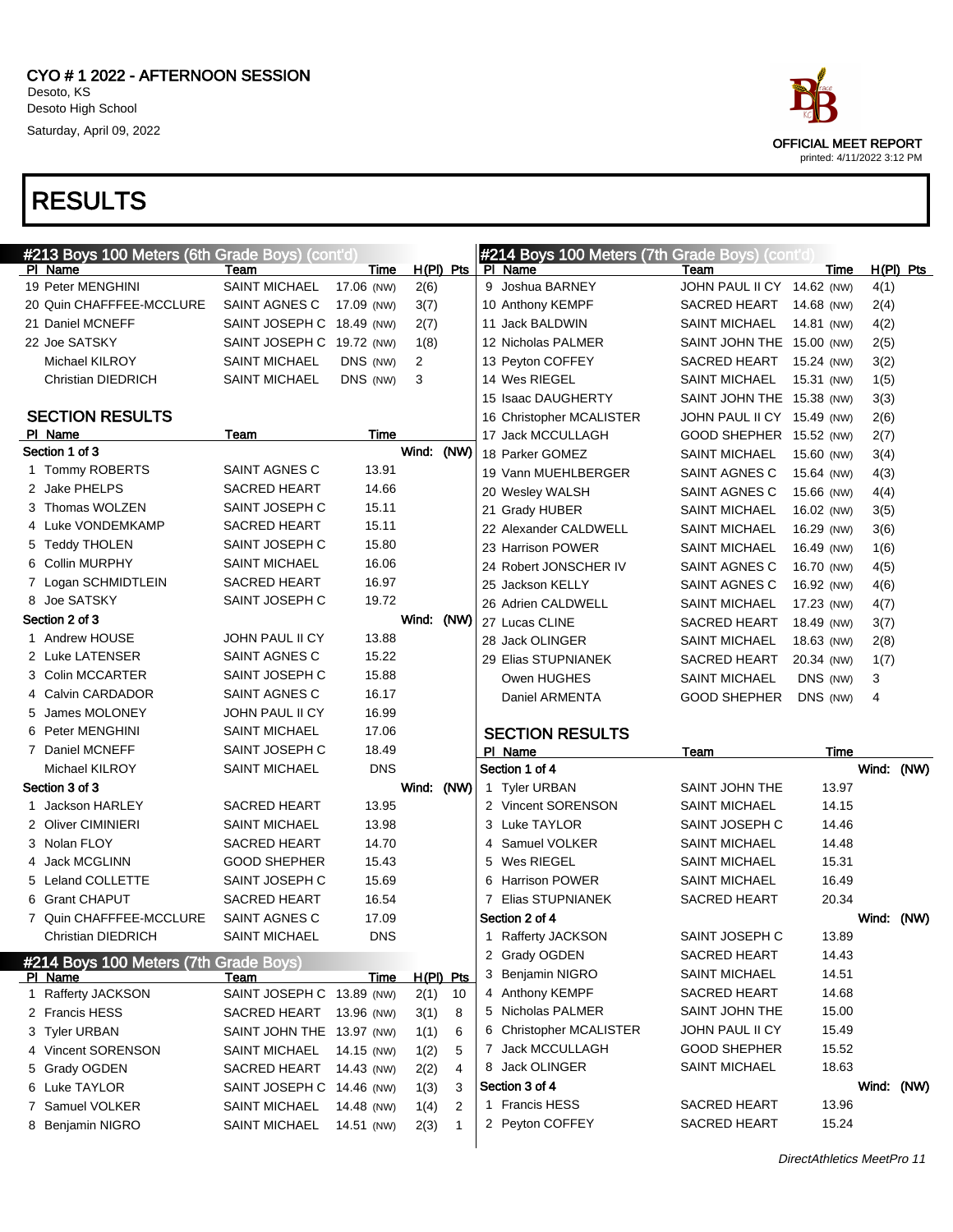CYO # 1 2022 - AFTERNOON SESSION
Desoto, KS
Desoto High School
Saturday, April 09, 2022

OFFICIAL MEET REPORT
printed: 4/11/2022 3:12 PM

# RESULTS

## #213 Boys 100 Meters (6th Grade Boys) (cont'd)

| Pl | Name | Team | Time | | H(Pl) | Pts |
|---|---|---|---|---|---|---|
| 19 | Peter MENGHINI | SAINT MICHAEL | 17.06 | (NW) | 2(6) | |
| 20 | Quin CHAFFFEE-MCCLURE | SAINT AGNES C | 17.09 | (NW) | 3(7) | |
| 21 | Daniel MCNEFF | SAINT JOSEPH C | 18.49 | (NW) | 2(7) | |
| 22 | Joe SATSKY | SAINT JOSEPH C | 19.72 | (NW) | 1(8) | |
| | Michael KILROY | SAINT MICHAEL | DNS | (NW) | 2 | |
| | Christian DIEDRICH | SAINT MICHAEL | DNS | (NW) | 3 | |

### SECTION RESULTS

| Pl | Name | Team | Time |
|---|---|---|---|
| **Section 1 of 3** | | | Wind: (NW) |
| 1 | Tommy ROBERTS | SAINT AGNES C | 13.91 |
| 2 | Jake PHELPS | SACRED HEART | 14.66 |
| 3 | Thomas WOLZEN | SAINT JOSEPH C | 15.11 |
| 4 | Luke VONDEMKAMP | SACRED HEART | 15.11 |
| 5 | Teddy THOLEN | SAINT JOSEPH C | 15.80 |
| 6 | Collin MURPHY | SAINT MICHAEL | 16.06 |
| 7 | Logan SCHMIDTLEIN | SACRED HEART | 16.97 |
| 8 | Joe SATSKY | SAINT JOSEPH C | 19.72 |
| **Section 2 of 3** | | | Wind: (NW) |
| 1 | Andrew HOUSE | JOHN PAUL II CY | 13.88 |
| 2 | Luke LATENSER | SAINT AGNES C | 15.22 |
| 3 | Colin MCCARTER | SAINT JOSEPH C | 15.88 |
| 4 | Calvin CARDADOR | SAINT AGNES C | 16.17 |
| 5 | James MOLONEY | JOHN PAUL II CY | 16.99 |
| 6 | Peter MENGHINI | SAINT MICHAEL | 17.06 |
| 7 | Daniel MCNEFF | SAINT JOSEPH C | 18.49 |
| | Michael KILROY | SAINT MICHAEL | DNS |
| **Section 3 of 3** | | | Wind: (NW) |
| 1 | Jackson HARLEY | SACRED HEART | 13.95 |
| 2 | Oliver CIMINIERI | SAINT MICHAEL | 13.98 |
| 3 | Nolan FLOY | SACRED HEART | 14.70 |
| 4 | Jack MCGLINN | GOOD SHEPHER | 15.43 |
| 5 | Leland COLLETTE | SAINT JOSEPH C | 15.69 |
| 6 | Grant CHAPUT | SACRED HEART | 16.54 |
| 7 | Quin CHAFFFEE-MCCLURE | SAINT AGNES C | 17.09 |
| | Christian DIEDRICH | SAINT MICHAEL | DNS |

## #214 Boys 100 Meters (7th Grade Boys)

| Pl | Name | Team | Time | | H(Pl) | Pts |
|---|---|---|---|---|---|---|
| 1 | Rafferty JACKSON | SAINT JOSEPH C | 13.89 | (NW) | 2(1) | 10 |
| 2 | Francis HESS | SACRED HEART | 13.96 | (NW) | 3(1) | 8 |
| 3 | Tyler URBAN | SAINT JOHN THE | 13.97 | (NW) | 1(1) | 6 |
| 4 | Vincent SORENSON | SAINT MICHAEL | 14.15 | (NW) | 1(2) | 5 |
| 5 | Grady OGDEN | SACRED HEART | 14.43 | (NW) | 2(2) | 4 |
| 6 | Luke TAYLOR | SAINT JOSEPH C | 14.46 | (NW) | 1(3) | 3 |
| 7 | Samuel VOLKER | SAINT MICHAEL | 14.48 | (NW) | 1(4) | 2 |
| 8 | Benjamin NIGRO | SAINT MICHAEL | 14.51 | (NW) | 2(3) | 1 |
| 9 | Joshua BARNEY | JOHN PAUL II CY | 14.62 | (NW) | 4(1) | |
| 10 | Anthony KEMPF | SACRED HEART | 14.68 | (NW) | 2(4) | |
| 11 | Jack BALDWIN | SAINT MICHAEL | 14.81 | (NW) | 4(2) | |
| 12 | Nicholas PALMER | SAINT JOHN THE | 15.00 | (NW) | 2(5) | |
| 13 | Peyton COFFEY | SACRED HEART | 15.24 | (NW) | 3(2) | |
| 14 | Wes RIEGEL | SAINT MICHAEL | 15.31 | (NW) | 1(5) | |
| 15 | Isaac DAUGHERTY | SAINT JOHN THE | 15.38 | (NW) | 3(3) | |
| 16 | Christopher MCALISTER | JOHN PAUL II CY | 15.49 | (NW) | 2(6) | |
| 17 | Jack MCCULLAGH | GOOD SHEPHER | 15.52 | (NW) | 2(7) | |
| 18 | Parker GOMEZ | SAINT MICHAEL | 15.60 | (NW) | 3(4) | |
| 19 | Vann MUEHLBERGER | SAINT AGNES C | 15.64 | (NW) | 4(3) | |
| 20 | Wesley WALSH | SAINT AGNES C | 15.66 | (NW) | 4(4) | |
| 21 | Grady HUBER | SAINT MICHAEL | 16.02 | (NW) | 3(5) | |
| 22 | Alexander CALDWELL | SAINT MICHAEL | 16.29 | (NW) | 3(6) | |
| 23 | Harrison POWER | SAINT MICHAEL | 16.49 | (NW) | 1(6) | |
| 24 | Robert JONSCHER IV | SAINT AGNES C | 16.70 | (NW) | 4(5) | |
| 25 | Jackson KELLY | SAINT AGNES C | 16.92 | (NW) | 4(6) | |
| 26 | Adrien CALDWELL | SAINT MICHAEL | 17.23 | (NW) | 4(7) | |
| 27 | Lucas CLINE | SACRED HEART | 18.49 | (NW) | 3(7) | |
| 28 | Jack OLINGER | SAINT MICHAEL | 18.63 | (NW) | 2(8) | |
| 29 | Elias STUPNIANEK | SACRED HEART | 20.34 | (NW) | 1(7) | |
| | Owen HUGHES | SAINT MICHAEL | DNS | (NW) | 3 | |
| | Daniel ARMENTA | GOOD SHEPHER | DNS | (NW) | 4 | |

### SECTION RESULTS

| Pl | Name | Team | Time |
|---|---|---|---|
| **Section 1 of 4** | | | Wind: (NW) |
| 1 | Tyler URBAN | SAINT JOHN THE | 13.97 |
| 2 | Vincent SORENSON | SAINT MICHAEL | 14.15 |
| 3 | Luke TAYLOR | SAINT JOSEPH C | 14.46 |
| 4 | Samuel VOLKER | SAINT MICHAEL | 14.48 |
| 5 | Wes RIEGEL | SAINT MICHAEL | 15.31 |
| 6 | Harrison POWER | SAINT MICHAEL | 16.49 |
| 7 | Elias STUPNIANEK | SACRED HEART | 20.34 |
| **Section 2 of 4** | | | Wind: (NW) |
| 1 | Rafferty JACKSON | SAINT JOSEPH C | 13.89 |
| 2 | Grady OGDEN | SACRED HEART | 14.43 |
| 3 | Benjamin NIGRO | SAINT MICHAEL | 14.51 |
| 4 | Anthony KEMPF | SACRED HEART | 14.68 |
| 5 | Nicholas PALMER | SAINT JOHN THE | 15.00 |
| 6 | Christopher MCALISTER | JOHN PAUL II CY | 15.49 |
| 7 | Jack MCCULLAGH | GOOD SHEPHER | 15.52 |
| 8 | Jack OLINGER | SAINT MICHAEL | 18.63 |
| **Section 3 of 4** | | | Wind: (NW) |
| 1 | Francis HESS | SACRED HEART | 13.96 |
| 2 | Peyton COFFEY | SACRED HEART | 15.24 |

DirectAthletics MeetPro 11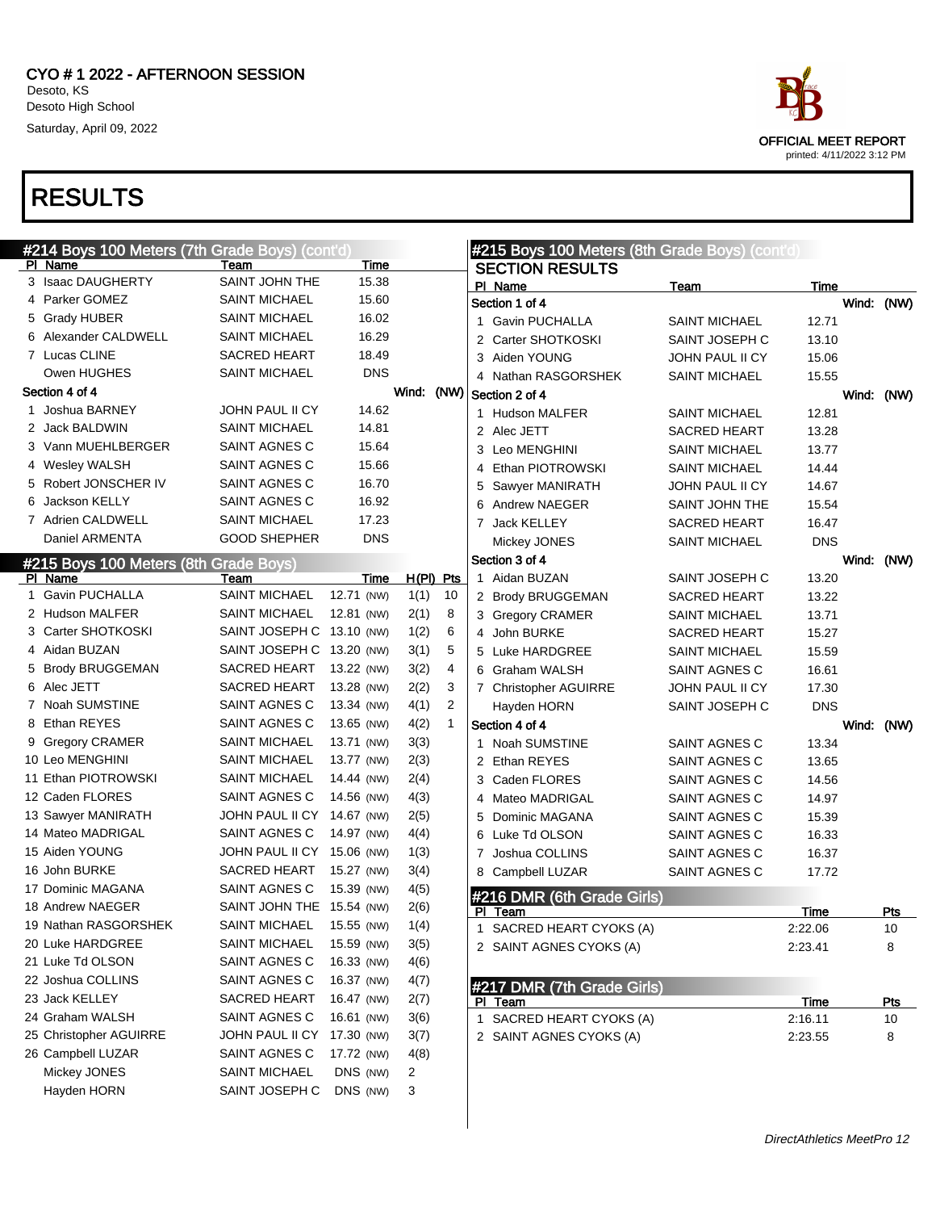# CYO # 1 2022 - AFTERNOON SESSION

Desoto, KS
Desoto High School
Saturday, April 09, 2022

OFFICIAL MEET REPORT
printed: 4/11/2022 3:12 PM

# RESULTS

## #214 Boys 100 Meters (7th Grade Boys) (cont'd)

| Pl | Name | Team | Time |
|---|---|---|---|
| 3 | Isaac DAUGHERTY | SAINT JOHN THE | 15.38 |
| 4 | Parker GOMEZ | SAINT MICHAEL | 15.60 |
| 5 | Grady HUBER | SAINT MICHAEL | 16.02 |
| 6 | Alexander CALDWELL | SAINT MICHAEL | 16.29 |
| 7 | Lucas CLINE | SACRED HEART | 18.49 |
| | Owen HUGHES | SAINT MICHAEL | DNS |

**Section 4 of 4** Wind: (NW)

| Pl | Name | Team | Time |
|---|---|---|---|
| 1 | Joshua BARNEY | JOHN PAUL II CY | 14.62 |
| 2 | Jack BALDWIN | SAINT MICHAEL | 14.81 |
| 3 | Vann MUEHLBERGER | SAINT AGNES C | 15.64 |
| 4 | Wesley WALSH | SAINT AGNES C | 15.66 |
| 5 | Robert JONSCHER IV | SAINT AGNES C | 16.70 |
| 6 | Jackson KELLY | SAINT AGNES C | 16.92 |
| 7 | Adrien CALDWELL | SAINT MICHAEL | 17.23 |
| | Daniel ARMENTA | GOOD SHEPHER | DNS |

## #215 Boys 100 Meters (8th Grade Boys)

| Pl | Name | Team | Time | H(Pl) | Pts |
|---|---|---|---|---|---|
| 1 | Gavin PUCHALLA | SAINT MICHAEL | 12.71 (NW) | 1(1) | 10 |
| 2 | Hudson MALFER | SAINT MICHAEL | 12.81 (NW) | 2(1) | 8 |
| 3 | Carter SHOTKOSKI | SAINT JOSEPH C | 13.10 (NW) | 1(2) | 6 |
| 4 | Aidan BUZAN | SAINT JOSEPH C | 13.20 (NW) | 3(1) | 5 |
| 5 | Brody BRUGGEMAN | SACRED HEART | 13.22 (NW) | 3(2) | 4 |
| 6 | Alec JETT | SACRED HEART | 13.28 (NW) | 2(2) | 3 |
| 7 | Noah SUMSTINE | SAINT AGNES C | 13.34 (NW) | 4(1) | 2 |
| 8 | Ethan REYES | SAINT AGNES C | 13.65 (NW) | 4(2) | 1 |
| 9 | Gregory CRAMER | SAINT MICHAEL | 13.71 (NW) | 3(3) | |
| 10 | Leo MENGHINI | SAINT MICHAEL | 13.77 (NW) | 2(3) | |
| 11 | Ethan PIOTROWSKI | SAINT MICHAEL | 14.44 (NW) | 2(4) | |
| 12 | Caden FLORES | SAINT AGNES C | 14.56 (NW) | 4(3) | |
| 13 | Sawyer MANIRATH | JOHN PAUL II CY | 14.67 (NW) | 2(5) | |
| 14 | Mateo MADRIGAL | SAINT AGNES C | 14.97 (NW) | 4(4) | |
| 15 | Aiden YOUNG | JOHN PAUL II CY | 15.06 (NW) | 1(3) | |
| 16 | John BURKE | SACRED HEART | 15.27 (NW) | 3(4) | |
| 17 | Dominic MAGANA | SAINT AGNES C | 15.39 (NW) | 4(5) | |
| 18 | Andrew NAEGER | SAINT JOHN THE | 15.54 (NW) | 2(6) | |
| 19 | Nathan RASGORSHEK | SAINT MICHAEL | 15.55 (NW) | 1(4) | |
| 20 | Luke HARDGREE | SAINT MICHAEL | 15.59 (NW) | 3(5) | |
| 21 | Luke Td OLSON | SAINT AGNES C | 16.33 (NW) | 4(6) | |
| 22 | Joshua COLLINS | SAINT AGNES C | 16.37 (NW) | 4(7) | |
| 23 | Jack KELLEY | SACRED HEART | 16.47 (NW) | 2(7) | |
| 24 | Graham WALSH | SAINT AGNES C | 16.61 (NW) | 3(6) | |
| 25 | Christopher AGUIRRE | JOHN PAUL II CY | 17.30 (NW) | 3(7) | |
| 26 | Campbell LUZAR | SAINT AGNES C | 17.72 (NW) | 4(8) | |
| | Mickey JONES | SAINT MICHAEL | DNS (NW) | 2 | |
| | Hayden HORN | SAINT JOSEPH C | DNS (NW) | 3 | |

## #215 Boys 100 Meters (8th Grade Boys) (cont'd)

### SECTION RESULTS

**Section 1 of 4** Wind: (NW)

| Pl | Name | Team | Time |
|---|---|---|---|
| 1 | Gavin PUCHALLA | SAINT MICHAEL | 12.71 |
| 2 | Carter SHOTKOSKI | SAINT JOSEPH C | 13.10 |
| 3 | Aiden YOUNG | JOHN PAUL II CY | 15.06 |
| 4 | Nathan RASGORSHEK | SAINT MICHAEL | 15.55 |

**Section 2 of 4** Wind: (NW)

| Pl | Name | Team | Time |
|---|---|---|---|
| 1 | Hudson MALFER | SAINT MICHAEL | 12.81 |
| 2 | Alec JETT | SACRED HEART | 13.28 |
| 3 | Leo MENGHINI | SAINT MICHAEL | 13.77 |
| 4 | Ethan PIOTROWSKI | SAINT MICHAEL | 14.44 |
| 5 | Sawyer MANIRATH | JOHN PAUL II CY | 14.67 |
| 6 | Andrew NAEGER | SAINT JOHN THE | 15.54 |
| 7 | Jack KELLEY | SACRED HEART | 16.47 |
| | Mickey JONES | SAINT MICHAEL | DNS |

**Section 3 of 4** Wind: (NW)

| Pl | Name | Team | Time |
|---|---|---|---|
| 1 | Aidan BUZAN | SAINT JOSEPH C | 13.20 |
| 2 | Brody BRUGGEMAN | SACRED HEART | 13.22 |
| 3 | Gregory CRAMER | SAINT MICHAEL | 13.71 |
| 4 | John BURKE | SACRED HEART | 15.27 |
| 5 | Luke HARDGREE | SAINT MICHAEL | 15.59 |
| 6 | Graham WALSH | SAINT AGNES C | 16.61 |
| 7 | Christopher AGUIRRE | JOHN PAUL II CY | 17.30 |
| | Hayden HORN | SAINT JOSEPH C | DNS |

**Section 4 of 4** Wind: (NW)

| Pl | Name | Team | Time |
|---|---|---|---|
| 1 | Noah SUMSTINE | SAINT AGNES C | 13.34 |
| 2 | Ethan REYES | SAINT AGNES C | 13.65 |
| 3 | Caden FLORES | SAINT AGNES C | 14.56 |
| 4 | Mateo MADRIGAL | SAINT AGNES C | 14.97 |
| 5 | Dominic MAGANA | SAINT AGNES C | 15.39 |
| 6 | Luke Td OLSON | SAINT AGNES C | 16.33 |
| 7 | Joshua COLLINS | SAINT AGNES C | 16.37 |
| 8 | Campbell LUZAR | SAINT AGNES C | 17.72 |

## #216 DMR (6th Grade Girls)

| Pl | Team | Time | Pts |
|---|---|---|---|
| 1 | SACRED HEART CYOKS (A) | 2:22.06 | 10 |
| 2 | SAINT AGNES CYOKS (A) | 2:23.41 | 8 |

## #217 DMR (7th Grade Girls)

| Pl | Team | Time | Pts |
|---|---|---|---|
| 1 | SACRED HEART CYOKS (A) | 2:16.11 | 10 |
| 2 | SAINT AGNES CYOKS (A) | 2:23.55 | 8 |

*DirectAthletics MeetPro 12*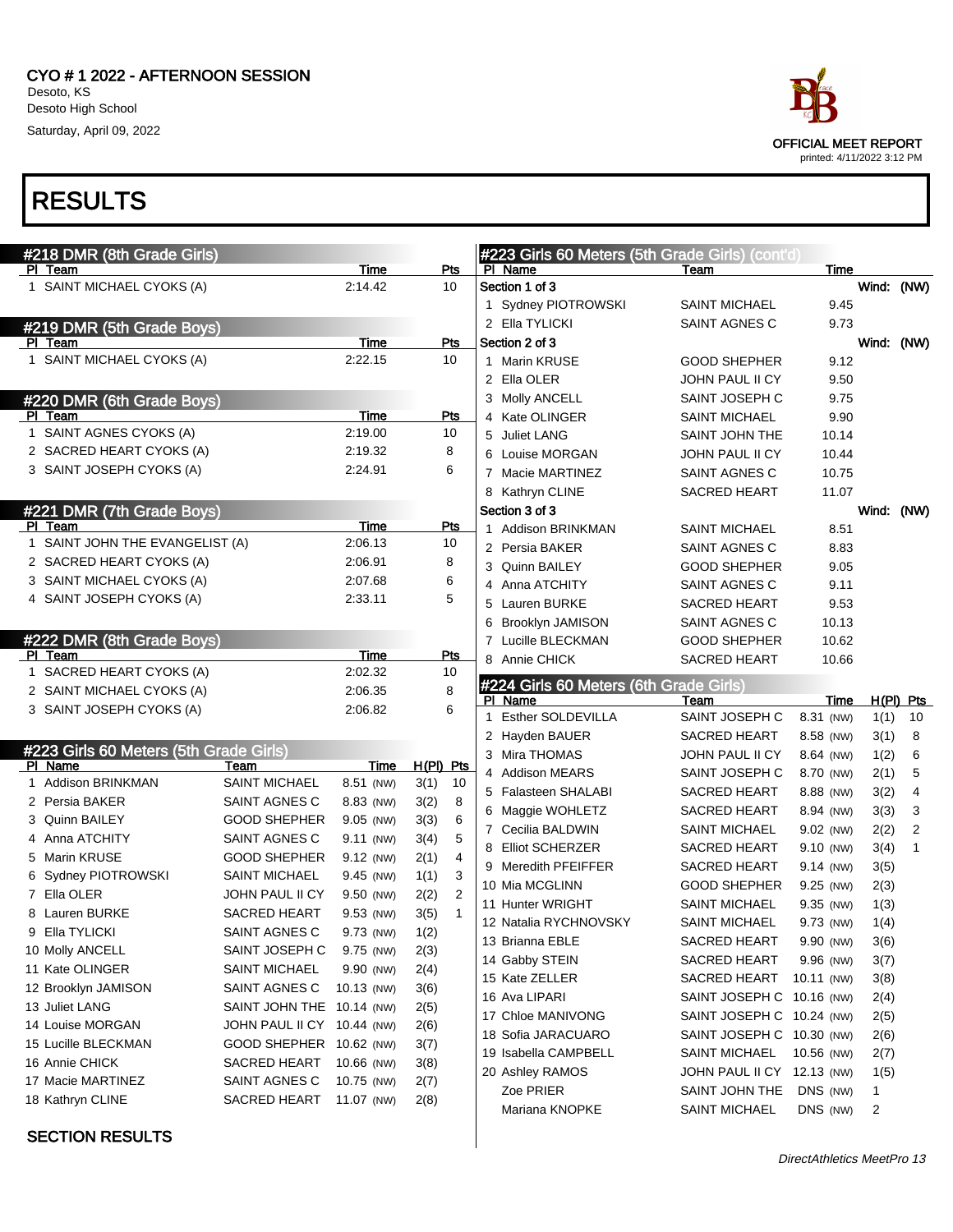CYO # 1 2022 - AFTERNOON SESSION
Desoto, KS
Desoto High School
Saturday, April 09, 2022

OFFICIAL MEET REPORT
printed: 4/11/2022 3:12 PM

# RESULTS

## #218 DMR (8th Grade Girls)

| Pl | Team | Time | Pts |
|---|---|---|---|
| 1 | SAINT MICHAEL CYOKS (A) | 2:14.42 | 10 |

## #219 DMR (5th Grade Boys)

| Pl | Team | Time | Pts |
|---|---|---|---|
| 1 | SAINT MICHAEL CYOKS (A) | 2:22.15 | 10 |

## #220 DMR (6th Grade Boys)

| Pl | Team | Time | Pts |
|---|---|---|---|
| 1 | SAINT AGNES CYOKS (A) | 2:19.00 | 10 |
| 2 | SACRED HEART CYOKS (A) | 2:19.32 | 8 |
| 3 | SAINT JOSEPH CYOKS (A) | 2:24.91 | 6 |

## #221 DMR (7th Grade Boys)

| Pl | Team | Time | Pts |
|---|---|---|---|
| 1 | SAINT JOHN THE EVANGELIST (A) | 2:06.13 | 10 |
| 2 | SACRED HEART CYOKS (A) | 2:06.91 | 8 |
| 3 | SAINT MICHAEL CYOKS (A) | 2:07.68 | 6 |
| 4 | SAINT JOSEPH CYOKS (A) | 2:33.11 | 5 |

## #222 DMR (8th Grade Boys)

| Pl | Team | Time | Pts |
|---|---|---|---|
| 1 | SACRED HEART CYOKS (A) | 2:02.32 | 10 |
| 2 | SAINT MICHAEL CYOKS (A) | 2:06.35 | 8 |
| 3 | SAINT JOSEPH CYOKS (A) | 2:06.82 | 6 |

## #223 Girls 60 Meters (5th Grade Girls)

| Pl | Name | Team | Time | | H(Pl) | Pts |
|---|---|---|---|---|---|---|
| 1 | Addison BRINKMAN | SAINT MICHAEL | 8.51 | (NW) | 3(1) | 10 |
| 2 | Persia BAKER | SAINT AGNES C | 8.83 | (NW) | 3(2) | 8 |
| 3 | Quinn BAILEY | GOOD SHEPHER | 9.05 | (NW) | 3(3) | 6 |
| 4 | Anna ATCHITY | SAINT AGNES C | 9.11 | (NW) | 3(4) | 5 |
| 5 | Marin KRUSE | GOOD SHEPHER | 9.12 | (NW) | 2(1) | 4 |
| 6 | Sydney PIOTROWSKI | SAINT MICHAEL | 9.45 | (NW) | 1(1) | 3 |
| 7 | Ella OLER | JOHN PAUL II CY | 9.50 | (NW) | 2(2) | 2 |
| 8 | Lauren BURKE | SACRED HEART | 9.53 | (NW) | 3(5) | 1 |
| 9 | Ella TYLICKI | SAINT AGNES C | 9.73 | (NW) | 1(2) | |
| 10 | Molly ANCELL | SAINT JOSEPH C | 9.75 | (NW) | 2(3) | |
| 11 | Kate OLINGER | SAINT MICHAEL | 9.90 | (NW) | 2(4) | |
| 12 | Brooklyn JAMISON | SAINT AGNES C | 10.13 | (NW) | 3(6) | |
| 13 | Juliet LANG | SAINT JOHN THE | 10.14 | (NW) | 2(5) | |
| 14 | Louise MORGAN | JOHN PAUL II CY | 10.44 | (NW) | 2(6) | |
| 15 | Lucille BLECKMAN | GOOD SHEPHER | 10.62 | (NW) | 3(7) | |
| 16 | Annie CHICK | SACRED HEART | 10.66 | (NW) | 3(8) | |
| 17 | Macie MARTINEZ | SAINT AGNES C | 10.75 | (NW) | 2(7) | |
| 18 | Kathryn CLINE | SACRED HEART | 11.07 | (NW) | 2(8) | |

### SECTION RESULTS

## #223 Girls 60 Meters (5th Grade Girls) (cont'd)

**Section 1 of 3** — Wind: (NW)

| Pl | Name | Team | Time |
|---|---|---|---|
| 1 | Sydney PIOTROWSKI | SAINT MICHAEL | 9.45 |
| 2 | Ella TYLICKI | SAINT AGNES C | 9.73 |

**Section 2 of 3** — Wind: (NW)

| Pl | Name | Team | Time |
|---|---|---|---|
| 1 | Marin KRUSE | GOOD SHEPHER | 9.12 |
| 2 | Ella OLER | JOHN PAUL II CY | 9.50 |
| 3 | Molly ANCELL | SAINT JOSEPH C | 9.75 |
| 4 | Kate OLINGER | SAINT MICHAEL | 9.90 |
| 5 | Juliet LANG | SAINT JOHN THE | 10.14 |
| 6 | Louise MORGAN | JOHN PAUL II CY | 10.44 |
| 7 | Macie MARTINEZ | SAINT AGNES C | 10.75 |
| 8 | Kathryn CLINE | SACRED HEART | 11.07 |

**Section 3 of 3** — Wind: (NW)

| Pl | Name | Team | Time |
|---|---|---|---|
| 1 | Addison BRINKMAN | SAINT MICHAEL | 8.51 |
| 2 | Persia BAKER | SAINT AGNES C | 8.83 |
| 3 | Quinn BAILEY | GOOD SHEPHER | 9.05 |
| 4 | Anna ATCHITY | SAINT AGNES C | 9.11 |
| 5 | Lauren BURKE | SACRED HEART | 9.53 |
| 6 | Brooklyn JAMISON | SAINT AGNES C | 10.13 |
| 7 | Lucille BLECKMAN | GOOD SHEPHER | 10.62 |
| 8 | Annie CHICK | SACRED HEART | 10.66 |

## #224 Girls 60 Meters (6th Grade Girls)

| Pl | Name | Team | Time | | H(Pl) | Pts |
|---|---|---|---|---|---|---|
| 1 | Esther SOLDEVILLA | SAINT JOSEPH C | 8.31 | (NW) | 1(1) | 10 |
| 2 | Hayden BAUER | SACRED HEART | 8.58 | (NW) | 3(1) | 8 |
| 3 | Mira THOMAS | JOHN PAUL II CY | 8.64 | (NW) | 1(2) | 6 |
| 4 | Addison MEARS | SAINT JOSEPH C | 8.70 | (NW) | 2(1) | 5 |
| 5 | Falasteen SHALABI | SACRED HEART | 8.88 | (NW) | 3(2) | 4 |
| 6 | Maggie WOHLETZ | SACRED HEART | 8.94 | (NW) | 3(3) | 3 |
| 7 | Cecilia BALDWIN | SAINT MICHAEL | 9.02 | (NW) | 2(2) | 2 |
| 8 | Elliot SCHERZER | SACRED HEART | 9.10 | (NW) | 3(4) | 1 |
| 9 | Meredith PFEIFFER | SACRED HEART | 9.14 | (NW) | 3(5) | |
| 10 | Mia MCGLINN | GOOD SHEPHER | 9.25 | (NW) | 2(3) | |
| 11 | Hunter WRIGHT | SAINT MICHAEL | 9.35 | (NW) | 1(3) | |
| 12 | Natalia RYCHNOVSKY | SAINT MICHAEL | 9.73 | (NW) | 1(4) | |
| 13 | Brianna EBLE | SACRED HEART | 9.90 | (NW) | 3(6) | |
| 14 | Gabby STEIN | SACRED HEART | 9.96 | (NW) | 3(7) | |
| 15 | Kate ZELLER | SACRED HEART | 10.11 | (NW) | 3(8) | |
| 16 | Ava LIPARI | SAINT JOSEPH C | 10.16 | (NW) | 2(4) | |
| 17 | Chloe MANIVONG | SAINT JOSEPH C | 10.24 | (NW) | 2(5) | |
| 18 | Sofia JARACUARO | SAINT JOSEPH C | 10.30 | (NW) | 2(6) | |
| 19 | Isabella CAMPBELL | SAINT MICHAEL | 10.56 | (NW) | 2(7) | |
| 20 | Ashley RAMOS | JOHN PAUL II CY | 12.13 | (NW) | 1(5) | |
| | Zoe PRIER | SAINT JOHN THE | DNS | (NW) | 1 | |
| | Mariana KNOPKE | SAINT MICHAEL | DNS | (NW) | 2 | |

DirectAthletics MeetPro 13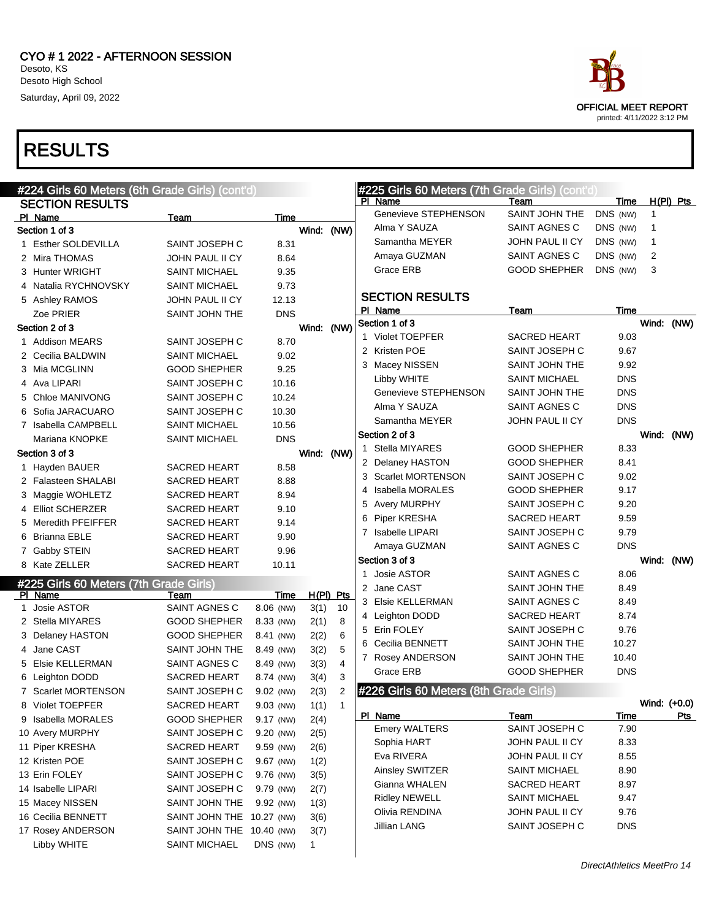# CYO # 1 2022 - AFTERNOON SESSION

Desoto, KS
Desoto High School
Saturday, April 09, 2022

OFFICIAL MEET REPORT
printed: 4/11/2022 3:12 PM

# RESULTS

## #224 Girls 60 Meters (6th Grade Girls) (cont'd)

### SECTION RESULTS

| Pl | Name | Team | Time |
|---|---|---|---|
| **Section 1 of 3** | | | Wind: (NW) |
| 1 | Esther SOLDEVILLA | SAINT JOSEPH C | 8.31 |
| 2 | Mira THOMAS | JOHN PAUL II CY | 8.64 |
| 3 | Hunter WRIGHT | SAINT MICHAEL | 9.35 |
| 4 | Natalia RYCHNOVSKY | SAINT MICHAEL | 9.73 |
| 5 | Ashley RAMOS | JOHN PAUL II CY | 12.13 |
| | Zoe PRIER | SAINT JOHN THE | DNS |
| **Section 2 of 3** | | | Wind: (NW) |
| 1 | Addison MEARS | SAINT JOSEPH C | 8.70 |
| 2 | Cecilia BALDWIN | SAINT MICHAEL | 9.02 |
| 3 | Mia MCGLINN | GOOD SHEPHER | 9.25 |
| 4 | Ava LIPARI | SAINT JOSEPH C | 10.16 |
| 5 | Chloe MANIVONG | SAINT JOSEPH C | 10.24 |
| 6 | Sofia JARACUARO | SAINT JOSEPH C | 10.30 |
| 7 | Isabella CAMPBELL | SAINT MICHAEL | 10.56 |
| | Mariana KNOPKE | SAINT MICHAEL | DNS |
| **Section 3 of 3** | | | Wind: (NW) |
| 1 | Hayden BAUER | SACRED HEART | 8.58 |
| 2 | Falasteen SHALABI | SACRED HEART | 8.88 |
| 3 | Maggie WOHLETZ | SACRED HEART | 8.94 |
| 4 | Elliot SCHERZER | SACRED HEART | 9.10 |
| 5 | Meredith PFEIFFER | SACRED HEART | 9.14 |
| 6 | Brianna EBLE | SACRED HEART | 9.90 |
| 7 | Gabby STEIN | SACRED HEART | 9.96 |
| 8 | Kate ZELLER | SACRED HEART | 10.11 |

## #225 Girls 60 Meters (7th Grade Girls)

| Pl | Name | Team | Time | | H(Pl) | Pts |
|---|---|---|---|---|---|---|
| 1 | Josie ASTOR | SAINT AGNES C | 8.06 | (NW) | 3(1) | 10 |
| 2 | Stella MIYARES | GOOD SHEPHER | 8.33 | (NW) | 2(1) | 8 |
| 3 | Delaney HASTON | GOOD SHEPHER | 8.41 | (NW) | 2(2) | 6 |
| 4 | Jane CAST | SAINT JOHN THE | 8.49 | (NW) | 3(2) | 5 |
| 5 | Elsie KELLERMAN | SAINT AGNES C | 8.49 | (NW) | 3(3) | 4 |
| 6 | Leighton DODD | SACRED HEART | 8.74 | (NW) | 3(4) | 3 |
| 7 | Scarlet MORTENSON | SAINT JOSEPH C | 9.02 | (NW) | 2(3) | 2 |
| 8 | Violet TOEPFER | SACRED HEART | 9.03 | (NW) | 1(1) | 1 |
| 9 | Isabella MORALES | GOOD SHEPHER | 9.17 | (NW) | 2(4) | |
| 10 | Avery MURPHY | SAINT JOSEPH C | 9.20 | (NW) | 2(5) | |
| 11 | Piper KRESHA | SACRED HEART | 9.59 | (NW) | 2(6) | |
| 12 | Kristen POE | SAINT JOSEPH C | 9.67 | (NW) | 1(2) | |
| 13 | Erin FOLEY | SAINT JOSEPH C | 9.76 | (NW) | 3(5) | |
| 14 | Isabelle LIPARI | SAINT JOSEPH C | 9.79 | (NW) | 2(7) | |
| 15 | Macey NISSEN | SAINT JOHN THE | 9.92 | (NW) | 1(3) | |
| 16 | Cecilia BENNETT | SAINT JOHN THE | 10.27 | (NW) | 3(6) | |
| 17 | Rosey ANDERSON | SAINT JOHN THE | 10.40 | (NW) | 3(7) | |
| | Libby WHITE | SAINT MICHAEL | DNS | (NW) | 1 | |
| | Genevieve STEPHENSON | SAINT JOHN THE | DNS | (NW) | 1 | |
| | Alma Y SAUZA | SAINT AGNES C | DNS | (NW) | 1 | |
| | Samantha MEYER | JOHN PAUL II CY | DNS | (NW) | 1 | |
| | Amaya GUZMAN | SAINT AGNES C | DNS | (NW) | 2 | |
| | Grace ERB | GOOD SHEPHER | DNS | (NW) | 3 | |

### SECTION RESULTS

| Pl | Name | Team | Time |
|---|---|---|---|
| **Section 1 of 3** | | | Wind: (NW) |
| 1 | Violet TOEPFER | SACRED HEART | 9.03 |
| 2 | Kristen POE | SAINT JOSEPH C | 9.67 |
| 3 | Macey NISSEN | SAINT JOHN THE | 9.92 |
| | Libby WHITE | SAINT MICHAEL | DNS |
| | Genevieve STEPHENSON | SAINT JOHN THE | DNS |
| | Alma Y SAUZA | SAINT AGNES C | DNS |
| | Samantha MEYER | JOHN PAUL II CY | DNS |
| **Section 2 of 3** | | | Wind: (NW) |
| 1 | Stella MIYARES | GOOD SHEPHER | 8.33 |
| 2 | Delaney HASTON | GOOD SHEPHER | 8.41 |
| 3 | Scarlet MORTENSON | SAINT JOSEPH C | 9.02 |
| 4 | Isabella MORALES | GOOD SHEPHER | 9.17 |
| 5 | Avery MURPHY | SAINT JOSEPH C | 9.20 |
| 6 | Piper KRESHA | SACRED HEART | 9.59 |
| 7 | Isabelle LIPARI | SAINT JOSEPH C | 9.79 |
| | Amaya GUZMAN | SAINT AGNES C | DNS |
| **Section 3 of 3** | | | Wind: (NW) |
| 1 | Josie ASTOR | SAINT AGNES C | 8.06 |
| 2 | Jane CAST | SAINT JOHN THE | 8.49 |
| 3 | Elsie KELLERMAN | SAINT AGNES C | 8.49 |
| 4 | Leighton DODD | SACRED HEART | 8.74 |
| 5 | Erin FOLEY | SAINT JOSEPH C | 9.76 |
| 6 | Cecilia BENNETT | SAINT JOHN THE | 10.27 |
| 7 | Rosey ANDERSON | SAINT JOHN THE | 10.40 |
| | Grace ERB | GOOD SHEPHER | DNS |

## #226 Girls 60 Meters (8th Grade Girls)

Wind: (+0.0)

| Pl | Name | Team | Time | Pts |
|---|---|---|---|---|
| | Emery WALTERS | SAINT JOSEPH C | 7.90 | |
| | Sophia HART | JOHN PAUL II CY | 8.33 | |
| | Eva RIVERA | JOHN PAUL II CY | 8.55 | |
| | Ainsley SWITZER | SAINT MICHAEL | 8.90 | |
| | Gianna WHALEN | SACRED HEART | 8.97 | |
| | Ridley NEWELL | SAINT MICHAEL | 9.47 | |
| | Olivia RENDINA | JOHN PAUL II CY | 9.76 | |
| | Jillian LANG | SAINT JOSEPH C | DNS | |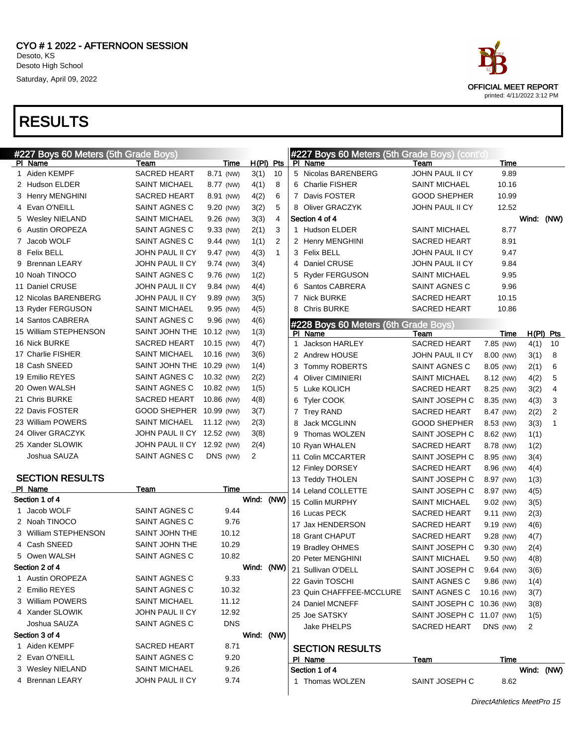CYO # 1 2022 - AFTERNOON SESSION
Desoto, KS
Desoto High School
Saturday, April 09, 2022

OFFICIAL MEET REPORT
printed: 4/11/2022 3:12 PM

# RESULTS

## #227 Boys 60 Meters (5th Grade Boys)

| Pl | Name | Team | Time | | H(Pl) | Pts |
|---|---|---|---|---|---|---|
| 1 | Aiden KEMPF | SACRED HEART | 8.71 | (NW) | 3(1) | 10 |
| 2 | Hudson ELDER | SAINT MICHAEL | 8.77 | (NW) | 4(1) | 8 |
| 3 | Henry MENGHINI | SACRED HEART | 8.91 | (NW) | 4(2) | 6 |
| 4 | Evan O'NEILL | SAINT AGNES C | 9.20 | (NW) | 3(2) | 5 |
| 5 | Wesley NIELAND | SAINT MICHAEL | 9.26 | (NW) | 3(3) | 4 |
| 6 | Austin OROPEZA | SAINT AGNES C | 9.33 | (NW) | 2(1) | 3 |
| 7 | Jacob WOLF | SAINT AGNES C | 9.44 | (NW) | 1(1) | 2 |
| 8 | Felix BELL | JOHN PAUL II CY | 9.47 | (NW) | 4(3) | 1 |
| 9 | Brennan LEARY | JOHN PAUL II CY | 9.74 | (NW) | 3(4) | |
| 10 | Noah TINOCO | SAINT AGNES C | 9.76 | (NW) | 1(2) | |
| 11 | Daniel CRUSE | JOHN PAUL II CY | 9.84 | (NW) | 4(4) | |
| 12 | Nicolas BARENBERG | JOHN PAUL II CY | 9.89 | (NW) | 3(5) | |
| 13 | Ryder FERGUSON | SAINT MICHAEL | 9.95 | (NW) | 4(5) | |
| 14 | Santos CABRERA | SAINT AGNES C | 9.96 | (NW) | 4(6) | |
| 15 | William STEPHENSON | SAINT JOHN THE | 10.12 | (NW) | 1(3) | |
| 16 | Nick BURKE | SACRED HEART | 10.15 | (NW) | 4(7) | |
| 17 | Charlie FISHER | SAINT MICHAEL | 10.16 | (NW) | 3(6) | |
| 18 | Cash SNEED | SAINT JOHN THE | 10.29 | (NW) | 1(4) | |
| 19 | Emilio REYES | SAINT AGNES C | 10.32 | (NW) | 2(2) | |
| 20 | Owen WALSH | SAINT AGNES C | 10.82 | (NW) | 1(5) | |
| 21 | Chris BURKE | SACRED HEART | 10.86 | (NW) | 4(8) | |
| 22 | Davis FOSTER | GOOD SHEPHER | 10.99 | (NW) | 3(7) | |
| 23 | William POWERS | SAINT MICHAEL | 11.12 | (NW) | 2(3) | |
| 24 | Oliver GRACZYK | JOHN PAUL II CY | 12.52 | (NW) | 3(8) | |
| 25 | Xander SLOWIK | JOHN PAUL II CY | 12.92 | (NW) | 2(4) | |
| | Joshua SAUZA | SAINT AGNES C | DNS | (NW) | 2 | |

### SECTION RESULTS

| Pl | Name | Team | Time |
|---|---|---|---|
| **Section 1 of 4** | | | Wind: (NW) |
| 1 | Jacob WOLF | SAINT AGNES C | 9.44 |
| 2 | Noah TINOCO | SAINT AGNES C | 9.76 |
| 3 | William STEPHENSON | SAINT JOHN THE | 10.12 |
| 4 | Cash SNEED | SAINT JOHN THE | 10.29 |
| 5 | Owen WALSH | SAINT AGNES C | 10.82 |
| **Section 2 of 4** | | | Wind: (NW) |
| 1 | Austin OROPEZA | SAINT AGNES C | 9.33 |
| 2 | Emilio REYES | SAINT AGNES C | 10.32 |
| 3 | William POWERS | SAINT MICHAEL | 11.12 |
| 4 | Xander SLOWIK | JOHN PAUL II CY | 12.92 |
| | Joshua SAUZA | SAINT AGNES C | DNS |
| **Section 3 of 4** | | | Wind: (NW) |
| 1 | Aiden KEMPF | SACRED HEART | 8.71 |
| 2 | Evan O'NEILL | SAINT AGNES C | 9.20 |
| 3 | Wesley NIELAND | SAINT MICHAEL | 9.26 |
| 4 | Brennan LEARY | JOHN PAUL II CY | 9.74 |
| 5 | Nicolas BARENBERG | JOHN PAUL II CY | 9.89 |
| 6 | Charlie FISHER | SAINT MICHAEL | 10.16 |
| 7 | Davis FOSTER | GOOD SHEPHER | 10.99 |
| 8 | Oliver GRACZYK | JOHN PAUL II CY | 12.52 |
| **Section 4 of 4** | | | Wind: (NW) |
| 1 | Hudson ELDER | SAINT MICHAEL | 8.77 |
| 2 | Henry MENGHINI | SACRED HEART | 8.91 |
| 3 | Felix BELL | JOHN PAUL II CY | 9.47 |
| 4 | Daniel CRUSE | JOHN PAUL II CY | 9.84 |
| 5 | Ryder FERGUSON | SAINT MICHAEL | 9.95 |
| 6 | Santos CABRERA | SAINT AGNES C | 9.96 |
| 7 | Nick BURKE | SACRED HEART | 10.15 |
| 8 | Chris BURKE | SACRED HEART | 10.86 |

## #228 Boys 60 Meters (6th Grade Boys)

| Pl | Name | Team | Time | | H(Pl) | Pts |
|---|---|---|---|---|---|---|
| 1 | Jackson HARLEY | SACRED HEART | 7.85 | (NW) | 4(1) | 10 |
| 2 | Andrew HOUSE | JOHN PAUL II CY | 8.00 | (NW) | 3(1) | 8 |
| 3 | Tommy ROBERTS | SAINT AGNES C | 8.05 | (NW) | 2(1) | 6 |
| 4 | Oliver CIMINIERI | SAINT MICHAEL | 8.12 | (NW) | 4(2) | 5 |
| 5 | Luke KOLICH | SACRED HEART | 8.25 | (NW) | 3(2) | 4 |
| 6 | Tyler COOK | SAINT JOSEPH C | 8.35 | (NW) | 4(3) | 3 |
| 7 | Trey RAND | SACRED HEART | 8.47 | (NW) | 2(2) | 2 |
| 8 | Jack MCGLINN | GOOD SHEPHER | 8.53 | (NW) | 3(3) | 1 |
| 9 | Thomas WOLZEN | SAINT JOSEPH C | 8.62 | (NW) | 1(1) | |
| 10 | Ryan WHALEN | SACRED HEART | 8.78 | (NW) | 1(2) | |
| 11 | Colin MCCARTER | SAINT JOSEPH C | 8.95 | (NW) | 3(4) | |
| 12 | Finley DORSEY | SACRED HEART | 8.96 | (NW) | 4(4) | |
| 13 | Teddy THOLEN | SAINT JOSEPH C | 8.97 | (NW) | 1(3) | |
| 14 | Leland COLLETTE | SAINT JOSEPH C | 8.97 | (NW) | 4(5) | |
| 15 | Collin MURPHY | SAINT MICHAEL | 9.02 | (NW) | 3(5) | |
| 16 | Lucas PECK | SACRED HEART | 9.11 | (NW) | 2(3) | |
| 17 | Jax HENDERSON | SACRED HEART | 9.19 | (NW) | 4(6) | |
| 18 | Grant CHAPUT | SACRED HEART | 9.28 | (NW) | 4(7) | |
| 19 | Bradley OHMES | SAINT JOSEPH C | 9.30 | (NW) | 2(4) | |
| 20 | Peter MENGHINI | SAINT MICHAEL | 9.50 | (NW) | 4(8) | |
| 21 | Sullivan O'DELL | SAINT JOSEPH C | 9.64 | (NW) | 3(6) | |
| 22 | Gavin TOSCHI | SAINT AGNES C | 9.86 | (NW) | 1(4) | |
| 23 | Quin CHAFFFEE-MCCLURE | SAINT AGNES C | 10.16 | (NW) | 3(7) | |
| 24 | Daniel MCNEFF | SAINT JOSEPH C | 10.36 | (NW) | 3(8) | |
| 25 | Joe SATSKY | SAINT JOSEPH C | 11.07 | (NW) | 1(5) | |
| | Jake PHELPS | SACRED HEART | DNS | (NW) | 2 | |

### SECTION RESULTS

| Pl | Name | Team | Time |
|---|---|---|---|
| **Section 1 of 4** | | | Wind: (NW) |
| 1 | Thomas WOLZEN | SAINT JOSEPH C | 8.62 |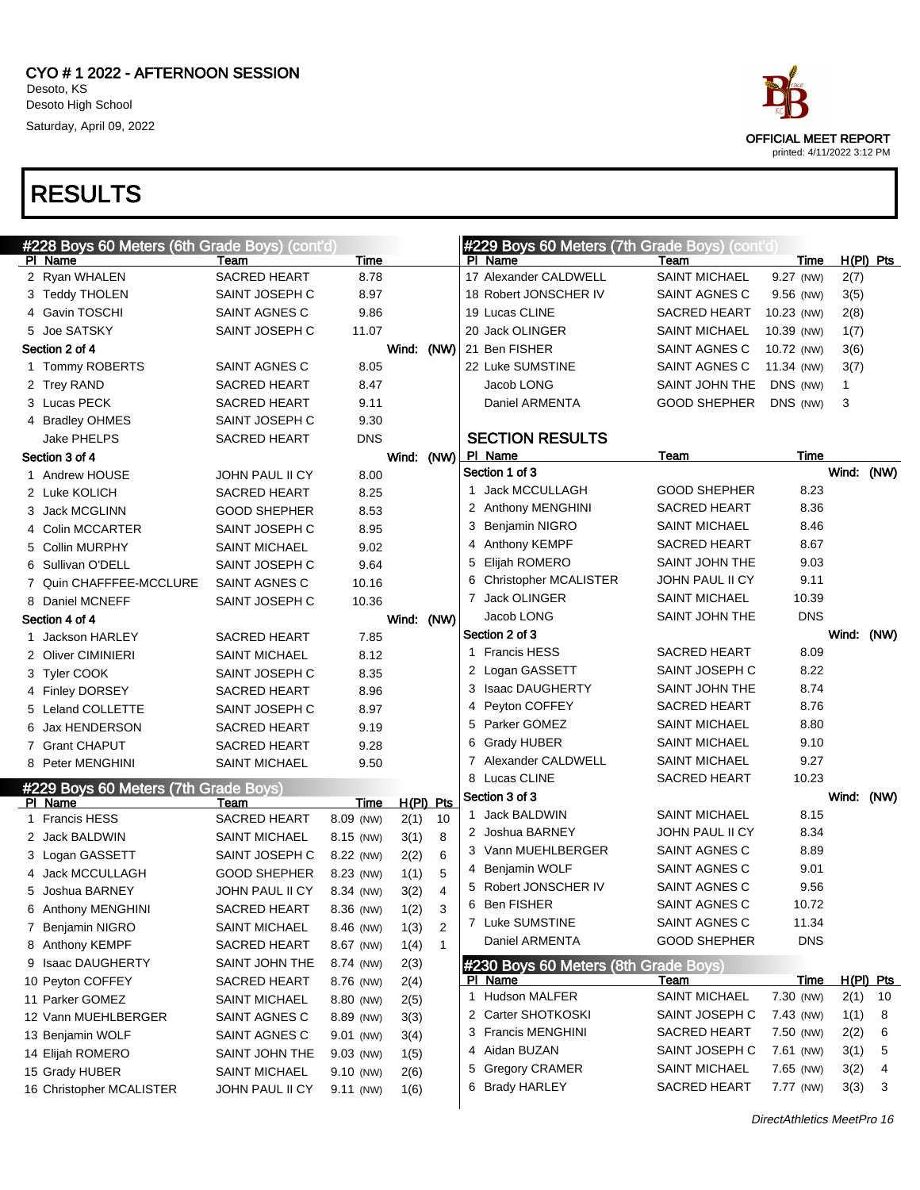# CYO # 1 2022 - AFTERNOON SESSION

Desoto, KS
Desoto High School
Saturday, April 09, 2022

OFFICIAL MEET REPORT
printed: 4/11/2022 3:12 PM

# RESULTS

## #228 Boys 60 Meters (6th Grade Boys) (cont'd)

| Pl | Name | Team | Time |
|---|---|---|---|
| 2 | Ryan WHALEN | SACRED HEART | 8.78 |
| 3 | Teddy THOLEN | SAINT JOSEPH C | 8.97 |
| 4 | Gavin TOSCHI | SAINT AGNES C | 9.86 |
| 5 | Joe SATSKY | SAINT JOSEPH C | 11.07 |
| **Section 2 of 4** | | | **Wind: (NW)** |
| 1 | Tommy ROBERTS | SAINT AGNES C | 8.05 |
| 2 | Trey RAND | SACRED HEART | 8.47 |
| 3 | Lucas PECK | SACRED HEART | 9.11 |
| 4 | Bradley OHMES | SAINT JOSEPH C | 9.30 |
| | Jake PHELPS | SACRED HEART | DNS |
| **Section 3 of 4** | | | **Wind: (NW)** |
| 1 | Andrew HOUSE | JOHN PAUL II CY | 8.00 |
| 2 | Luke KOLICH | SACRED HEART | 8.25 |
| 3 | Jack MCGLINN | GOOD SHEPHER | 8.53 |
| 4 | Colin MCCARTER | SAINT JOSEPH C | 8.95 |
| 5 | Collin MURPHY | SAINT MICHAEL | 9.02 |
| 6 | Sullivan O'DELL | SAINT JOSEPH C | 9.64 |
| 7 | Quin CHAFFFEE-MCCLURE | SAINT AGNES C | 10.16 |
| 8 | Daniel MCNEFF | SAINT JOSEPH C | 10.36 |
| **Section 4 of 4** | | | **Wind: (NW)** |
| 1 | Jackson HARLEY | SACRED HEART | 7.85 |
| 2 | Oliver CIMINIERI | SAINT MICHAEL | 8.12 |
| 3 | Tyler COOK | SAINT JOSEPH C | 8.35 |
| 4 | Finley DORSEY | SACRED HEART | 8.96 |
| 5 | Leland COLLETTE | SAINT JOSEPH C | 8.97 |
| 6 | Jax HENDERSON | SACRED HEART | 9.19 |
| 7 | Grant CHAPUT | SACRED HEART | 9.28 |
| 8 | Peter MENGHINI | SAINT MICHAEL | 9.50 |

## #229 Boys 60 Meters (7th Grade Boys)

| Pl | Name | Team | Time | | H(Pl) | Pts |
|---|---|---|---|---|---|---|
| 1 | Francis HESS | SACRED HEART | 8.09 | (NW) | 2(1) | 10 |
| 2 | Jack BALDWIN | SAINT MICHAEL | 8.15 | (NW) | 3(1) | 8 |
| 3 | Logan GASSETT | SAINT JOSEPH C | 8.22 | (NW) | 2(2) | 6 |
| 4 | Jack MCCULLAGH | GOOD SHEPHER | 8.23 | (NW) | 1(1) | 5 |
| 5 | Joshua BARNEY | JOHN PAUL II CY | 8.34 | (NW) | 3(2) | 4 |
| 6 | Anthony MENGHINI | SACRED HEART | 8.36 | (NW) | 1(2) | 3 |
| 7 | Benjamin NIGRO | SAINT MICHAEL | 8.46 | (NW) | 1(3) | 2 |
| 8 | Anthony KEMPF | SACRED HEART | 8.67 | (NW) | 1(4) | 1 |
| 9 | Isaac DAUGHERTY | SAINT JOHN THE | 8.74 | (NW) | 2(3) | |
| 10 | Peyton COFFEY | SACRED HEART | 8.76 | (NW) | 2(4) | |
| 11 | Parker GOMEZ | SAINT MICHAEL | 8.80 | (NW) | 2(5) | |
| 12 | Vann MUEHLBERGER | SAINT AGNES C | 8.89 | (NW) | 3(3) | |
| 13 | Benjamin WOLF | SAINT AGNES C | 9.01 | (NW) | 3(4) | |
| 14 | Elijah ROMERO | SAINT JOHN THE | 9.03 | (NW) | 1(5) | |
| 15 | Grady HUBER | SAINT MICHAEL | 9.10 | (NW) | 2(6) | |
| 16 | Christopher MCALISTER | JOHN PAUL II CY | 9.11 | (NW) | 1(6) | |
| 17 | Alexander CALDWELL | SAINT MICHAEL | 9.27 | (NW) | 2(7) | |
| 18 | Robert JONSCHER IV | SAINT AGNES C | 9.56 | (NW) | 3(5) | |
| 19 | Lucas CLINE | SACRED HEART | 10.23 | (NW) | 2(8) | |
| 20 | Jack OLINGER | SAINT MICHAEL | 10.39 | (NW) | 1(7) | |
| 21 | Ben FISHER | SAINT AGNES C | 10.72 | (NW) | 3(6) | |
| 22 | Luke SUMSTINE | SAINT AGNES C | 11.34 | (NW) | 3(7) | |
| | Jacob LONG | SAINT JOHN THE | DNS | (NW) | 1 | |
| | Daniel ARMENTA | GOOD SHEPHER | DNS | (NW) | 3 | |

### SECTION RESULTS

| Pl | Name | Team | Time |
|---|---|---|---|
| **Section 1 of 3** | | | **Wind: (NW)** |
| 1 | Jack MCCULLAGH | GOOD SHEPHER | 8.23 |
| 2 | Anthony MENGHINI | SACRED HEART | 8.36 |
| 3 | Benjamin NIGRO | SAINT MICHAEL | 8.46 |
| 4 | Anthony KEMPF | SACRED HEART | 8.67 |
| 5 | Elijah ROMERO | SAINT JOHN THE | 9.03 |
| 6 | Christopher MCALISTER | JOHN PAUL II CY | 9.11 |
| 7 | Jack OLINGER | SAINT MICHAEL | 10.39 |
| | Jacob LONG | SAINT JOHN THE | DNS |
| **Section 2 of 3** | | | **Wind: (NW)** |
| 1 | Francis HESS | SACRED HEART | 8.09 |
| 2 | Logan GASSETT | SAINT JOSEPH C | 8.22 |
| 3 | Isaac DAUGHERTY | SAINT JOHN THE | 8.74 |
| 4 | Peyton COFFEY | SACRED HEART | 8.76 |
| 5 | Parker GOMEZ | SAINT MICHAEL | 8.80 |
| 6 | Grady HUBER | SAINT MICHAEL | 9.10 |
| 7 | Alexander CALDWELL | SAINT MICHAEL | 9.27 |
| 8 | Lucas CLINE | SACRED HEART | 10.23 |
| **Section 3 of 3** | | | **Wind: (NW)** |
| 1 | Jack BALDWIN | SAINT MICHAEL | 8.15 |
| 2 | Joshua BARNEY | JOHN PAUL II CY | 8.34 |
| 3 | Vann MUEHLBERGER | SAINT AGNES C | 8.89 |
| 4 | Benjamin WOLF | SAINT AGNES C | 9.01 |
| 5 | Robert JONSCHER IV | SAINT AGNES C | 9.56 |
| 6 | Ben FISHER | SAINT AGNES C | 10.72 |
| 7 | Luke SUMSTINE | SAINT AGNES C | 11.34 |
| | Daniel ARMENTA | GOOD SHEPHER | DNS |

## #230 Boys 60 Meters (8th Grade Boys)

| Pl | Name | Team | Time | | H(Pl) | Pts |
|---|---|---|---|---|---|---|
| 1 | Hudson MALFER | SAINT MICHAEL | 7.30 | (NW) | 2(1) | 10 |
| 2 | Carter SHOTKOSKI | SAINT JOSEPH C | 7.43 | (NW) | 1(1) | 8 |
| 3 | Francis MENGHINI | SACRED HEART | 7.50 | (NW) | 2(2) | 6 |
| 4 | Aidan BUZAN | SAINT JOSEPH C | 7.61 | (NW) | 3(1) | 5 |
| 5 | Gregory CRAMER | SAINT MICHAEL | 7.65 | (NW) | 3(2) | 4 |
| 6 | Brady HARLEY | SACRED HEART | 7.77 | (NW) | 3(3) | 3 |

*DirectAthletics MeetPro 16*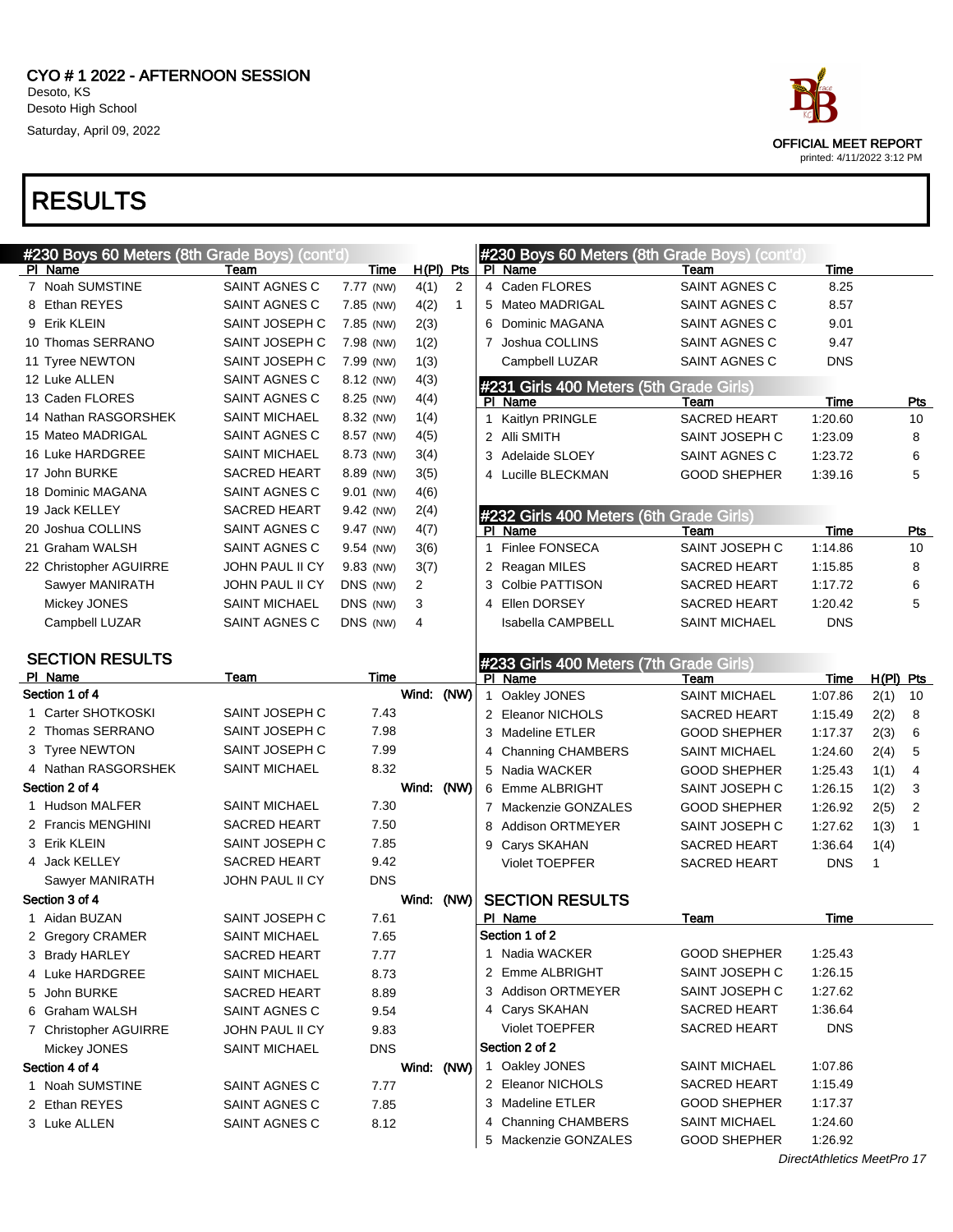CYO # 1 2022 - AFTERNOON SESSION
Desoto, KS
Desoto High School
Saturday, April 09, 2022

OFFICIAL MEET REPORT
printed: 4/11/2022 3:12 PM

# RESULTS

## #230 Boys 60 Meters (8th Grade Boys) (cont'd)

| Pl | Name | Team | Time | | H(Pl) | Pts |
|---|---|---|---|---|---|---|
| 7 | Noah SUMSTINE | SAINT AGNES C | 7.77 | (NW) | 4(1) | 2 |
| 8 | Ethan REYES | SAINT AGNES C | 7.85 | (NW) | 4(2) | 1 |
| 9 | Erik KLEIN | SAINT JOSEPH C | 7.85 | (NW) | 2(3) | |
| 10 | Thomas SERRANO | SAINT JOSEPH C | 7.98 | (NW) | 1(2) | |
| 11 | Tyree NEWTON | SAINT JOSEPH C | 7.99 | (NW) | 1(3) | |
| 12 | Luke ALLEN | SAINT AGNES C | 8.12 | (NW) | 4(3) | |
| 13 | Caden FLORES | SAINT AGNES C | 8.25 | (NW) | 4(4) | |
| 14 | Nathan RASGORSHEK | SAINT MICHAEL | 8.32 | (NW) | 1(4) | |
| 15 | Mateo MADRIGAL | SAINT AGNES C | 8.57 | (NW) | 4(5) | |
| 16 | Luke HARDGREE | SAINT MICHAEL | 8.73 | (NW) | 3(4) | |
| 17 | John BURKE | SACRED HEART | 8.89 | (NW) | 3(5) | |
| 18 | Dominic MAGANA | SAINT AGNES C | 9.01 | (NW) | 4(6) | |
| 19 | Jack KELLEY | SACRED HEART | 9.42 | (NW) | 2(4) | |
| 20 | Joshua COLLINS | SAINT AGNES C | 9.47 | (NW) | 4(7) | |
| 21 | Graham WALSH | SAINT AGNES C | 9.54 | (NW) | 3(6) | |
| 22 | Christopher AGUIRRE | JOHN PAUL II CY | 9.83 | (NW) | 3(7) | |
| | Sawyer MANIRATH | JOHN PAUL II CY | DNS | (NW) | 2 | |
| | Mickey JONES | SAINT MICHAEL | DNS | (NW) | 3 | |
| | Campbell LUZAR | SAINT AGNES C | DNS | (NW) | 4 | |

### SECTION RESULTS

| Pl | Name | Team | Time |
|---|---|---|---|
| **Section 1 of 4** | | | Wind: (NW) |
| 1 | Carter SHOTKOSKI | SAINT JOSEPH C | 7.43 |
| 2 | Thomas SERRANO | SAINT JOSEPH C | 7.98 |
| 3 | Tyree NEWTON | SAINT JOSEPH C | 7.99 |
| 4 | Nathan RASGORSHEK | SAINT MICHAEL | 8.32 |
| **Section 2 of 4** | | | Wind: (NW) |
| 1 | Hudson MALFER | SAINT MICHAEL | 7.30 |
| 2 | Francis MENGHINI | SACRED HEART | 7.50 |
| 3 | Erik KLEIN | SAINT JOSEPH C | 7.85 |
| 4 | Jack KELLEY | SACRED HEART | 9.42 |
| | Sawyer MANIRATH | JOHN PAUL II CY | DNS |
| **Section 3 of 4** | | | Wind: (NW) |
| 1 | Aidan BUZAN | SAINT JOSEPH C | 7.61 |
| 2 | Gregory CRAMER | SAINT MICHAEL | 7.65 |
| 3 | Brady HARLEY | SACRED HEART | 7.77 |
| 4 | Luke HARDGREE | SAINT MICHAEL | 8.73 |
| 5 | John BURKE | SACRED HEART | 8.89 |
| 6 | Graham WALSH | SAINT AGNES C | 9.54 |
| 7 | Christopher AGUIRRE | JOHN PAUL II CY | 9.83 |
| | Mickey JONES | SAINT MICHAEL | DNS |
| **Section 4 of 4** | | | Wind: (NW) |
| 1 | Noah SUMSTINE | SAINT AGNES C | 7.77 |
| 2 | Ethan REYES | SAINT AGNES C | 7.85 |
| 3 | Luke ALLEN | SAINT AGNES C | 8.12 |
| 4 | Caden FLORES | SAINT AGNES C | 8.25 |
| 5 | Mateo MADRIGAL | SAINT AGNES C | 8.57 |
| 6 | Dominic MAGANA | SAINT AGNES C | 9.01 |
| 7 | Joshua COLLINS | SAINT AGNES C | 9.47 |
| | Campbell LUZAR | SAINT AGNES C | DNS |

## #231 Girls 400 Meters (5th Grade Girls)

| Pl | Name | Team | Time | Pts |
|---|---|---|---|---|
| 1 | Kaitlyn PRINGLE | SACRED HEART | 1:20.60 | 10 |
| 2 | Alli SMITH | SAINT JOSEPH C | 1:23.09 | 8 |
| 3 | Adelaide SLOEY | SAINT AGNES C | 1:23.72 | 6 |
| 4 | Lucille BLECKMAN | GOOD SHEPHER | 1:39.16 | 5 |

## #232 Girls 400 Meters (6th Grade Girls)

| Pl | Name | Team | Time | Pts |
|---|---|---|---|---|
| 1 | Finlee FONSECA | SAINT JOSEPH C | 1:14.86 | 10 |
| 2 | Reagan MILES | SACRED HEART | 1:15.85 | 8 |
| 3 | Colbie PATTISON | SACRED HEART | 1:17.72 | 6 |
| 4 | Ellen DORSEY | SACRED HEART | 1:20.42 | 5 |
| | Isabella CAMPBELL | SAINT MICHAEL | DNS | |

## #233 Girls 400 Meters (7th Grade Girls)

| Pl | Name | Team | Time | H(Pl) | Pts |
|---|---|---|---|---|---|
| 1 | Oakley JONES | SAINT MICHAEL | 1:07.86 | 2(1) | 10 |
| 2 | Eleanor NICHOLS | SACRED HEART | 1:15.49 | 2(2) | 8 |
| 3 | Madeline ETLER | GOOD SHEPHER | 1:17.37 | 2(3) | 6 |
| 4 | Channing CHAMBERS | SAINT MICHAEL | 1:24.60 | 2(4) | 5 |
| 5 | Nadia WACKER | GOOD SHEPHER | 1:25.43 | 1(1) | 4 |
| 6 | Emme ALBRIGHT | SAINT JOSEPH C | 1:26.15 | 1(2) | 3 |
| 7 | Mackenzie GONZALES | GOOD SHEPHER | 1:26.92 | 2(5) | 2 |
| 8 | Addison ORTMEYER | SAINT JOSEPH C | 1:27.62 | 1(3) | 1 |
| 9 | Carys SKAHAN | SACRED HEART | 1:36.64 | 1(4) | |
| | Violet TOEPFER | SACRED HEART | DNS | 1 | |

### SECTION RESULTS

| Pl | Name | Team | Time |
|---|---|---|---|
| **Section 1 of 2** | | | |
| 1 | Nadia WACKER | GOOD SHEPHER | 1:25.43 |
| 2 | Emme ALBRIGHT | SAINT JOSEPH C | 1:26.15 |
| 3 | Addison ORTMEYER | SAINT JOSEPH C | 1:27.62 |
| 4 | Carys SKAHAN | SACRED HEART | 1:36.64 |
| | Violet TOEPFER | SACRED HEART | DNS |
| **Section 2 of 2** | | | |
| 1 | Oakley JONES | SAINT MICHAEL | 1:07.86 |
| 2 | Eleanor NICHOLS | SACRED HEART | 1:15.49 |
| 3 | Madeline ETLER | GOOD SHEPHER | 1:17.37 |
| 4 | Channing CHAMBERS | SAINT MICHAEL | 1:24.60 |
| 5 | Mackenzie GONZALES | GOOD SHEPHER | 1:26.92 |

*DirectAthletics MeetPro 17*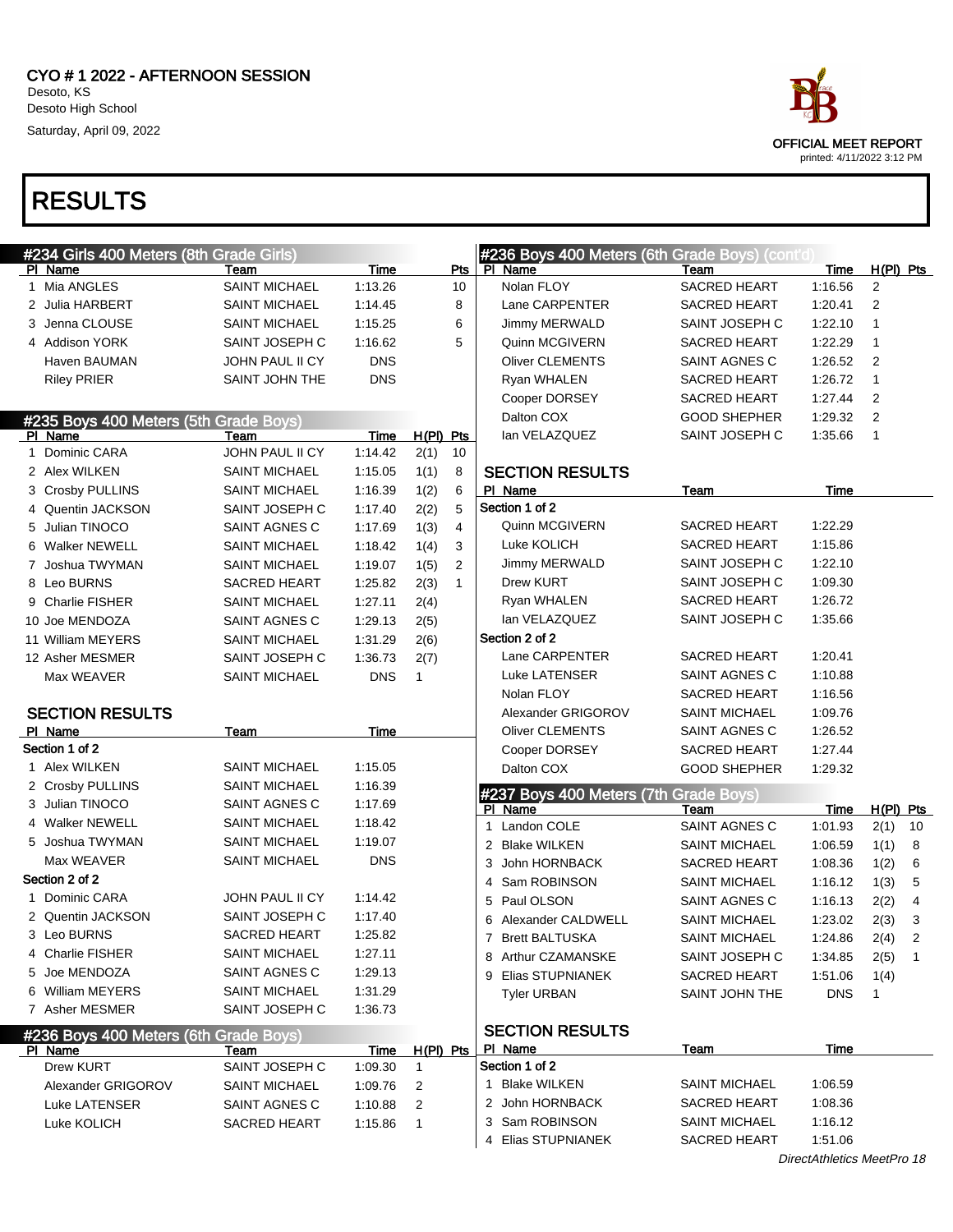# CYO # 1 2022 - AFTERNOON SESSION

Desoto, KS
Desoto High School
Saturday, April 09, 2022

OFFICIAL MEET REPORT
printed: 4/11/2022 3:12 PM

# RESULTS

## #234 Girls 400 Meters (8th Grade Girls)

| Pl | Name | Team | Time | Pts |
|---|---|---|---|---|
| 1 | Mia ANGLES | SAINT MICHAEL | 1:13.26 | 10 |
| 2 | Julia HARBERT | SAINT MICHAEL | 1:14.45 | 8 |
| 3 | Jenna CLOUSE | SAINT MICHAEL | 1:15.25 | 6 |
| 4 | Addison YORK | SAINT JOSEPH C | 1:16.62 | 5 |
| | Haven BAUMAN | JOHN PAUL II CY | DNS | |
| | Riley PRIER | SAINT JOHN THE | DNS | |

## #235 Boys 400 Meters (5th Grade Boys)

| Pl | Name | Team | Time | H(Pl) | Pts |
|---|---|---|---|---|---|
| 1 | Dominic CARA | JOHN PAUL II CY | 1:14.42 | 2(1) | 10 |
| 2 | Alex WILKEN | SAINT MICHAEL | 1:15.05 | 1(1) | 8 |
| 3 | Crosby PULLINS | SAINT MICHAEL | 1:16.39 | 1(2) | 6 |
| 4 | Quentin JACKSON | SAINT JOSEPH C | 1:17.40 | 2(2) | 5 |
| 5 | Julian TINOCO | SAINT AGNES C | 1:17.69 | 1(3) | 4 |
| 6 | Walker NEWELL | SAINT MICHAEL | 1:18.42 | 1(4) | 3 |
| 7 | Joshua TWYMAN | SAINT MICHAEL | 1:19.07 | 1(5) | 2 |
| 8 | Leo BURNS | SACRED HEART | 1:25.82 | 2(3) | 1 |
| 9 | Charlie FISHER | SAINT MICHAEL | 1:27.11 | 2(4) | |
| 10 | Joe MENDOZA | SAINT AGNES C | 1:29.13 | 2(5) | |
| 11 | William MEYERS | SAINT MICHAEL | 1:31.29 | 2(6) | |
| 12 | Asher MESMER | SAINT JOSEPH C | 1:36.73 | 2(7) | |
| | Max WEAVER | SAINT MICHAEL | DNS | 1 | |

### SECTION RESULTS

| Pl | Name | Team | Time |
|---|---|---|---|
| **Section 1 of 2** | | | |
| 1 | Alex WILKEN | SAINT MICHAEL | 1:15.05 |
| 2 | Crosby PULLINS | SAINT MICHAEL | 1:16.39 |
| 3 | Julian TINOCO | SAINT AGNES C | 1:17.69 |
| 4 | Walker NEWELL | SAINT MICHAEL | 1:18.42 |
| 5 | Joshua TWYMAN | SAINT MICHAEL | 1:19.07 |
| | Max WEAVER | SAINT MICHAEL | DNS |
| **Section 2 of 2** | | | |
| 1 | Dominic CARA | JOHN PAUL II CY | 1:14.42 |
| 2 | Quentin JACKSON | SAINT JOSEPH C | 1:17.40 |
| 3 | Leo BURNS | SACRED HEART | 1:25.82 |
| 4 | Charlie FISHER | SAINT MICHAEL | 1:27.11 |
| 5 | Joe MENDOZA | SAINT AGNES C | 1:29.13 |
| 6 | William MEYERS | SAINT MICHAEL | 1:31.29 |
| 7 | Asher MESMER | SAINT JOSEPH C | 1:36.73 |

## #236 Boys 400 Meters (6th Grade Boys)

| Pl | Name | Team | Time | H(Pl) | Pts |
|---|---|---|---|---|---|
| | Drew KURT | SAINT JOSEPH C | 1:09.30 | 1 | |
| | Alexander GRIGOROV | SAINT MICHAEL | 1:09.76 | 2 | |
| | Luke LATENSER | SAINT AGNES C | 1:10.88 | 2 | |
| | Luke KOLICH | SACRED HEART | 1:15.86 | 1 | |
| | Nolan FLOY | SACRED HEART | 1:16.56 | 2 | |
| | Lane CARPENTER | SACRED HEART | 1:20.41 | 2 | |
| | Jimmy MERWALD | SAINT JOSEPH C | 1:22.10 | 1 | |
| | Quinn MCGIVERN | SACRED HEART | 1:22.29 | 1 | |
| | Oliver CLEMENTS | SAINT AGNES C | 1:26.52 | 2 | |
| | Ryan WHALEN | SACRED HEART | 1:26.72 | 1 | |
| | Cooper DORSEY | SACRED HEART | 1:27.44 | 2 | |
| | Dalton COX | GOOD SHEPHER | 1:29.32 | 2 | |
| | Ian VELAZQUEZ | SAINT JOSEPH C | 1:35.66 | 1 | |

### SECTION RESULTS

| Pl | Name | Team | Time |
|---|---|---|---|
| **Section 1 of 2** | | | |
| | Quinn MCGIVERN | SACRED HEART | 1:22.29 |
| | Luke KOLICH | SACRED HEART | 1:15.86 |
| | Jimmy MERWALD | SAINT JOSEPH C | 1:22.10 |
| | Drew KURT | SAINT JOSEPH C | 1:09.30 |
| | Ryan WHALEN | SACRED HEART | 1:26.72 |
| | Ian VELAZQUEZ | SAINT JOSEPH C | 1:35.66 |
| **Section 2 of 2** | | | |
| | Lane CARPENTER | SACRED HEART | 1:20.41 |
| | Luke LATENSER | SAINT AGNES C | 1:10.88 |
| | Nolan FLOY | SACRED HEART | 1:16.56 |
| | Alexander GRIGOROV | SAINT MICHAEL | 1:09.76 |
| | Oliver CLEMENTS | SAINT AGNES C | 1:26.52 |
| | Cooper DORSEY | SACRED HEART | 1:27.44 |
| | Dalton COX | GOOD SHEPHER | 1:29.32 |

## #237 Boys 400 Meters (7th Grade Boys)

| Pl | Name | Team | Time | H(Pl) | Pts |
|---|---|---|---|---|---|
| 1 | Landon COLE | SAINT AGNES C | 1:01.93 | 2(1) | 10 |
| 2 | Blake WILKEN | SAINT MICHAEL | 1:06.59 | 1(1) | 8 |
| 3 | John HORNBACK | SACRED HEART | 1:08.36 | 1(2) | 6 |
| 4 | Sam ROBINSON | SAINT MICHAEL | 1:16.12 | 1(3) | 5 |
| 5 | Paul OLSON | SAINT AGNES C | 1:16.13 | 2(2) | 4 |
| 6 | Alexander CALDWELL | SAINT MICHAEL | 1:23.02 | 2(3) | 3 |
| 7 | Brett BALTUSKA | SAINT MICHAEL | 1:24.86 | 2(4) | 2 |
| 8 | Arthur CZAMANSKE | SAINT JOSEPH C | 1:34.85 | 2(5) | 1 |
| 9 | Elias STUPNIANEK | SACRED HEART | 1:51.06 | 1(4) | |
| | Tyler URBAN | SAINT JOHN THE | DNS | 1 | |

### SECTION RESULTS

| Pl | Name | Team | Time |
|---|---|---|---|
| **Section 1 of 2** | | | |
| 1 | Blake WILKEN | SAINT MICHAEL | 1:06.59 |
| 2 | John HORNBACK | SACRED HEART | 1:08.36 |
| 3 | Sam ROBINSON | SAINT MICHAEL | 1:16.12 |
| 4 | Elias STUPNIANEK | SACRED HEART | 1:51.06 |

DirectAthletics MeetPro 18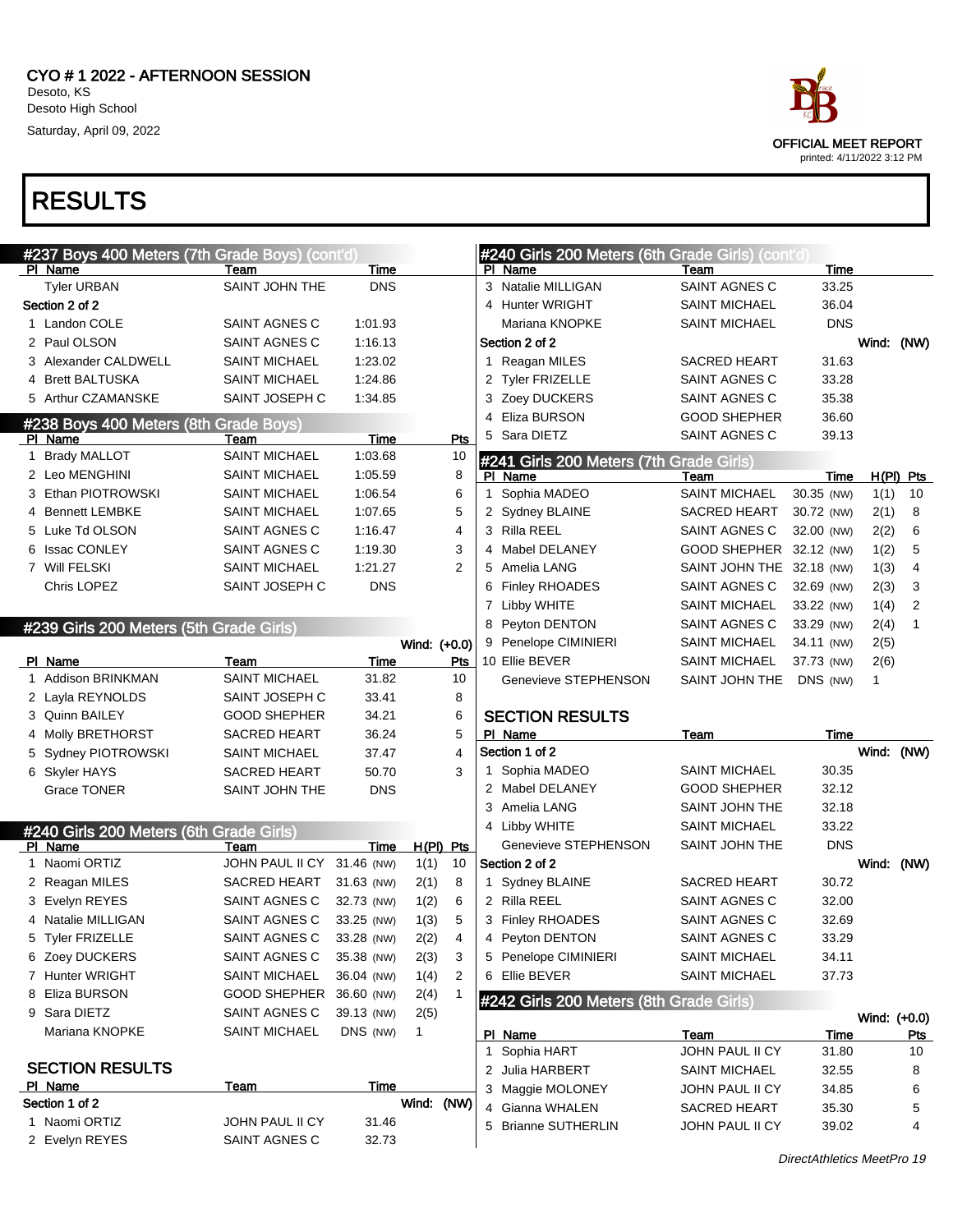CYO # 1 2022 - AFTERNOON SESSION
Desoto, KS
Desoto High School
Saturday, April 09, 2022

OFFICIAL MEET REPORT
printed: 4/11/2022 3:12 PM

# RESULTS

## #237 Boys 400 Meters (7th Grade Boys) (cont'd)

| Pl | Name | Team | Time |
|---|---|---|---|
| | Tyler URBAN | SAINT JOHN THE | DNS |
| **Section 2 of 2** | | | |
| 1 | Landon COLE | SAINT AGNES C | 1:01.93 |
| 2 | Paul OLSON | SAINT AGNES C | 1:16.13 |
| 3 | Alexander CALDWELL | SAINT MICHAEL | 1:23.02 |
| 4 | Brett BALTUSKA | SAINT MICHAEL | 1:24.86 |
| 5 | Arthur CZAMANSKE | SAINT JOSEPH C | 1:34.85 |

## #238 Boys 400 Meters (8th Grade Boys)

| Pl | Name | Team | Time | Pts |
|---|---|---|---|---|
| 1 | Brady MALLOT | SAINT MICHAEL | 1:03.68 | 10 |
| 2 | Leo MENGHINI | SAINT MICHAEL | 1:05.59 | 8 |
| 3 | Ethan PIOTROWSKI | SAINT MICHAEL | 1:06.54 | 6 |
| 4 | Bennett LEMBKE | SAINT MICHAEL | 1:07.65 | 5 |
| 5 | Luke Td OLSON | SAINT AGNES C | 1:16.47 | 4 |
| 6 | Issac CONLEY | SAINT AGNES C | 1:19.30 | 3 |
| 7 | Will FELSKI | SAINT MICHAEL | 1:21.27 | 2 |
| | Chris LOPEZ | SAINT JOSEPH C | DNS | |

## #239 Girls 200 Meters (5th Grade Girls)

Wind: (+0.0)

| Pl | Name | Team | Time | Pts |
|---|---|---|---|---|
| 1 | Addison BRINKMAN | SAINT MICHAEL | 31.82 | 10 |
| 2 | Layla REYNOLDS | SAINT JOSEPH C | 33.41 | 8 |
| 3 | Quinn BAILEY | GOOD SHEPHER | 34.21 | 6 |
| 4 | Molly BRETHORST | SACRED HEART | 36.24 | 5 |
| 5 | Sydney PIOTROWSKI | SAINT MICHAEL | 37.47 | 4 |
| 6 | Skyler HAYS | SACRED HEART | 50.70 | 3 |
| | Grace TONER | SAINT JOHN THE | DNS | |

## #240 Girls 200 Meters (6th Grade Girls)

| Pl | Name | Team | Time | H(Pl) | Pts |
|---|---|---|---|---|---|
| 1 | Naomi ORTIZ | JOHN PAUL II CY | 31.46 (NW) | 1(1) | 10 |
| 2 | Reagan MILES | SACRED HEART | 31.63 (NW) | 2(1) | 8 |
| 3 | Evelyn REYES | SAINT AGNES C | 32.73 (NW) | 1(2) | 6 |
| 4 | Natalie MILLIGAN | SAINT AGNES C | 33.25 (NW) | 1(3) | 5 |
| 5 | Tyler FRIZELLE | SAINT AGNES C | 33.28 (NW) | 2(2) | 4 |
| 6 | Zoey DUCKERS | SAINT AGNES C | 35.38 (NW) | 2(3) | 3 |
| 7 | Hunter WRIGHT | SAINT MICHAEL | 36.04 (NW) | 1(4) | 2 |
| 8 | Eliza BURSON | GOOD SHEPHER | 36.60 (NW) | 2(4) | 1 |
| 9 | Sara DIETZ | SAINT AGNES C | 39.13 (NW) | 2(5) | |
| | Mariana KNOPKE | SAINT MICHAEL | DNS (NW) | 1 | |

### SECTION RESULTS

| Pl | Name | Team | Time |
|---|---|---|---|
| **Section 1 of 2** | | | Wind: (NW) |
| 1 | Naomi ORTIZ | JOHN PAUL II CY | 31.46 |
| 2 | Evelyn REYES | SAINT AGNES C | 32.73 |
| 3 | Natalie MILLIGAN | SAINT AGNES C | 33.25 |
| 4 | Hunter WRIGHT | SAINT MICHAEL | 36.04 |
| | Mariana KNOPKE | SAINT MICHAEL | DNS |
| **Section 2 of 2** | | | Wind: (NW) |
| 1 | Reagan MILES | SACRED HEART | 31.63 |
| 2 | Tyler FRIZELLE | SAINT AGNES C | 33.28 |
| 3 | Zoey DUCKERS | SAINT AGNES C | 35.38 |
| 4 | Eliza BURSON | GOOD SHEPHER | 36.60 |
| 5 | Sara DIETZ | SAINT AGNES C | 39.13 |

## #241 Girls 200 Meters (7th Grade Girls)

| Pl | Name | Team | Time | H(Pl) | Pts |
|---|---|---|---|---|---|
| 1 | Sophia MADEO | SAINT MICHAEL | 30.35 (NW) | 1(1) | 10 |
| 2 | Sydney BLAINE | SACRED HEART | 30.72 (NW) | 2(1) | 8 |
| 3 | Rilla REEL | SAINT AGNES C | 32.00 (NW) | 2(2) | 6 |
| 4 | Mabel DELANEY | GOOD SHEPHER | 32.12 (NW) | 1(2) | 5 |
| 5 | Amelia LANG | SAINT JOHN THE | 32.18 (NW) | 1(3) | 4 |
| 6 | Finley RHOADES | SAINT AGNES C | 32.69 (NW) | 2(3) | 3 |
| 7 | Libby WHITE | SAINT MICHAEL | 33.22 (NW) | 1(4) | 2 |
| 8 | Peyton DENTON | SAINT AGNES C | 33.29 (NW) | 2(4) | 1 |
| 9 | Penelope CIMINIERI | SAINT MICHAEL | 34.11 (NW) | 2(5) | |
| 10 | Ellie BEVER | SAINT MICHAEL | 37.73 (NW) | 2(6) | |
| | Genevieve STEPHENSON | SAINT JOHN THE | DNS (NW) | 1 | |

### SECTION RESULTS

| Pl | Name | Team | Time |
|---|---|---|---|
| **Section 1 of 2** | | | Wind: (NW) |
| 1 | Sophia MADEO | SAINT MICHAEL | 30.35 |
| 2 | Mabel DELANEY | GOOD SHEPHER | 32.12 |
| 3 | Amelia LANG | SAINT JOHN THE | 32.18 |
| 4 | Libby WHITE | SAINT MICHAEL | 33.22 |
| | Genevieve STEPHENSON | SAINT JOHN THE | DNS |
| **Section 2 of 2** | | | Wind: (NW) |
| 1 | Sydney BLAINE | SACRED HEART | 30.72 |
| 2 | Rilla REEL | SAINT AGNES C | 32.00 |
| 3 | Finley RHOADES | SAINT AGNES C | 32.69 |
| 4 | Peyton DENTON | SAINT AGNES C | 33.29 |
| 5 | Penelope CIMINIERI | SAINT MICHAEL | 34.11 |
| 6 | Ellie BEVER | SAINT MICHAEL | 37.73 |

## #242 Girls 200 Meters (8th Grade Girls)

Wind: (+0.0)

| Pl | Name | Team | Time | Pts |
|---|---|---|---|---|
| 1 | Sophia HART | JOHN PAUL II CY | 31.80 | 10 |
| 2 | Julia HARBERT | SAINT MICHAEL | 32.55 | 8 |
| 3 | Maggie MOLONEY | JOHN PAUL II CY | 34.85 | 6 |
| 4 | Gianna WHALEN | SACRED HEART | 35.30 | 5 |
| 5 | Brianne SUTHERLIN | JOHN PAUL II CY | 39.02 | 4 |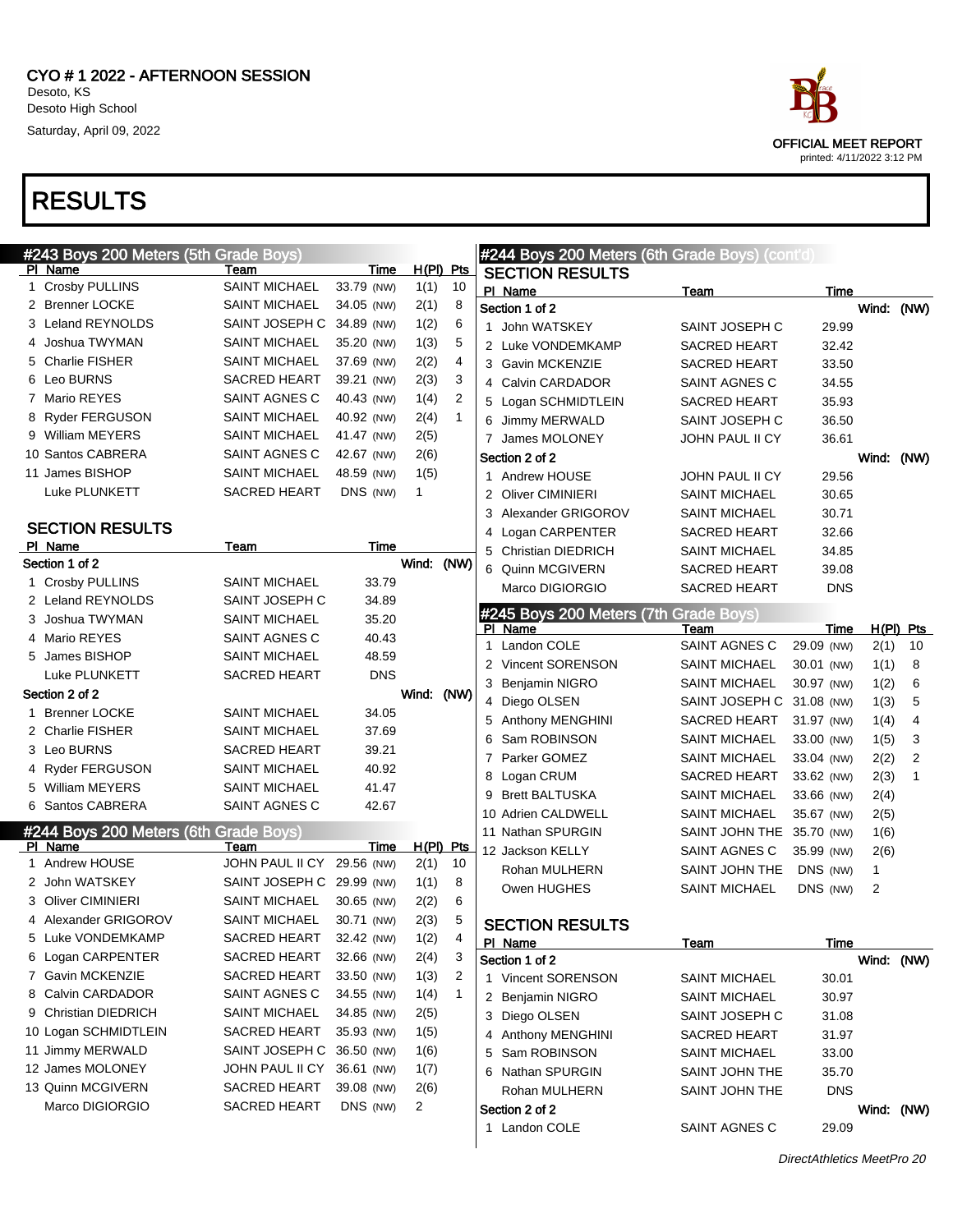CYO # 1 2022 - AFTERNOON SESSION
Desoto, KS
Desoto High School
Saturday, April 09, 2022

OFFICIAL MEET REPORT
printed: 4/11/2022 3:12 PM

# RESULTS

## #243 Boys 200 Meters (5th Grade Boys)

| Pl | Name | Team | Time | | H(Pl) | Pts |
|---|---|---|---|---|---|---|
| 1 | Crosby PULLINS | SAINT MICHAEL | 33.79 | (NW) | 1(1) | 10 |
| 2 | Brenner LOCKE | SAINT MICHAEL | 34.05 | (NW) | 2(1) | 8 |
| 3 | Leland REYNOLDS | SAINT JOSEPH C | 34.89 | (NW) | 1(2) | 6 |
| 4 | Joshua TWYMAN | SAINT MICHAEL | 35.20 | (NW) | 1(3) | 5 |
| 5 | Charlie FISHER | SAINT MICHAEL | 37.69 | (NW) | 2(2) | 4 |
| 6 | Leo BURNS | SACRED HEART | 39.21 | (NW) | 2(3) | 3 |
| 7 | Mario REYES | SAINT AGNES C | 40.43 | (NW) | 1(4) | 2 |
| 8 | Ryder FERGUSON | SAINT MICHAEL | 40.92 | (NW) | 2(4) | 1 |
| 9 | William MEYERS | SAINT MICHAEL | 41.47 | (NW) | 2(5) | |
| 10 | Santos CABRERA | SAINT AGNES C | 42.67 | (NW) | 2(6) | |
| 11 | James BISHOP | SAINT MICHAEL | 48.59 | (NW) | 1(5) | |
| | Luke PLUNKETT | SACRED HEART | DNS | (NW) | 1 | |

### SECTION RESULTS

| Pl | Name | Team | Time |
|---|---|---|---|
| **Section 1 of 2** | | | Wind: (NW) |
| 1 | Crosby PULLINS | SAINT MICHAEL | 33.79 |
| 2 | Leland REYNOLDS | SAINT JOSEPH C | 34.89 |
| 3 | Joshua TWYMAN | SAINT MICHAEL | 35.20 |
| 4 | Mario REYES | SAINT AGNES C | 40.43 |
| 5 | James BISHOP | SAINT MICHAEL | 48.59 |
| | Luke PLUNKETT | SACRED HEART | DNS |
| **Section 2 of 2** | | | Wind: (NW) |
| 1 | Brenner LOCKE | SAINT MICHAEL | 34.05 |
| 2 | Charlie FISHER | SAINT MICHAEL | 37.69 |
| 3 | Leo BURNS | SACRED HEART | 39.21 |
| 4 | Ryder FERGUSON | SAINT MICHAEL | 40.92 |
| 5 | William MEYERS | SAINT MICHAEL | 41.47 |
| 6 | Santos CABRERA | SAINT AGNES C | 42.67 |

## #244 Boys 200 Meters (6th Grade Boys)

| Pl | Name | Team | Time | | H(Pl) | Pts |
|---|---|---|---|---|---|---|
| 1 | Andrew HOUSE | JOHN PAUL II CY | 29.56 | (NW) | 2(1) | 10 |
| 2 | John WATSKEY | SAINT JOSEPH C | 29.99 | (NW) | 1(1) | 8 |
| 3 | Oliver CIMINIERI | SAINT MICHAEL | 30.65 | (NW) | 2(2) | 6 |
| 4 | Alexander GRIGOROV | SAINT MICHAEL | 30.71 | (NW) | 2(3) | 5 |
| 5 | Luke VONDEMKAMP | SACRED HEART | 32.42 | (NW) | 1(2) | 4 |
| 6 | Logan CARPENTER | SACRED HEART | 32.66 | (NW) | 2(4) | 3 |
| 7 | Gavin MCKENZIE | SACRED HEART | 33.50 | (NW) | 1(3) | 2 |
| 8 | Calvin CARDADOR | SAINT AGNES C | 34.55 | (NW) | 1(4) | 1 |
| 9 | Christian DIEDRICH | SAINT MICHAEL | 34.85 | (NW) | 2(5) | |
| 10 | Logan SCHMIDTLEIN | SACRED HEART | 35.93 | (NW) | 1(5) | |
| 11 | Jimmy MERWALD | SAINT JOSEPH C | 36.50 | (NW) | 1(6) | |
| 12 | James MOLONEY | JOHN PAUL II CY | 36.61 | (NW) | 1(7) | |
| 13 | Quinn MCGIVERN | SACRED HEART | 39.08 | (NW) | 2(6) | |
| | Marco DIGIORGIO | SACRED HEART | DNS | (NW) | 2 | |

## #244 Boys 200 Meters (6th Grade Boys) (cont'd)

### SECTION RESULTS

| Pl | Name | Team | Time |
|---|---|---|---|
| **Section 1 of 2** | | | Wind: (NW) |
| 1 | John WATSKEY | SAINT JOSEPH C | 29.99 |
| 2 | Luke VONDEMKAMP | SACRED HEART | 32.42 |
| 3 | Gavin MCKENZIE | SACRED HEART | 33.50 |
| 4 | Calvin CARDADOR | SAINT AGNES C | 34.55 |
| 5 | Logan SCHMIDTLEIN | SACRED HEART | 35.93 |
| 6 | Jimmy MERWALD | SAINT JOSEPH C | 36.50 |
| 7 | James MOLONEY | JOHN PAUL II CY | 36.61 |
| **Section 2 of 2** | | | Wind: (NW) |
| 1 | Andrew HOUSE | JOHN PAUL II CY | 29.56 |
| 2 | Oliver CIMINIERI | SAINT MICHAEL | 30.65 |
| 3 | Alexander GRIGOROV | SAINT MICHAEL | 30.71 |
| 4 | Logan CARPENTER | SACRED HEART | 32.66 |
| 5 | Christian DIEDRICH | SAINT MICHAEL | 34.85 |
| 6 | Quinn MCGIVERN | SACRED HEART | 39.08 |
| | Marco DIGIORGIO | SACRED HEART | DNS |

## #245 Boys 200 Meters (7th Grade Boys)

| Pl | Name | Team | Time | | H(Pl) | Pts |
|---|---|---|---|---|---|---|
| 1 | Landon COLE | SAINT AGNES C | 29.09 | (NW) | 2(1) | 10 |
| 2 | Vincent SORENSON | SAINT MICHAEL | 30.01 | (NW) | 1(1) | 8 |
| 3 | Benjamin NIGRO | SAINT MICHAEL | 30.97 | (NW) | 1(2) | 6 |
| 4 | Diego OLSEN | SAINT JOSEPH C | 31.08 | (NW) | 1(3) | 5 |
| 5 | Anthony MENGHINI | SACRED HEART | 31.97 | (NW) | 1(4) | 4 |
| 6 | Sam ROBINSON | SAINT MICHAEL | 33.00 | (NW) | 1(5) | 3 |
| 7 | Parker GOMEZ | SAINT MICHAEL | 33.04 | (NW) | 2(2) | 2 |
| 8 | Logan CRUM | SACRED HEART | 33.62 | (NW) | 2(3) | 1 |
| 9 | Brett BALTUSKA | SAINT MICHAEL | 33.66 | (NW) | 2(4) | |
| 10 | Adrien CALDWELL | SAINT MICHAEL | 35.67 | (NW) | 2(5) | |
| 11 | Nathan SPURGIN | SAINT JOHN THE | 35.70 | (NW) | 1(6) | |
| 12 | Jackson KELLY | SAINT AGNES C | 35.99 | (NW) | 2(6) | |
| | Rohan MULHERN | SAINT JOHN THE | DNS | (NW) | 1 | |
| | Owen HUGHES | SAINT MICHAEL | DNS | (NW) | 2 | |

### SECTION RESULTS

| Pl | Name | Team | Time |
|---|---|---|---|
| **Section 1 of 2** | | | Wind: (NW) |
| 1 | Vincent SORENSON | SAINT MICHAEL | 30.01 |
| 2 | Benjamin NIGRO | SAINT MICHAEL | 30.97 |
| 3 | Diego OLSEN | SAINT JOSEPH C | 31.08 |
| 4 | Anthony MENGHINI | SACRED HEART | 31.97 |
| 5 | Sam ROBINSON | SAINT MICHAEL | 33.00 |
| 6 | Nathan SPURGIN | SAINT JOHN THE | 35.70 |
| | Rohan MULHERN | SAINT JOHN THE | DNS |
| **Section 2 of 2** | | | Wind: (NW) |
| 1 | Landon COLE | SAINT AGNES C | 29.09 |

*DirectAthletics MeetPro 20*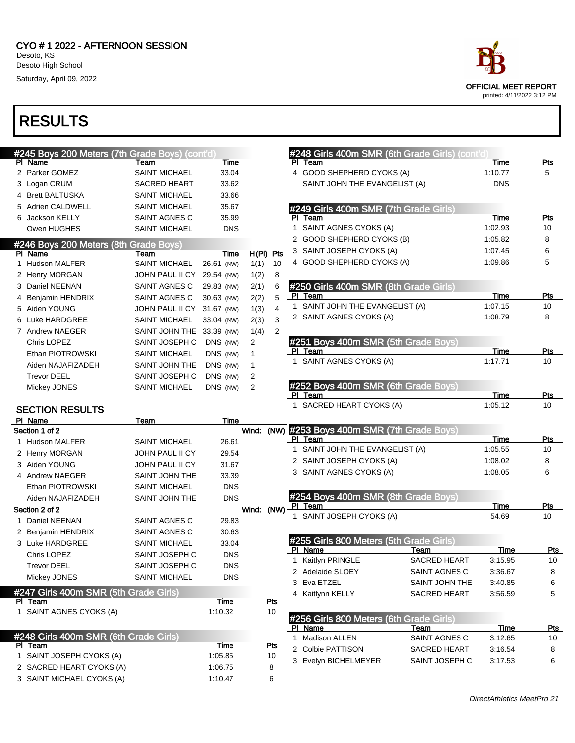CYO # 1 2022 - AFTERNOON SESSION
Desoto, KS
Desoto High School
Saturday, April 09, 2022

OFFICIAL MEET REPORT
printed: 4/11/2022 3:12 PM

# RESULTS

## #245 Boys 200 Meters (7th Grade Boys) (cont'd)

| Pl | Name | Team | Time |
|---|---|---|---|
| 2 | Parker GOMEZ | SAINT MICHAEL | 33.04 |
| 3 | Logan CRUM | SACRED HEART | 33.62 |
| 4 | Brett BALTUSKA | SAINT MICHAEL | 33.66 |
| 5 | Adrien CALDWELL | SAINT MICHAEL | 35.67 |
| 6 | Jackson KELLY | SAINT AGNES C | 35.99 |
| | Owen HUGHES | SAINT MICHAEL | DNS |

## #246 Boys 200 Meters (8th Grade Boys)

| Pl | Name | Team | Time | H(Pl) | Pts |
|---|---|---|---|---|---|
| 1 | Hudson MALFER | SAINT MICHAEL | 26.61 (NW) | 1(1) | 10 |
| 2 | Henry MORGAN | JOHN PAUL II CY | 29.54 (NW) | 1(2) | 8 |
| 3 | Daniel NEENAN | SAINT AGNES C | 29.83 (NW) | 2(1) | 6 |
| 4 | Benjamin HENDRIX | SAINT AGNES C | 30.63 (NW) | 2(2) | 5 |
| 5 | Aiden YOUNG | JOHN PAUL II CY | 31.67 (NW) | 1(3) | 4 |
| 6 | Luke HARDGREE | SAINT MICHAEL | 33.04 (NW) | 2(3) | 3 |
| 7 | Andrew NAEGER | SAINT JOHN THE | 33.39 (NW) | 1(4) | 2 |
| | Chris LOPEZ | SAINT JOSEPH C | DNS (NW) | 2 | |
| | Ethan PIOTROWSKI | SAINT MICHAEL | DNS (NW) | 1 | |
| | Aiden NAJAFIZADEH | SAINT JOHN THE | DNS (NW) | 1 | |
| | Trevor DEEL | SAINT JOSEPH C | DNS (NW) | 2 | |
| | Mickey JONES | SAINT MICHAEL | DNS (NW) | 2 | |

### SECTION RESULTS

| Pl | Name | Team | Time |
|---|---|---|---|
| **Section 1 of 2** | | | Wind: (NW) |
| 1 | Hudson MALFER | SAINT MICHAEL | 26.61 |
| 2 | Henry MORGAN | JOHN PAUL II CY | 29.54 |
| 3 | Aiden YOUNG | JOHN PAUL II CY | 31.67 |
| 4 | Andrew NAEGER | SAINT JOHN THE | 33.39 |
| | Ethan PIOTROWSKI | SAINT MICHAEL | DNS |
| | Aiden NAJAFIZADEH | SAINT JOHN THE | DNS |
| **Section 2 of 2** | | | Wind: (NW) |
| 1 | Daniel NEENAN | SAINT AGNES C | 29.83 |
| 2 | Benjamin HENDRIX | SAINT AGNES C | 30.63 |
| 3 | Luke HARDGREE | SAINT MICHAEL | 33.04 |
| | Chris LOPEZ | SAINT JOSEPH C | DNS |
| | Trevor DEEL | SAINT JOSEPH C | DNS |
| | Mickey JONES | SAINT MICHAEL | DNS |

## #247 Girls 400m SMR (5th Grade Girls)

| Pl | Team | Time | Pts |
|---|---|---|---|
| 1 | SAINT AGNES CYOKS (A) | 1:10.32 | 10 |

## #248 Girls 400m SMR (6th Grade Girls)

| Pl | Team | Time | Pts |
|---|---|---|---|
| 1 | SAINT JOSEPH CYOKS (A) | 1:05.85 | 10 |
| 2 | SACRED HEART CYOKS (A) | 1:06.75 | 8 |
| 3 | SAINT MICHAEL CYOKS (A) | 1:10.47 | 6 |
| 4 | GOOD SHEPHERD CYOKS (A) | 1:10.77 | 5 |
| | SAINT JOHN THE EVANGELIST (A) | DNS | |

## #249 Girls 400m SMR (7th Grade Girls)

| Pl | Team | Time | Pts |
|---|---|---|---|
| 1 | SAINT AGNES CYOKS (A) | 1:02.93 | 10 |
| 2 | GOOD SHEPHERD CYOKS (B) | 1:05.82 | 8 |
| 3 | SAINT JOSEPH CYOKS (A) | 1:07.45 | 6 |
| 4 | GOOD SHEPHERD CYOKS (A) | 1:09.86 | 5 |

## #250 Girls 400m SMR (8th Grade Girls)

| Pl | Team | Time | Pts |
|---|---|---|---|
| 1 | SAINT JOHN THE EVANGELIST (A) | 1:07.15 | 10 |
| 2 | SAINT AGNES CYOKS (A) | 1:08.79 | 8 |

## #251 Boys 400m SMR (5th Grade Boys)

| Pl | Team | Time | Pts |
|---|---|---|---|
| 1 | SAINT AGNES CYOKS (A) | 1:17.71 | 10 |

## #252 Boys 400m SMR (6th Grade Boys)

| Pl | Team | Time | Pts |
|---|---|---|---|
| 1 | SACRED HEART CYOKS (A) | 1:05.12 | 10 |

## #253 Boys 400m SMR (7th Grade Boys)

| Pl | Team | Time | Pts |
|---|---|---|---|
| 1 | SAINT JOHN THE EVANGELIST (A) | 1:05.55 | 10 |
| 2 | SAINT JOSEPH CYOKS (A) | 1:08.02 | 8 |
| 3 | SAINT AGNES CYOKS (A) | 1:08.05 | 6 |

## #254 Boys 400m SMR (8th Grade Boys)

| Pl | Team | Time | Pts |
|---|---|---|---|
| 1 | SAINT JOSEPH CYOKS (A) | 54.69 | 10 |

## #255 Girls 800 Meters (5th Grade Girls)

| Pl | Name | Team | Time | Pts |
|---|---|---|---|---|
| 1 | Kaitlyn PRINGLE | SACRED HEART | 3:15.95 | 10 |
| 2 | Adelaide SLOEY | SAINT AGNES C | 3:36.67 | 8 |
| 3 | Eva ETZEL | SAINT JOHN THE | 3:40.85 | 6 |
| 4 | Kaitlynn KELLY | SACRED HEART | 3:56.59 | 5 |

## #256 Girls 800 Meters (6th Grade Girls)

| Pl | Name | Team | Time | Pts |
|---|---|---|---|---|
| 1 | Madison ALLEN | SAINT AGNES C | 3:12.65 | 10 |
| 2 | Colbie PATTISON | SACRED HEART | 3:16.54 | 8 |
| 3 | Evelyn BICHELMEYER | SAINT JOSEPH C | 3:17.53 | 6 |

*DirectAthletics MeetPro 21*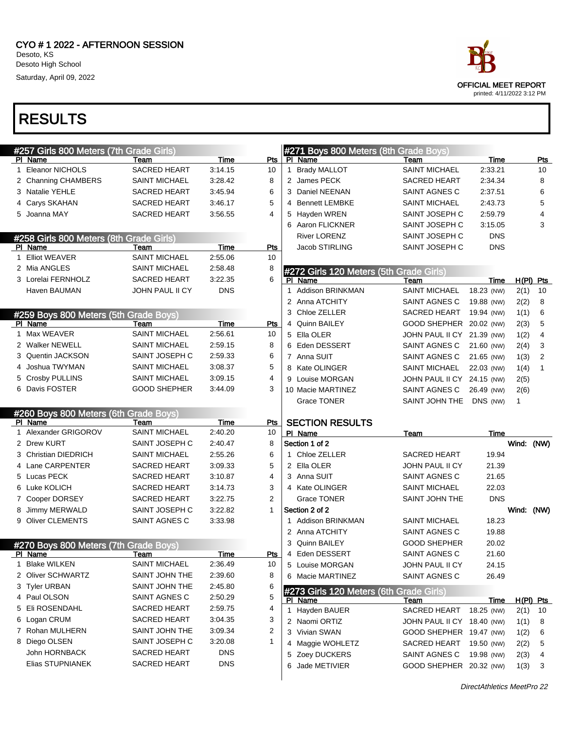CYO # 1 2022 - AFTERNOON SESSION
Desoto, KS
Desoto High School
Saturday, April 09, 2022

OFFICIAL MEET REPORT
printed: 4/11/2022 3:12 PM

# RESULTS

## #257 Girls 800 Meters (7th Grade Girls)

| Pl | Name | Team | Time | Pts |
|---|---|---|---|---|
| 1 | Eleanor NICHOLS | SACRED HEART | 3:14.15 | 10 |
| 2 | Channing CHAMBERS | SAINT MICHAEL | 3:28.42 | 8 |
| 3 | Natalie YEHLE | SACRED HEART | 3:45.94 | 6 |
| 4 | Carys SKAHAN | SACRED HEART | 3:46.17 | 5 |
| 5 | Joanna MAY | SACRED HEART | 3:56.55 | 4 |

## #258 Girls 800 Meters (8th Grade Girls)

| Pl | Name | Team | Time | Pts |
|---|---|---|---|---|
| 1 | Elliot WEAVER | SAINT MICHAEL | 2:55.06 | 10 |
| 2 | Mia ANGLES | SAINT MICHAEL | 2:58.48 | 8 |
| 3 | Lorelai FERNHOLZ | SACRED HEART | 3:22.35 | 6 |
| | Haven BAUMAN | JOHN PAUL II CY | DNS | |

## #259 Boys 800 Meters (5th Grade Boys)

| Pl | Name | Team | Time | Pts |
|---|---|---|---|---|
| 1 | Max WEAVER | SAINT MICHAEL | 2:56.61 | 10 |
| 2 | Walker NEWELL | SAINT MICHAEL | 2:59.15 | 8 |
| 3 | Quentin JACKSON | SAINT JOSEPH C | 2:59.33 | 6 |
| 4 | Joshua TWYMAN | SAINT MICHAEL | 3:08.37 | 5 |
| 5 | Crosby PULLINS | SAINT MICHAEL | 3:09.15 | 4 |
| 6 | Davis FOSTER | GOOD SHEPHER | 3:44.09 | 3 |

## #260 Boys 800 Meters (6th Grade Boys)

| Pl | Name | Team | Time | Pts |
|---|---|---|---|---|
| 1 | Alexander GRIGOROV | SAINT MICHAEL | 2:40.20 | 10 |
| 2 | Drew KURT | SAINT JOSEPH C | 2:40.47 | 8 |
| 3 | Christian DIEDRICH | SAINT MICHAEL | 2:55.26 | 6 |
| 4 | Lane CARPENTER | SACRED HEART | 3:09.33 | 5 |
| 5 | Lucas PECK | SACRED HEART | 3:10.87 | 4 |
| 6 | Luke KOLICH | SACRED HEART | 3:14.73 | 3 |
| 7 | Cooper DORSEY | SACRED HEART | 3:22.75 | 2 |
| 8 | Jimmy MERWALD | SAINT JOSEPH C | 3:22.82 | 1 |
| 9 | Oliver CLEMENTS | SAINT AGNES C | 3:33.98 | |

## #270 Boys 800 Meters (7th Grade Boys)

| Pl | Name | Team | Time | Pts |
|---|---|---|---|---|
| 1 | Blake WILKEN | SAINT MICHAEL | 2:36.49 | 10 |
| 2 | Oliver SCHWARTZ | SAINT JOHN THE | 2:39.60 | 8 |
| 3 | Tyler URBAN | SAINT JOHN THE | 2:45.80 | 6 |
| 4 | Paul OLSON | SAINT AGNES C | 2:50.29 | 5 |
| 5 | Eli ROSENDAHL | SACRED HEART | 2:59.75 | 4 |
| 6 | Logan CRUM | SACRED HEART | 3:04.35 | 3 |
| 7 | Rohan MULHERN | SAINT JOHN THE | 3:09.34 | 2 |
| 8 | Diego OLSEN | SAINT JOSEPH C | 3:20.08 | 1 |
| | John HORNBACK | SACRED HEART | DNS | |
| | Elias STUPNIANEK | SACRED HEART | DNS | |

## #271 Boys 800 Meters (8th Grade Boys)

| Pl | Name | Team | Time | Pts |
|---|---|---|---|---|
| 1 | Brady MALLOT | SAINT MICHAEL | 2:33.21 | 10 |
| 2 | James PECK | SACRED HEART | 2:34.34 | 8 |
| 3 | Daniel NEENAN | SAINT AGNES C | 2:37.51 | 6 |
| 4 | Bennett LEMBKE | SAINT MICHAEL | 2:43.73 | 5 |
| 5 | Hayden WREN | SAINT JOSEPH C | 2:59.79 | 4 |
| 6 | Aaron FLICKNER | SAINT JOSEPH C | 3:15.05 | 3 |
| | River LORENZ | SAINT JOSEPH C | DNS | |
| | Jacob STIRLING | SAINT JOSEPH C | DNS | |

## #272 Girls 120 Meters (5th Grade Girls)

| Pl | Name | Team | Time | | H(Pl) | Pts |
|---|---|---|---|---|---|---|
| 1 | Addison BRINKMAN | SAINT MICHAEL | 18.23 | (NW) | 2(1) | 10 |
| 2 | Anna ATCHITY | SAINT AGNES C | 19.88 | (NW) | 2(2) | 8 |
| 3 | Chloe ZELLER | SACRED HEART | 19.94 | (NW) | 1(1) | 6 |
| 4 | Quinn BAILEY | GOOD SHEPHER | 20.02 | (NW) | 2(3) | 5 |
| 5 | Ella OLER | JOHN PAUL II CY | 21.39 | (NW) | 1(2) | 4 |
| 6 | Eden DESSERT | SAINT AGNES C | 21.60 | (NW) | 2(4) | 3 |
| 7 | Anna SUIT | SAINT AGNES C | 21.65 | (NW) | 1(3) | 2 |
| 8 | Kate OLINGER | SAINT MICHAEL | 22.03 | (NW) | 1(4) | 1 |
| 9 | Louise MORGAN | JOHN PAUL II CY | 24.15 | (NW) | 2(5) | |
| 10 | Macie MARTINEZ | SAINT AGNES C | 26.49 | (NW) | 2(6) | |
| | Grace TONER | SAINT JOHN THE | DNS | (NW) | 1 | |

### SECTION RESULTS

| Pl | Name | Team | Time |
|---|---|---|---|
| **Section 1 of 2** | | | Wind: (NW) |
| 1 | Chloe ZELLER | SACRED HEART | 19.94 |
| 2 | Ella OLER | JOHN PAUL II CY | 21.39 |
| 3 | Anna SUIT | SAINT AGNES C | 21.65 |
| 4 | Kate OLINGER | SAINT MICHAEL | 22.03 |
| | Grace TONER | SAINT JOHN THE | DNS |
| **Section 2 of 2** | | | Wind: (NW) |
| 1 | Addison BRINKMAN | SAINT MICHAEL | 18.23 |
| 2 | Anna ATCHITY | SAINT AGNES C | 19.88 |
| 3 | Quinn BAILEY | GOOD SHEPHER | 20.02 |
| 4 | Eden DESSERT | SAINT AGNES C | 21.60 |
| 5 | Louise MORGAN | JOHN PAUL II CY | 24.15 |
| 6 | Macie MARTINEZ | SAINT AGNES C | 26.49 |

## #273 Girls 120 Meters (6th Grade Girls)

| Pl | Name | Team | Time | | H(Pl) | Pts |
|---|---|---|---|---|---|---|
| 1 | Hayden BAUER | SACRED HEART | 18.25 | (NW) | 2(1) | 10 |
| 2 | Naomi ORTIZ | JOHN PAUL II CY | 18.40 | (NW) | 1(1) | 8 |
| 3 | Vivian SWAN | GOOD SHEPHER | 19.47 | (NW) | 1(2) | 6 |
| 4 | Maggie WOHLETZ | SACRED HEART | 19.50 | (NW) | 2(2) | 5 |
| 5 | Zoey DUCKERS | SAINT AGNES C | 19.98 | (NW) | 2(3) | 4 |
| 6 | Jade METIVIER | GOOD SHEPHER | 20.32 | (NW) | 1(3) | 3 |

*DirectAthletics MeetPro 22*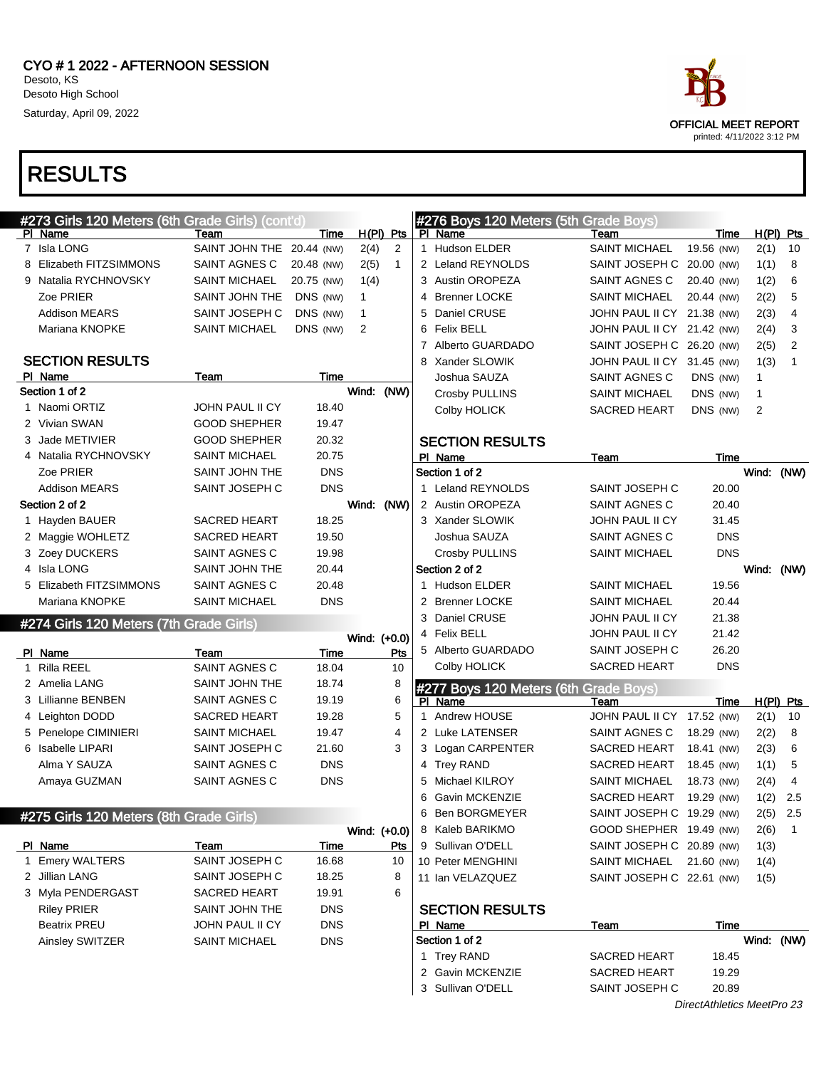CYO # 1 2022 - AFTERNOON SESSION
Desoto, KS
Desoto High School
Saturday, April 09, 2022

OFFICIAL MEET REPORT
printed: 4/11/2022 3:12 PM

# RESULTS

## #273 Girls 120 Meters (6th Grade Girls) (cont'd)

| Pl | Name | Team | Time | | H(Pl) | Pts |
|---|---|---|---|---|---|---|
| 7 | Isla LONG | SAINT JOHN THE | 20.44 | (NW) | 2(4) | 2 |
| 8 | Elizabeth FITZSIMMONS | SAINT AGNES C | 20.48 | (NW) | 2(5) | 1 |
| 9 | Natalia RYCHNOVSKY | SAINT MICHAEL | 20.75 | (NW) | 1(4) | |
| | Zoe PRIER | SAINT JOHN THE | DNS | (NW) | 1 | |
| | Addison MEARS | SAINT JOSEPH C | DNS | (NW) | 1 | |
| | Mariana KNOPKE | SAINT MICHAEL | DNS | (NW) | 2 | |

### SECTION RESULTS

| Pl | Name | Team | Time |
|---|---|---|---|
| **Section 1 of 2** | | | Wind: (NW) |
| 1 | Naomi ORTIZ | JOHN PAUL II CY | 18.40 |
| 2 | Vivian SWAN | GOOD SHEPHER | 19.47 |
| 3 | Jade METIVIER | GOOD SHEPHER | 20.32 |
| 4 | Natalia RYCHNOVSKY | SAINT MICHAEL | 20.75 |
| | Zoe PRIER | SAINT JOHN THE | DNS |
| | Addison MEARS | SAINT JOSEPH C | DNS |
| **Section 2 of 2** | | | Wind: (NW) |
| 1 | Hayden BAUER | SACRED HEART | 18.25 |
| 2 | Maggie WOHLETZ | SACRED HEART | 19.50 |
| 3 | Zoey DUCKERS | SAINT AGNES C | 19.98 |
| 4 | Isla LONG | SAINT JOHN THE | 20.44 |
| 5 | Elizabeth FITZSIMMONS | SAINT AGNES C | 20.48 |
| | Mariana KNOPKE | SAINT MICHAEL | DNS |

## #274 Girls 120 Meters (7th Grade Girls)

Wind: (+0.0)

| Pl | Name | Team | Time | Pts |
|---|---|---|---|---|
| 1 | Rilla REEL | SAINT AGNES C | 18.04 | 10 |
| 2 | Amelia LANG | SAINT JOHN THE | 18.74 | 8 |
| 3 | Lillianne BENBEN | SAINT AGNES C | 19.19 | 6 |
| 4 | Leighton DODD | SACRED HEART | 19.28 | 5 |
| 5 | Penelope CIMINIERI | SAINT MICHAEL | 19.47 | 4 |
| 6 | Isabelle LIPARI | SAINT JOSEPH C | 21.60 | 3 |
| | Alma Y SAUZA | SAINT AGNES C | DNS | |
| | Amaya GUZMAN | SAINT AGNES C | DNS | |

## #275 Girls 120 Meters (8th Grade Girls)

Wind: (+0.0)

| Pl | Name | Team | Time | Pts |
|---|---|---|---|---|
| 1 | Emery WALTERS | SAINT JOSEPH C | 16.68 | 10 |
| 2 | Jillian LANG | SAINT JOSEPH C | 18.25 | 8 |
| 3 | Myla PENDERGAST | SACRED HEART | 19.91 | 6 |
| | Riley PRIER | SAINT JOHN THE | DNS | |
| | Beatrix PREU | JOHN PAUL II CY | DNS | |
| | Ainsley SWITZER | SAINT MICHAEL | DNS | |

## #276 Boys 120 Meters (5th Grade Boys)

| Pl | Name | Team | Time | | H(Pl) | Pts |
|---|---|---|---|---|---|---|
| 1 | Hudson ELDER | SAINT MICHAEL | 19.56 | (NW) | 2(1) | 10 |
| 2 | Leland REYNOLDS | SAINT JOSEPH C | 20.00 | (NW) | 1(1) | 8 |
| 3 | Austin OROPEZA | SAINT AGNES C | 20.40 | (NW) | 1(2) | 6 |
| 4 | Brenner LOCKE | SAINT MICHAEL | 20.44 | (NW) | 2(2) | 5 |
| 5 | Daniel CRUSE | JOHN PAUL II CY | 21.38 | (NW) | 2(3) | 4 |
| 6 | Felix BELL | JOHN PAUL II CY | 21.42 | (NW) | 2(4) | 3 |
| 7 | Alberto GUARDADO | SAINT JOSEPH C | 26.20 | (NW) | 2(5) | 2 |
| 8 | Xander SLOWIK | JOHN PAUL II CY | 31.45 | (NW) | 1(3) | 1 |
| | Joshua SAUZA | SAINT AGNES C | DNS | (NW) | 1 | |
| | Crosby PULLINS | SAINT MICHAEL | DNS | (NW) | 1 | |
| | Colby HOLICK | SACRED HEART | DNS | (NW) | 2 | |

### SECTION RESULTS

| Pl | Name | Team | Time |
|---|---|---|---|
| **Section 1 of 2** | | | Wind: (NW) |
| 1 | Leland REYNOLDS | SAINT JOSEPH C | 20.00 |
| 2 | Austin OROPEZA | SAINT AGNES C | 20.40 |
| 3 | Xander SLOWIK | JOHN PAUL II CY | 31.45 |
| | Joshua SAUZA | SAINT AGNES C | DNS |
| | Crosby PULLINS | SAINT MICHAEL | DNS |
| **Section 2 of 2** | | | Wind: (NW) |
| 1 | Hudson ELDER | SAINT MICHAEL | 19.56 |
| 2 | Brenner LOCKE | SAINT MICHAEL | 20.44 |
| 3 | Daniel CRUSE | JOHN PAUL II CY | 21.38 |
| 4 | Felix BELL | JOHN PAUL II CY | 21.42 |
| 5 | Alberto GUARDADO | SAINT JOSEPH C | 26.20 |
| | Colby HOLICK | SACRED HEART | DNS |

## #277 Boys 120 Meters (6th Grade Boys)

| Pl | Name | Team | Time | | H(Pl) | Pts |
|---|---|---|---|---|---|---|
| 1 | Andrew HOUSE | JOHN PAUL II CY | 17.52 | (NW) | 2(1) | 10 |
| 2 | Luke LATENSER | SAINT AGNES C | 18.29 | (NW) | 2(2) | 8 |
| 3 | Logan CARPENTER | SACRED HEART | 18.41 | (NW) | 2(3) | 6 |
| 4 | Trey RAND | SACRED HEART | 18.45 | (NW) | 1(1) | 5 |
| 5 | Michael KILROY | SAINT MICHAEL | 18.73 | (NW) | 2(4) | 4 |
| 6 | Gavin MCKENZIE | SACRED HEART | 19.29 | (NW) | 1(2) | 2.5 |
| 6 | Ben BORGMEYER | SAINT JOSEPH C | 19.29 | (NW) | 2(5) | 2.5 |
| 8 | Kaleb BARIKMO | GOOD SHEPHER | 19.49 | (NW) | 2(6) | 1 |
| 9 | Sullivan O'DELL | SAINT JOSEPH C | 20.89 | (NW) | 1(3) | |
| 10 | Peter MENGHINI | SAINT MICHAEL | 21.60 | (NW) | 1(4) | |
| 11 | Ian VELAZQUEZ | SAINT JOSEPH C | 22.61 | (NW) | 1(5) | |

### SECTION RESULTS

| Pl | Name | Team | Time |
|---|---|---|---|
| **Section 1 of 2** | | | Wind: (NW) |
| 1 | Trey RAND | SACRED HEART | 18.45 |
| 2 | Gavin MCKENZIE | SACRED HEART | 19.29 |
| 3 | Sullivan O'DELL | SAINT JOSEPH C | 20.89 |

*DirectAthletics MeetPro 23*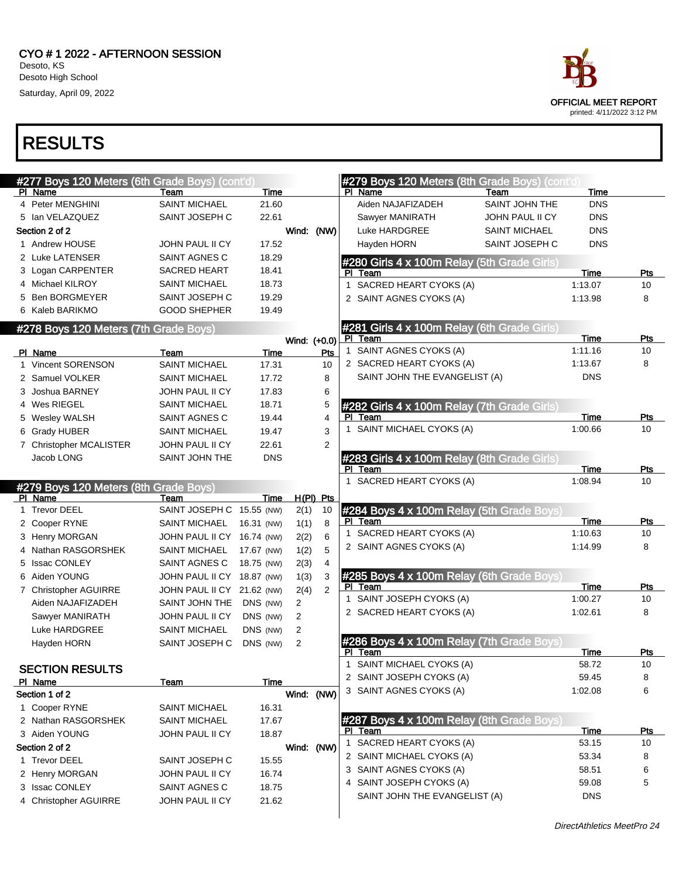CYO # 1 2022 - AFTERNOON SESSION
Desoto, KS
Desoto High School
Saturday, April 09, 2022

OFFICIAL MEET REPORT
printed: 4/11/2022 3:12 PM

# RESULTS

## #277 Boys 120 Meters (6th Grade Boys) (cont'd)

| Pl | Name | Team | Time |
|---|---|---|---|
| 4 | Peter MENGHINI | SAINT MICHAEL | 21.60 |
| 5 | Ian VELAZQUEZ | SAINT JOSEPH C | 22.61 |

Section 2 of 2 — Wind: (NW)

| Pl | Name | Team | Time |
|---|---|---|---|
| 1 | Andrew HOUSE | JOHN PAUL II CY | 17.52 |
| 2 | Luke LATENSER | SAINT AGNES C | 18.29 |
| 3 | Logan CARPENTER | SACRED HEART | 18.41 |
| 4 | Michael KILROY | SAINT MICHAEL | 18.73 |
| 5 | Ben BORGMEYER | SAINT JOSEPH C | 19.29 |
| 6 | Kaleb BARIKMO | GOOD SHEPHER | 19.49 |

## #278 Boys 120 Meters (7th Grade Boys)

Wind: (+0.0)

| Pl | Name | Team | Time | Pts |
|---|---|---|---|---|
| 1 | Vincent SORENSON | SAINT MICHAEL | 17.31 | 10 |
| 2 | Samuel VOLKER | SAINT MICHAEL | 17.72 | 8 |
| 3 | Joshua BARNEY | JOHN PAUL II CY | 17.83 | 6 |
| 4 | Wes RIEGEL | SAINT MICHAEL | 18.71 | 5 |
| 5 | Wesley WALSH | SAINT AGNES C | 19.44 | 4 |
| 6 | Grady HUBER | SAINT MICHAEL | 19.47 | 3 |
| 7 | Christopher MCALISTER | JOHN PAUL II CY | 22.61 | 2 |
| | Jacob LONG | SAINT JOHN THE | DNS | |

## #279 Boys 120 Meters (8th Grade Boys)

| Pl | Name | Team | Time | H(Pl) | Pts |
|---|---|---|---|---|---|
| 1 | Trevor DEEL | SAINT JOSEPH C | 15.55 (NW) | 2(1) | 10 |
| 2 | Cooper RYNE | SAINT MICHAEL | 16.31 (NW) | 1(1) | 8 |
| 3 | Henry MORGAN | JOHN PAUL II CY | 16.74 (NW) | 2(2) | 6 |
| 4 | Nathan RASGORSHEK | SAINT MICHAEL | 17.67 (NW) | 1(2) | 5 |
| 5 | Issac CONLEY | SAINT AGNES C | 18.75 (NW) | 2(3) | 4 |
| 6 | Aiden YOUNG | JOHN PAUL II CY | 18.87 (NW) | 1(3) | 3 |
| 7 | Christopher AGUIRRE | JOHN PAUL II CY | 21.62 (NW) | 2(4) | 2 |
| | Aiden NAJAFIZADEH | SAINT JOHN THE | DNS (NW) | 2 | |
| | Sawyer MANIRATH | JOHN PAUL II CY | DNS (NW) | 2 | |
| | Luke HARDGREE | SAINT MICHAEL | DNS (NW) | 2 | |
| | Hayden HORN | SAINT JOSEPH C | DNS (NW) | 2 | |

### SECTION RESULTS

Section 1 of 2 — Wind: (NW)

| Pl | Name | Team | Time |
|---|---|---|---|
| 1 | Cooper RYNE | SAINT MICHAEL | 16.31 |
| 2 | Nathan RASGORSHEK | SAINT MICHAEL | 17.67 |
| 3 | Aiden YOUNG | JOHN PAUL II CY | 18.87 |

Section 2 of 2 — Wind: (NW)

| Pl | Name | Team | Time |
|---|---|---|---|
| 1 | Trevor DEEL | SAINT JOSEPH C | 15.55 |
| 2 | Henry MORGAN | JOHN PAUL II CY | 16.74 |
| 3 | Issac CONLEY | SAINT AGNES C | 18.75 |
| 4 | Christopher AGUIRRE | JOHN PAUL II CY | 21.62 |

## #279 Boys 120 Meters (8th Grade Boys) (cont'd)

| Pl | Name | Team | Time |
|---|---|---|---|
| | Aiden NAJAFIZADEH | SAINT JOHN THE | DNS |
| | Sawyer MANIRATH | JOHN PAUL II CY | DNS |
| | Luke HARDGREE | SAINT MICHAEL | DNS |
| | Hayden HORN | SAINT JOSEPH C | DNS |

## #280 Girls 4 x 100m Relay (5th Grade Girls)

| Pl | Team | Time | Pts |
|---|---|---|---|
| 1 | SACRED HEART CYOKS (A) | 1:13.07 | 10 |
| 2 | SAINT AGNES CYOKS (A) | 1:13.98 | 8 |

## #281 Girls 4 x 100m Relay (6th Grade Girls)

| Pl | Team | Time | Pts |
|---|---|---|---|
| 1 | SAINT AGNES CYOKS (A) | 1:11.16 | 10 |
| 2 | SACRED HEART CYOKS (A) | 1:13.67 | 8 |
| | SAINT JOHN THE EVANGELIST (A) | DNS | |

## #282 Girls 4 x 100m Relay (7th Grade Girls)

| Pl | Team | Time | Pts |
|---|---|---|---|
| 1 | SAINT MICHAEL CYOKS (A) | 1:00.66 | 10 |

## #283 Girls 4 x 100m Relay (8th Grade Girls)

| Pl | Team | Time | Pts |
|---|---|---|---|
| 1 | SACRED HEART CYOKS (A) | 1:08.94 | 10 |

## #284 Boys 4 x 100m Relay (5th Grade Boys)

| Pl | Team | Time | Pts |
|---|---|---|---|
| 1 | SACRED HEART CYOKS (A) | 1:10.63 | 10 |
| 2 | SAINT AGNES CYOKS (A) | 1:14.99 | 8 |

## #285 Boys 4 x 100m Relay (6th Grade Boys)

| Pl | Team | Time | Pts |
|---|---|---|---|
| 1 | SAINT JOSEPH CYOKS (A) | 1:00.27 | 10 |
| 2 | SACRED HEART CYOKS (A) | 1:02.61 | 8 |

## #286 Boys 4 x 100m Relay (7th Grade Boys)

| Pl | Team | Time | Pts |
|---|---|---|---|
| 1 | SAINT MICHAEL CYOKS (A) | 58.72 | 10 |
| 2 | SAINT JOSEPH CYOKS (A) | 59.45 | 8 |
| 3 | SAINT AGNES CYOKS (A) | 1:02.08 | 6 |

## #287 Boys 4 x 100m Relay (8th Grade Boys)

| Pl | Team | Time | Pts |
|---|---|---|---|
| 1 | SACRED HEART CYOKS (A) | 53.15 | 10 |
| 2 | SAINT MICHAEL CYOKS (A) | 53.34 | 8 |
| 3 | SAINT AGNES CYOKS (A) | 58.51 | 6 |
| 4 | SAINT JOSEPH CYOKS (A) | 59.08 | 5 |
| | SAINT JOHN THE EVANGELIST (A) | DNS | |

*DirectAthletics MeetPro 24*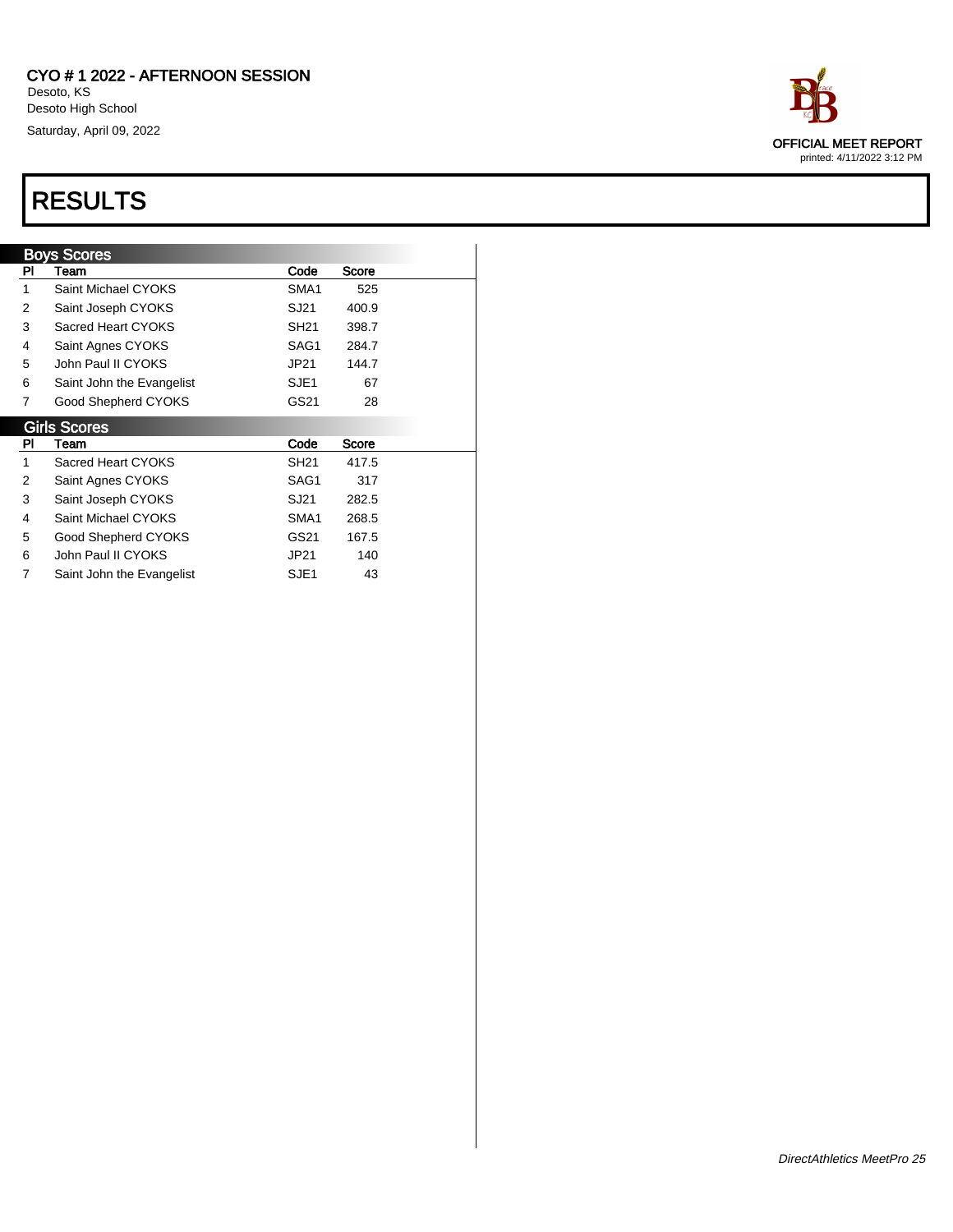CYO # 1 2022 - AFTERNOON SESSION
Desoto, KS
Desoto High School
Saturday, April 09, 2022

OFFICIAL MEET REPORT
printed: 4/11/2022 3:12 PM

# RESULTS

## Boys Scores

| Pl | Team | Code | Score |
|---|---|---|---|
| 1 | Saint Michael CYOKS | SMA1 | 525 |
| 2 | Saint Joseph CYOKS | SJ21 | 400.9 |
| 3 | Sacred Heart CYOKS | SH21 | 398.7 |
| 4 | Saint Agnes CYOKS | SAG1 | 284.7 |
| 5 | John Paul II CYOKS | JP21 | 144.7 |
| 6 | Saint John the Evangelist | SJE1 | 67 |
| 7 | Good Shepherd CYOKS | GS21 | 28 |

## Girls Scores

| Pl | Team | Code | Score |
|---|---|---|---|
| 1 | Sacred Heart CYOKS | SH21 | 417.5 |
| 2 | Saint Agnes CYOKS | SAG1 | 317 |
| 3 | Saint Joseph CYOKS | SJ21 | 282.5 |
| 4 | Saint Michael CYOKS | SMA1 | 268.5 |
| 5 | Good Shepherd CYOKS | GS21 | 167.5 |
| 6 | John Paul II CYOKS | JP21 | 140 |
| 7 | Saint John the Evangelist | SJE1 | 43 |

*DirectAthletics MeetPro 25*